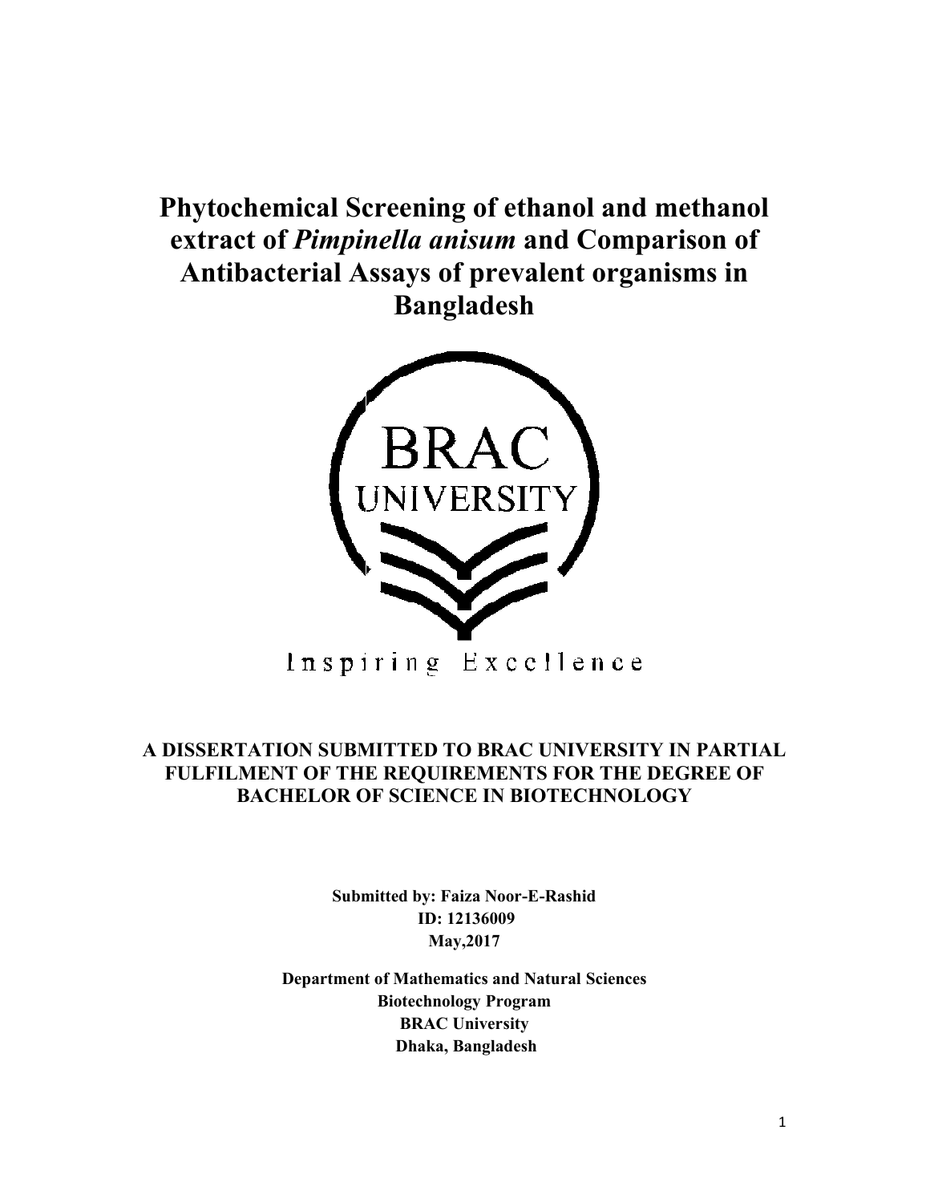# Phytochemical Screening of ethanol and methanol extract of *Pimpinella anisum* and Comparison of Antibacterial Assays of prevalent organisms in Bangladesh

BRAC UNIVERSITY

Inspiring Excellence

**A DISSERTATION SUBMITTED TO BRAC UNIVERSITY IN PARTIAL FULFILMENT OF THE REQUIREMENTS FOR THE DEGREE OF BACHELOR OF SCIENCE IN BIOTECHNOLOGY**

**Submitted by: Faiza Noor-E-Rashid**
**ID: 12136009**
**May,2017**

**Department of Mathematics and Natural Sciences**
**Biotechnology Program**
**BRAC University**
**Dhaka, Bangladesh**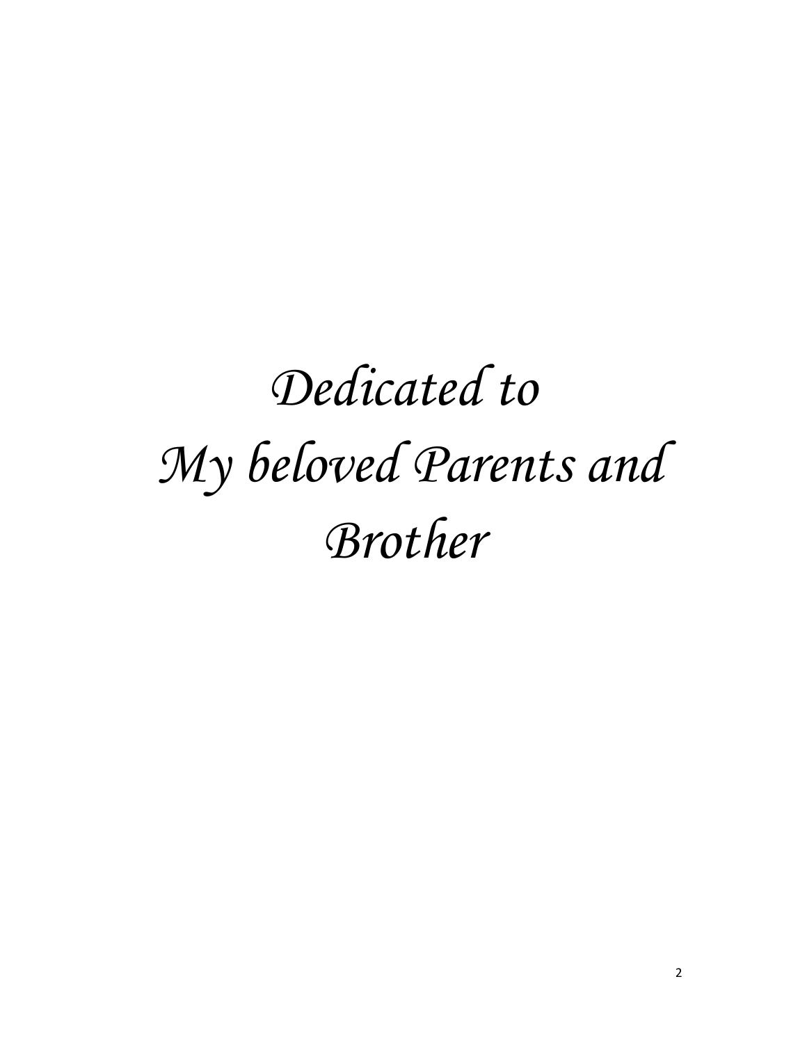*Dedicated to*

*My beloved Parents and Brother*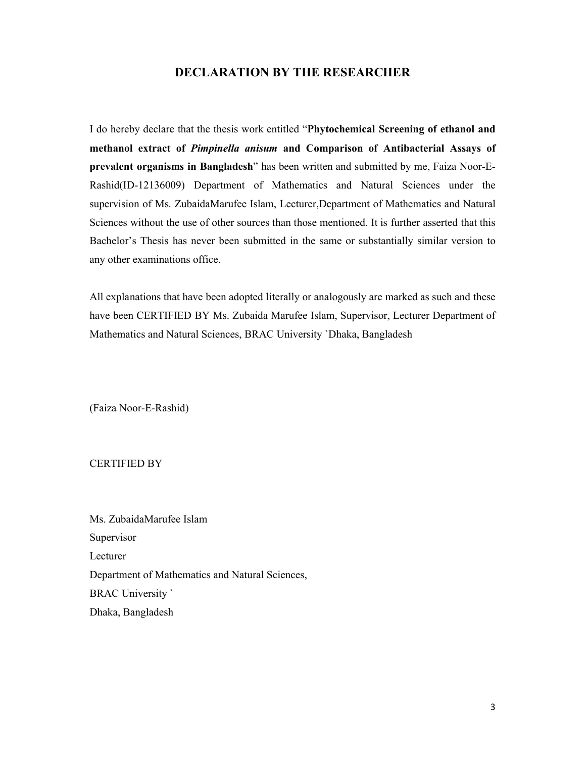# DECLARATION BY THE RESEARCHER

I do hereby declare that the thesis work entitled "**Phytochemical Screening of ethanol and methanol extract of *Pimpinella anisum* and Comparison of Antibacterial Assays of prevalent organisms in Bangladesh**" has been written and submitted by me, Faiza Noor-E-Rashid(ID-12136009) Department of Mathematics and Natural Sciences under the supervision of Ms. ZubaidaMarufee Islam, Lecturer,Department of Mathematics and Natural Sciences without the use of other sources than those mentioned. It is further asserted that this Bachelor's Thesis has never been submitted in the same or substantially similar version to any other examinations office.

All explanations that have been adopted literally or analogously are marked as such and these have been CERTIFIED BY Ms. Zubaida Marufee Islam, Supervisor, Lecturer Department of Mathematics and Natural Sciences, BRAC University `Dhaka, Bangladesh

(Faiza Noor-E-Rashid)

CERTIFIED BY

Ms. ZubaidaMarufee Islam
Supervisor
Lecturer
Department of Mathematics and Natural Sciences,
BRAC University `
Dhaka, Bangladesh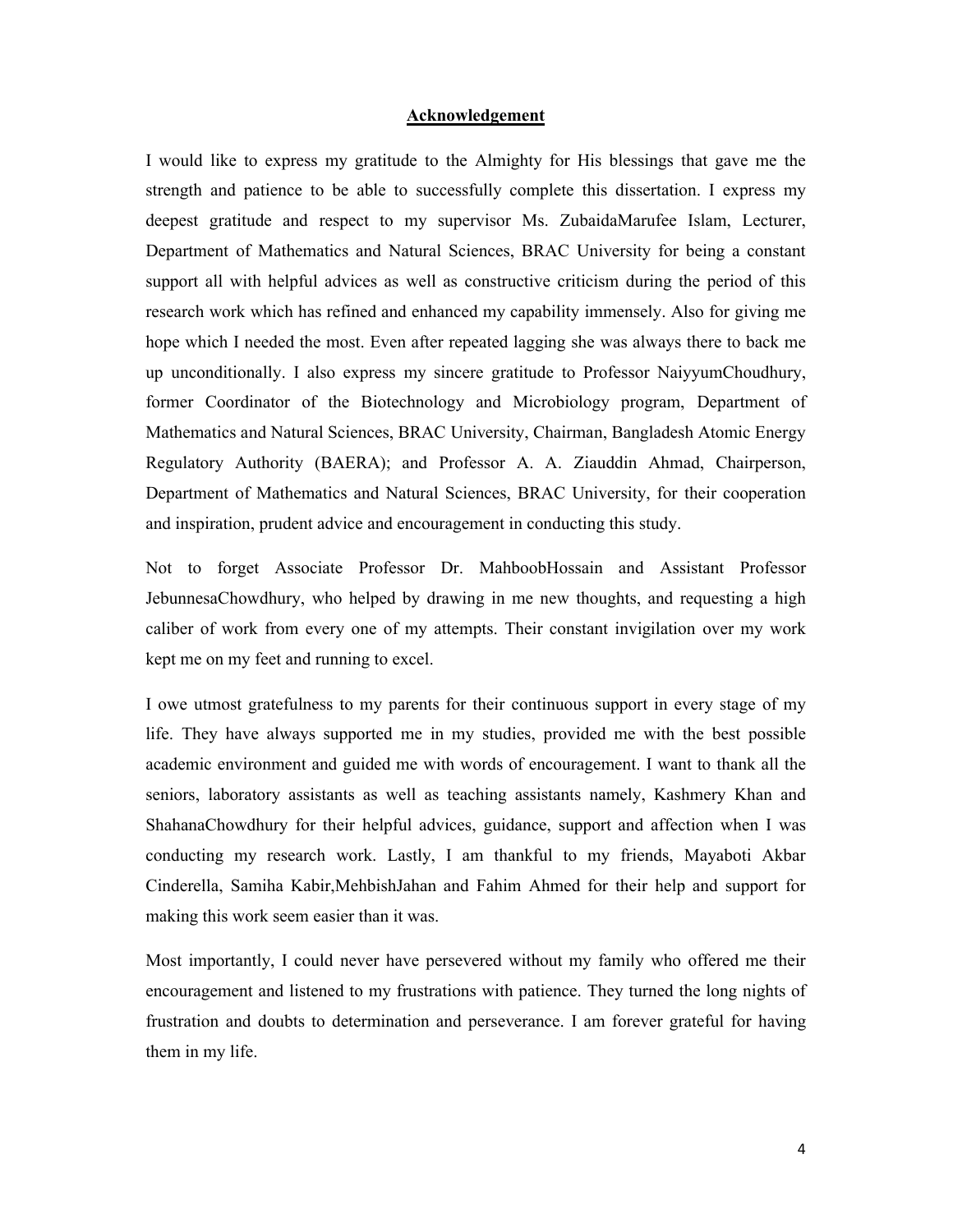# Acknowledgement

I would like to express my gratitude to the Almighty for His blessings that gave me the strength and patience to be able to successfully complete this dissertation. I express my deepest gratitude and respect to my supervisor Ms. ZubaidaMarufee Islam, Lecturer, Department of Mathematics and Natural Sciences, BRAC University for being a constant support all with helpful advices as well as constructive criticism during the period of this research work which has refined and enhanced my capability immensely. Also for giving me hope which I needed the most. Even after repeated lagging she was always there to back me up unconditionally. I also express my sincere gratitude to Professor NaiyyumChoudhury, former Coordinator of the Biotechnology and Microbiology program, Department of Mathematics and Natural Sciences, BRAC University, Chairman, Bangladesh Atomic Energy Regulatory Authority (BAERA); and Professor A. A. Ziauddin Ahmad, Chairperson, Department of Mathematics and Natural Sciences, BRAC University, for their cooperation and inspiration, prudent advice and encouragement in conducting this study.

Not to forget Associate Professor Dr. MahboobHossain and Assistant Professor JebunnesaChowdhury, who helped by drawing in me new thoughts, and requesting a high caliber of work from every one of my attempts. Their constant invigilation over my work kept me on my feet and running to excel.

I owe utmost gratefulness to my parents for their continuous support in every stage of my life. They have always supported me in my studies, provided me with the best possible academic environment and guided me with words of encouragement. I want to thank all the seniors, laboratory assistants as well as teaching assistants namely, Kashmery Khan and ShahanaChowdhury for their helpful advices, guidance, support and affection when I was conducting my research work. Lastly, I am thankful to my friends, Mayaboti Akbar Cinderella, Samiha Kabir,MehbishJahan and Fahim Ahmed for their help and support for making this work seem easier than it was.

Most importantly, I could never have persevered without my family who offered me their encouragement and listened to my frustrations with patience. They turned the long nights of frustration and doubts to determination and perseverance. I am forever grateful for having them in my life.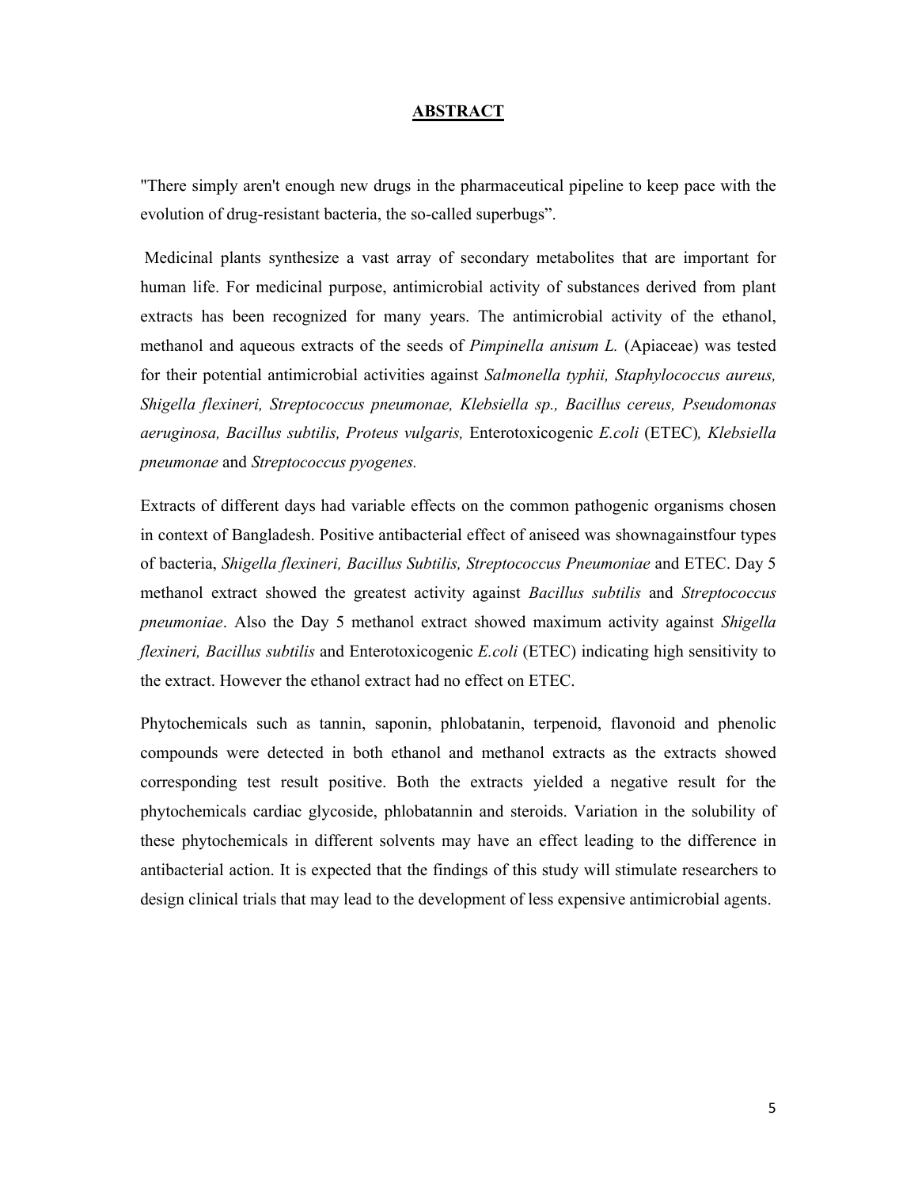# **ABSTRACT**

"There simply aren't enough new drugs in the pharmaceutical pipeline to keep pace with the evolution of drug-resistant bacteria, the so-called superbugs".

Medicinal plants synthesize a vast array of secondary metabolites that are important for human life. For medicinal purpose, antimicrobial activity of substances derived from plant extracts has been recognized for many years. The antimicrobial activity of the ethanol, methanol and aqueous extracts of the seeds of *Pimpinella anisum L.* (Apiaceae) was tested for their potential antimicrobial activities against *Salmonella typhii, Staphylococcus aureus, Shigella flexineri, Streptococcus pneumonae, Klebsiella sp., Bacillus cereus, Pseudomonas aeruginosa, Bacillus subtilis, Proteus vulgaris,* Enterotoxicogenic *E.coli* (ETEC)*, Klebsiella pneumonae* and *Streptococcus pyogenes.*

Extracts of different days had variable effects on the common pathogenic organisms chosen in context of Bangladesh. Positive antibacterial effect of aniseed was shownagainstfour types of bacteria, *Shigella flexineri, Bacillus Subtilis, Streptococcus Pneumoniae* and ETEC. Day 5 methanol extract showed the greatest activity against *Bacillus subtilis* and *Streptococcus pneumoniae*. Also the Day 5 methanol extract showed maximum activity against *Shigella flexineri, Bacillus subtilis* and Enterotoxicogenic *E.coli* (ETEC) indicating high sensitivity to the extract. However the ethanol extract had no effect on ETEC.

Phytochemicals such as tannin, saponin, phlobatanin, terpenoid, flavonoid and phenolic compounds were detected in both ethanol and methanol extracts as the extracts showed corresponding test result positive. Both the extracts yielded a negative result for the phytochemicals cardiac glycoside, phlobatannin and steroids. Variation in the solubility of these phytochemicals in different solvents may have an effect leading to the difference in antibacterial action. It is expected that the findings of this study will stimulate researchers to design clinical trials that may lead to the development of less expensive antimicrobial agents.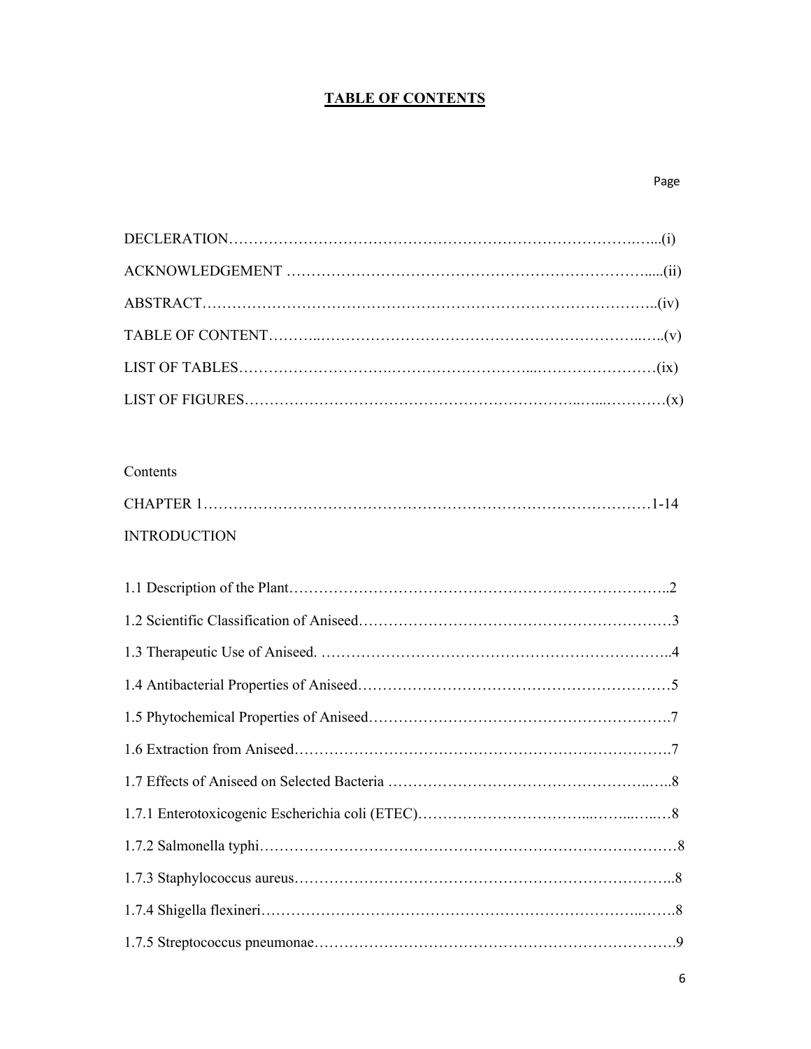# TABLE OF CONTENTS

Page

DECLERATION……………………………………………………………………….…...(i)

ACKNOWLEDGEMENT ……………………………………………………………….....(ii)

ABSTRACT……………………………………………………………………………..(iv)

TABLE OF CONTENT………..………………………………………………………..…..(v)

LIST OF TABLES…………………………….…………………………....……………………(ix)

LIST OF FIGURES…………………………………………………………..…...…………(x)

Contents

CHAPTER 1……………………………………………………………………………1-14

INTRODUCTION

1.1 Description of the Plant…………………………………………………………………..2

1.2 Scientific Classification of Aniseed………………………………………………………3

1.3 Therapeutic Use of Aniseed. ……………………………………………………………..4

1.4 Antibacterial Properties of Aniseed………………………………………………………5

1.5 Phytochemical Properties of Aniseed…………………………………………………….7

1.6 Extraction from Aniseed………………………………………………………………….7

1.7 Effects of Aniseed on Selected Bacteria ……………………………………………...….8

1.7.1 Enterotoxicogenic Escherichia coli (ETEC)……………………………...……...…..…8

1.7.2 Salmonella typhi…………………………………………………………………………8

1.7.3 Staphylococcus aureus…………………………………………………………………..8

1.7.4 Shigella flexineri…………………………………………………………………...…….8

1.7.5 Streptococcus pneumonae……………………………………………………………….9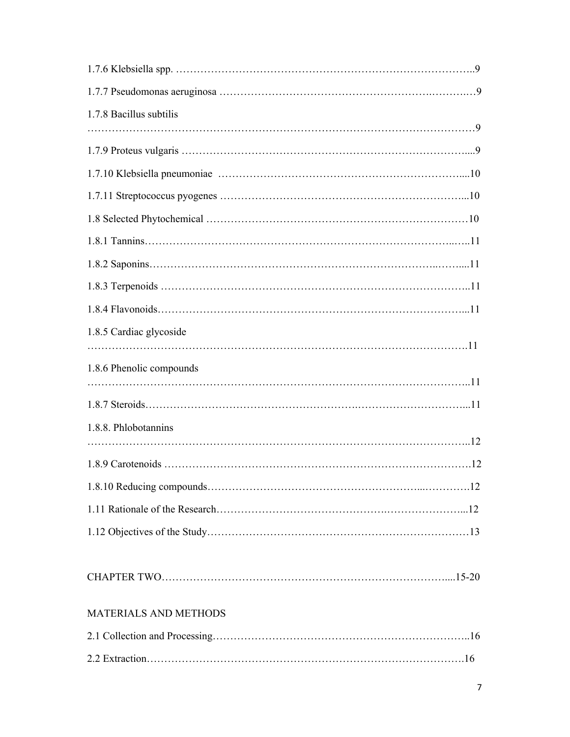1.7.6 Klebsiella spp. ……………………………………………………………………………..9

1.7.7 Pseudomonas aeruginosa ……………………………………………………….……….…9

1.7.8 Bacillus subtilis …………………………………………………………………………………………………9

1.7.9 Proteus vulgaris ……………………………………………………………………….....9

1.7.10 Klebsiella pneumoniae ……………………………………………………………….....10

1.7.11 Streptococcus pyogenes ……………………………………………………………...10

1.8 Selected Phytochemical …………………………………………………………………10

1.8.1 Tannins………………………………………………………………………………...….11

1.8.2 Saponins…………………………………………………………………………..……....11

1.8.3 Terpenoids ……………………………………………………………………………..11

1.8.4 Flavonoids……………………………………………………………………………...11

1.8.5 Cardiac glycoside ……………………………………………………………………………………………….11

1.8.6 Phenolic compounds …………………………………………………………………………………………..11

1.8.7 Steroids…………………………………………………….…………………………...11

1.8.8. Phlobotannins …………………………………………………………………………………………………..12

1.8.9 Carotenoids ………………………………………………………………………….12

1.8.10 Reducing compounds……………………………………………………...………….12

1.11 Rationale of the Research……………………………………….…………………...12

1.12 Objectives of the Study…………………………………………………………………13

CHAPTER TWO……………………………………………………………………....15-20

MATERIALS AND METHODS

2.1 Collection and Processing……………………………………………………………..16

2.2 Extraction……………………………………………………………………………….16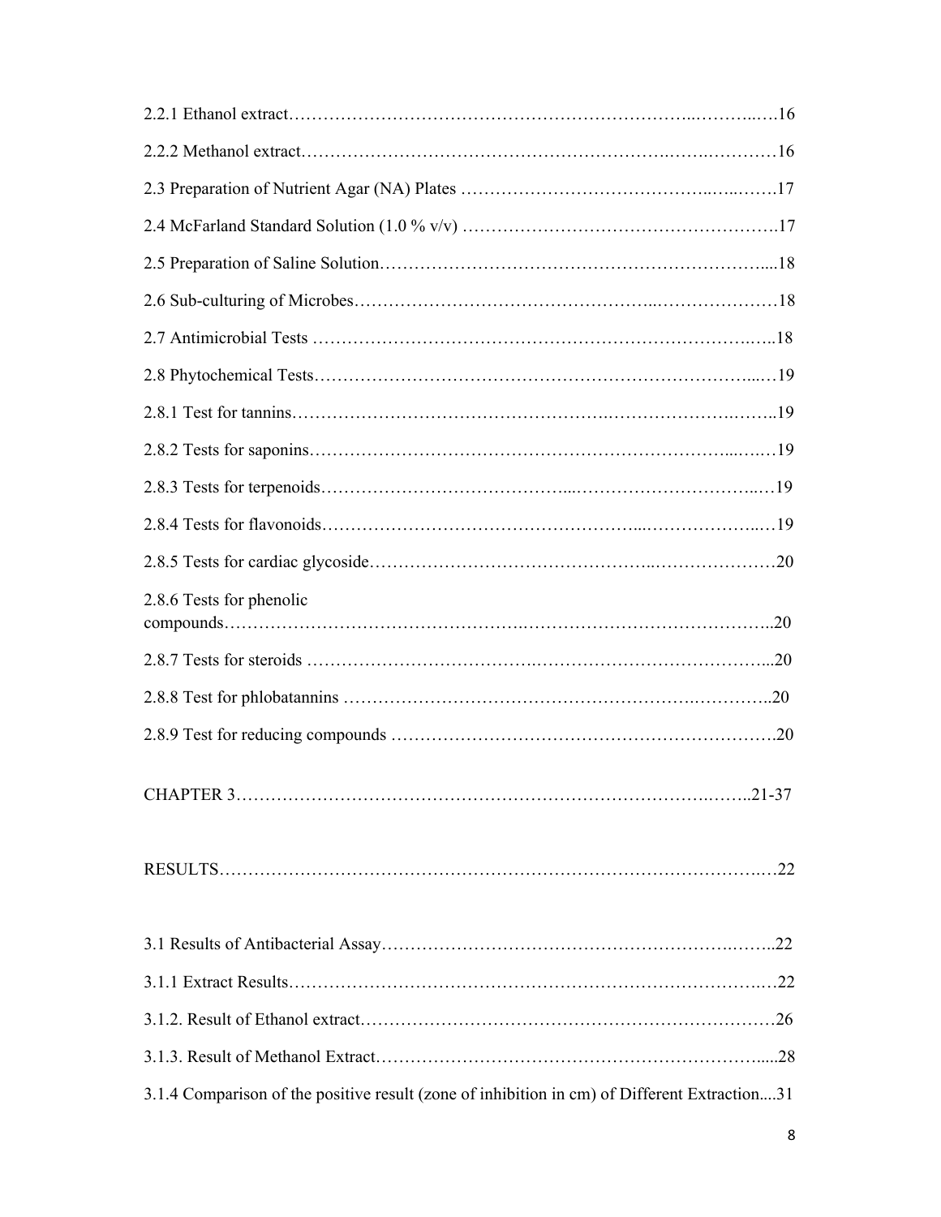2.2.1 Ethanol extract……………………………………………………………..……..…16

2.2.2 Methanol extract……………………………………………………….…….…………16

2.3 Preparation of Nutrient Agar (NA) Plates ……………………………………..…..…….17

2.4 McFarland Standard Solution (1.0 % v/v) …………………………………………….17

2.5 Preparation of Saline Solution………………………………………………………....18

2.6 Sub-culturing of Microbes…………………………………………..…………………18

2.7 Antimicrobial Tests ……………………………………………………………….…..18

2.8 Phytochemical Tests…………………………………………………………………...…19

2.8.1 Test for tannins………………………………………….……………………….……..19

2.8.2 Tests for saponins………………………………………………………………...….…19

2.8.3 Tests for terpenoids…………………………………....…………………………..…19

2.8.4 Tests for flavonoids…………………………………………...………………..…19

2.8.5 Tests for cardiac glycoside……………………………………..…………………20

2.8.6 Tests for phenolic compounds……………………………………….…………………………………..20

2.8.7 Tests for steroids ……………………………….…………………………………...20

2.8.8 Test for phlobatannins ……………………………………………………….…………..20

2.8.9 Test for reducing compounds ………………………………………………………….20

CHAPTER 3……………………………………………………………………….……..21-37

RESULTS……………………………………………………………………………….…22

3.1 Results of Antibacterial Assay……………………………………………………….……..22

3.1.1 Extract Results……………………………………………………………………….…22

3.1.2. Result of Ethanol extract………………………………………………………………26

3.1.3. Result of Methanol Extract……………………………………………………….....28

3.1.4 Comparison of the positive result (zone of inhibition in cm) of Different Extraction....31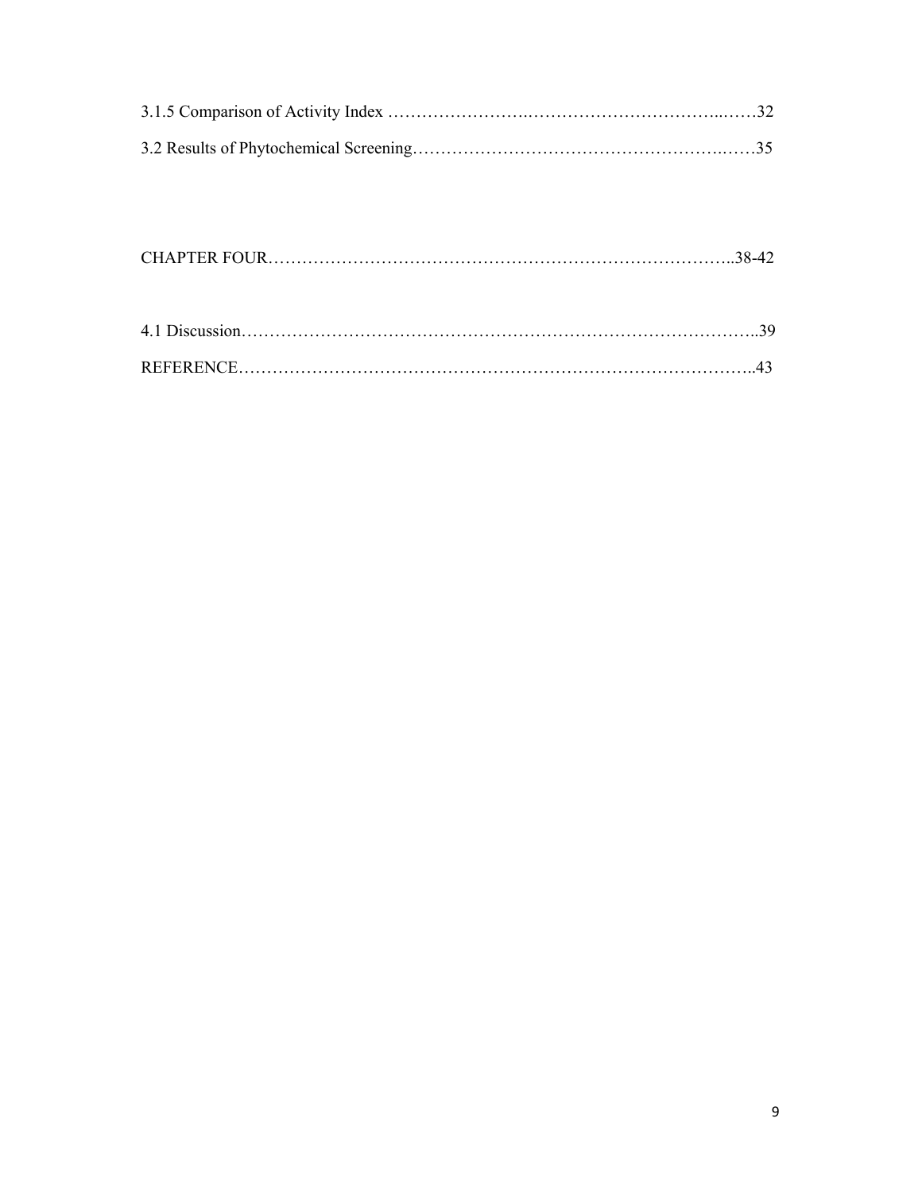3.1.5 Comparison of Activity Index ……………………..…………………………….…….32

3.2 Results of Phytochemical Screening……………………………………………….……35

CHAPTER FOUR………………………………………………………………………..38-42

4.1 Discussion………………………………………………………………………………..39

REFERENCE……………………………………………………………………………..43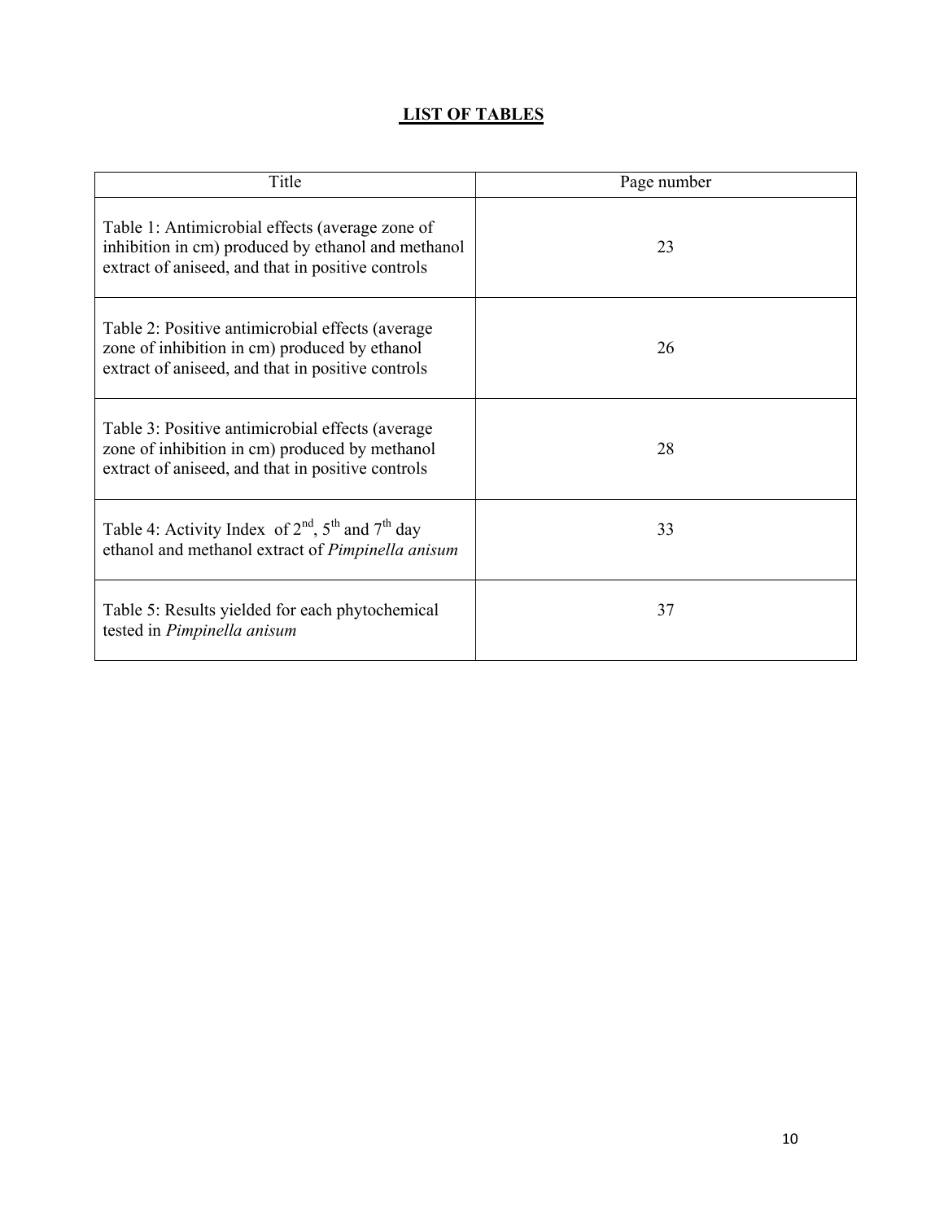# LIST OF TABLES

| Title | Page number |
| --- | --- |
| Table 1: Antimicrobial effects (average zone of inhibition in cm) produced by ethanol and methanol extract of aniseed, and that in positive controls | 23 |
| Table 2: Positive antimicrobial effects (average zone of inhibition in cm) produced by ethanol extract of aniseed, and that in positive controls | 26 |
| Table 3: Positive antimicrobial effects (average zone of inhibition in cm) produced by methanol extract of aniseed, and that in positive controls | 28 |
| Table 4: Activity Index of $2^{nd}$, $5^{th}$ and $7^{th}$ day ethanol and methanol extract of *Pimpinella anisum* | 33 |
| Table 5: Results yielded for each phytochemical tested in *Pimpinella anisum* | 37 |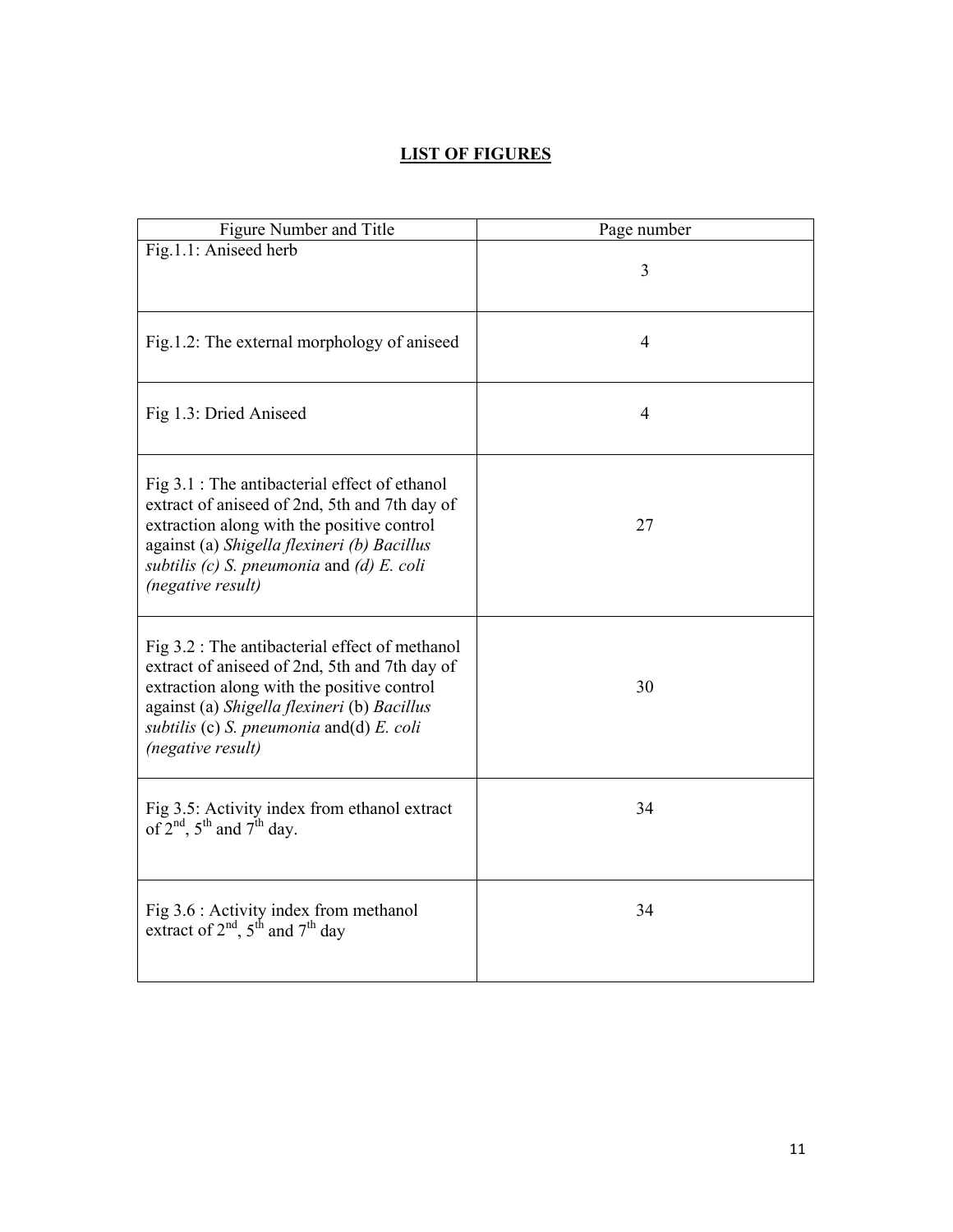## LIST OF FIGURES

| Figure Number and Title | Page number |
|---|---|
| Fig.1.1: Aniseed herb | 3 |
| Fig.1.2: The external morphology of aniseed | 4 |
| Fig 1.3: Dried Aniseed | 4 |
| Fig 3.1 : The antibacterial effect of ethanol extract of aniseed of 2nd, 5th and 7th day of extraction along with the positive control against (a) *Shigella flexineri (b) Bacillus subtilis (c) S. pneumonia* and *(d) E. coli (negative result)* | 27 |
| Fig 3.2 : The antibacterial effect of methanol extract of aniseed of 2nd, 5th and 7th day of extraction along with the positive control against (a) *Shigella flexineri* (b) *Bacillus subtilis* (c) *S. pneumonia* and(d) *E. coli (negative result)* | 30 |
| Fig 3.5: Activity index from ethanol extract of 2nd, 5th and 7th day. | 34 |
| Fig 3.6 : Activity index from methanol extract of 2nd, 5th and 7th day | 34 |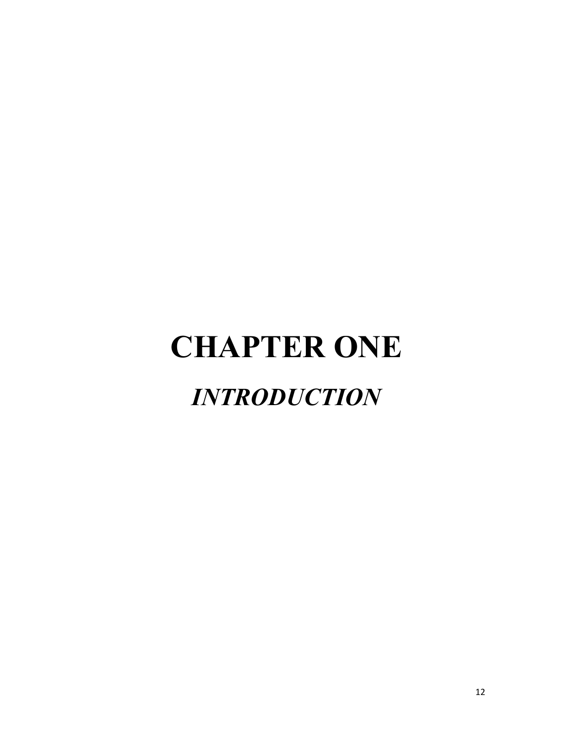# CHAPTER ONE

## *INTRODUCTION*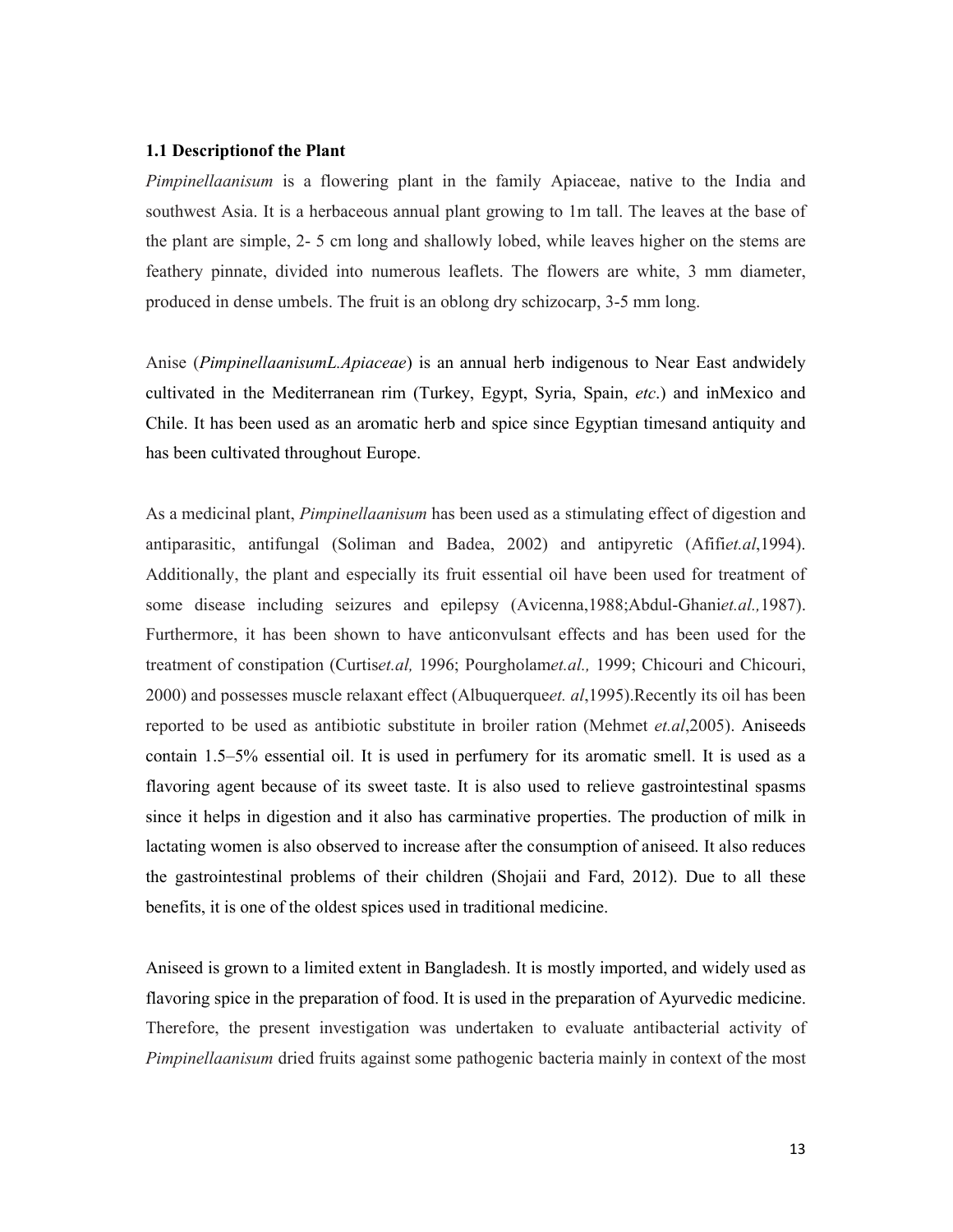### 1.1 Descriptionof the Plant

*Pimpinellaanisum* is a flowering plant in the family Apiaceae, native to the India and southwest Asia. It is a herbaceous annual plant growing to 1m tall. The leaves at the base of the plant are simple, 2- 5 cm long and shallowly lobed, while leaves higher on the stems are feathery pinnate, divided into numerous leaflets. The flowers are white, 3 mm diameter, produced in dense umbels. The fruit is an oblong dry schizocarp, 3-5 mm long.

Anise (*PimpinellaanisumL.Apiaceae*) is an annual herb indigenous to Near East andwidely cultivated in the Mediterranean rim (Turkey, Egypt, Syria, Spain, *etc*.) and inMexico and Chile. It has been used as an aromatic herb and spice since Egyptian timesand antiquity and has been cultivated throughout Europe.

As a medicinal plant, *Pimpinellaanisum* has been used as a stimulating effect of digestion and antiparasitic, antifungal (Soliman and Badea, 2002) and antipyretic (Afifi*et.al*,1994). Additionally, the plant and especially its fruit essential oil have been used for treatment of some disease including seizures and epilepsy (Avicenna,1988;Abdul-Ghani*et.al.,*1987). Furthermore, it has been shown to have anticonvulsant effects and has been used for the treatment of constipation (Curtis*et.al,* 1996; Pourgholam*et.al.,* 1999; Chicouri and Chicouri, 2000) and possesses muscle relaxant effect (Albuquerque*et. al*,1995).Recently its oil has been reported to be used as antibiotic substitute in broiler ration (Mehmet *et.al*,2005). Aniseeds contain 1.5–5% essential oil. It is used in perfumery for its aromatic smell. It is used as a flavoring agent because of its sweet taste. It is also used to relieve gastrointestinal spasms since it helps in digestion and it also has carminative properties. The production of milk in lactating women is also observed to increase after the consumption of aniseed. It also reduces the gastrointestinal problems of their children (Shojaii and Fard, 2012). Due to all these benefits, it is one of the oldest spices used in traditional medicine.

Aniseed is grown to a limited extent in Bangladesh. It is mostly imported, and widely used as flavoring spice in the preparation of food. It is used in the preparation of Ayurvedic medicine. Therefore, the present investigation was undertaken to evaluate antibacterial activity of *Pimpinellaanisum* dried fruits against some pathogenic bacteria mainly in context of the most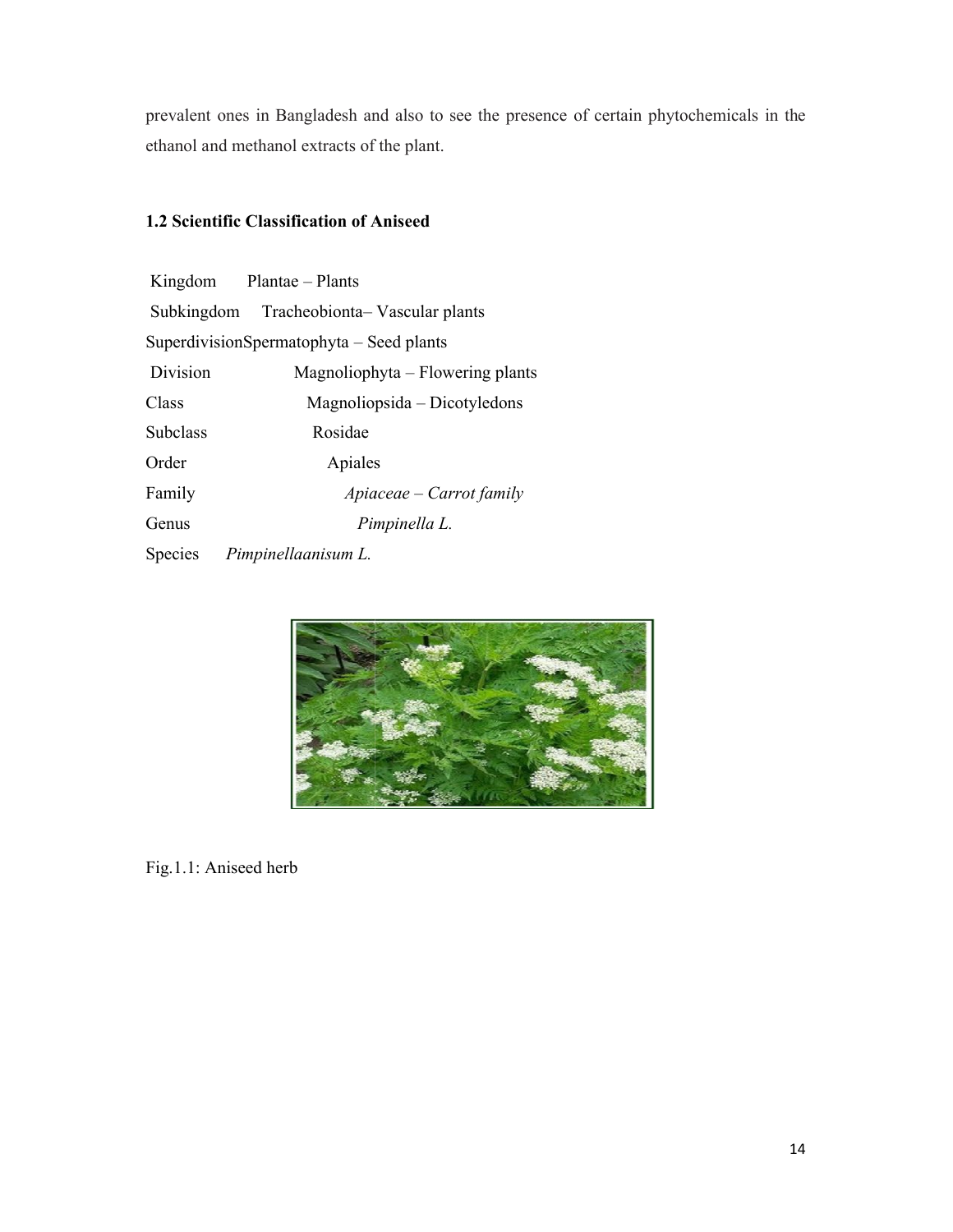prevalent ones in Bangladesh and also to see the presence of certain phytochemicals in the ethanol and methanol extracts of the plant.

### 1.2 Scientific Classification of Aniseed

| | |
|---|---|
| Kingdom | Plantae – Plants |
| Subkingdom | Tracheobionta– Vascular plants |
| Superdivision | Spermatophyta – Seed plants |
| Division | Magnoliophyta – Flowering plants |
| Class | Magnoliopsida – Dicotyledons |
| Subclass | Rosidae |
| Order | Apiales |
| Family | *Apiaceae – Carrot family* |
| Genus | *Pimpinella L.* |
| Species | *Pimpinellaanisum L.* |

Fig.1.1: Aniseed herb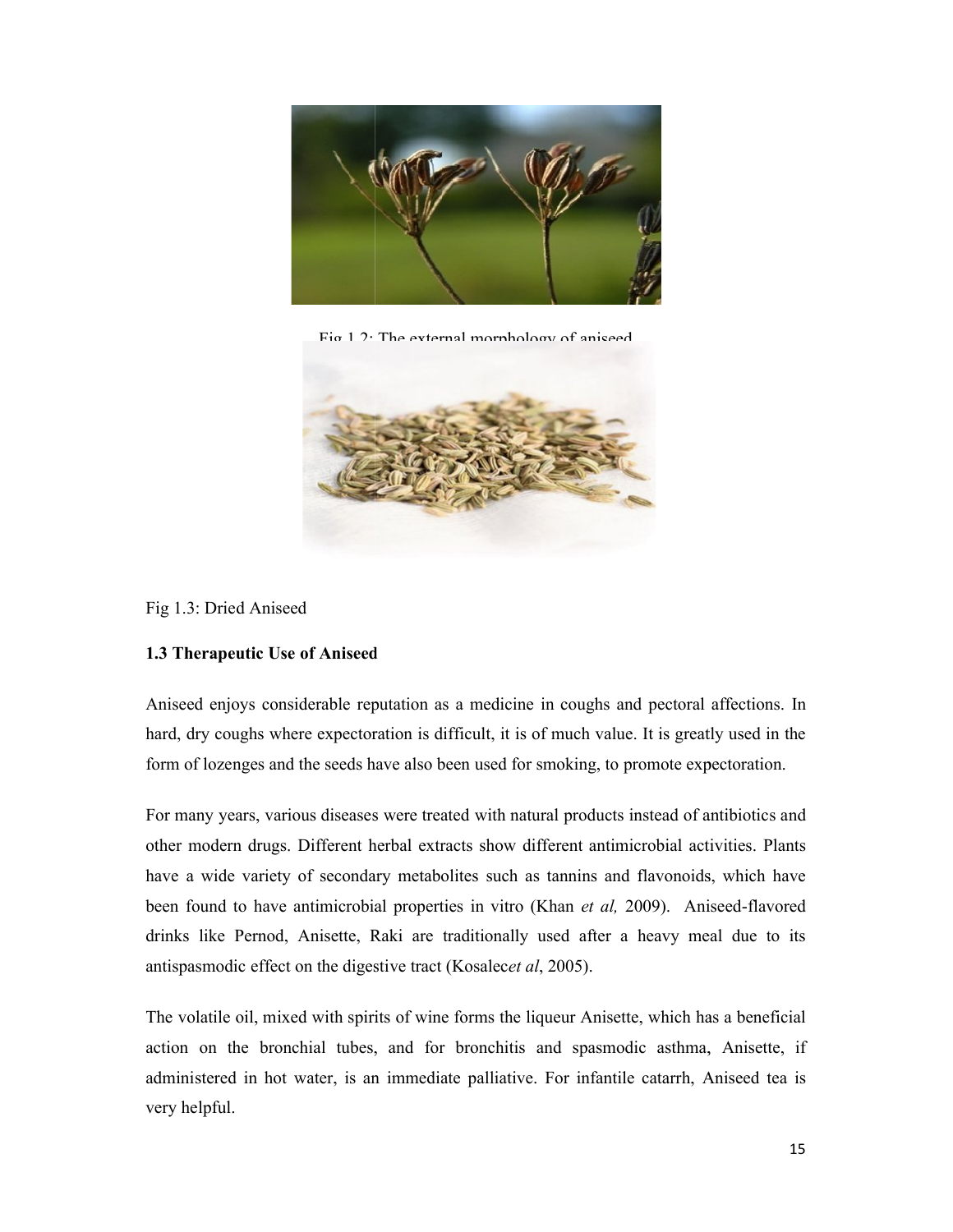Fig 1.2: The external morphology of aniseed

Fig 1.3: Dried Aniseed

**1.3 Therapeutic Use of Aniseed**

Aniseed enjoys considerable reputation as a medicine in coughs and pectoral affections. In hard, dry coughs where expectoration is difficult, it is of much value. It is greatly used in the form of lozenges and the seeds have also been used for smoking, to promote expectoration.

For many years, various diseases were treated with natural products instead of antibiotics and other modern drugs. Different herbal extracts show different antimicrobial activities. Plants have a wide variety of secondary metabolites such as tannins and flavonoids, which have been found to have antimicrobial properties in vitro (Khan *et al,* 2009). Aniseed-flavored drinks like Pernod, Anisette, Raki are traditionally used after a heavy meal due to its antispasmodic effect on the digestive tract (Kosalec*et al*, 2005).

The volatile oil, mixed with spirits of wine forms the liqueur Anisette, which has a beneficial action on the bronchial tubes, and for bronchitis and spasmodic asthma, Anisette, if administered in hot water, is an immediate palliative. For infantile catarrh, Aniseed tea is very helpful.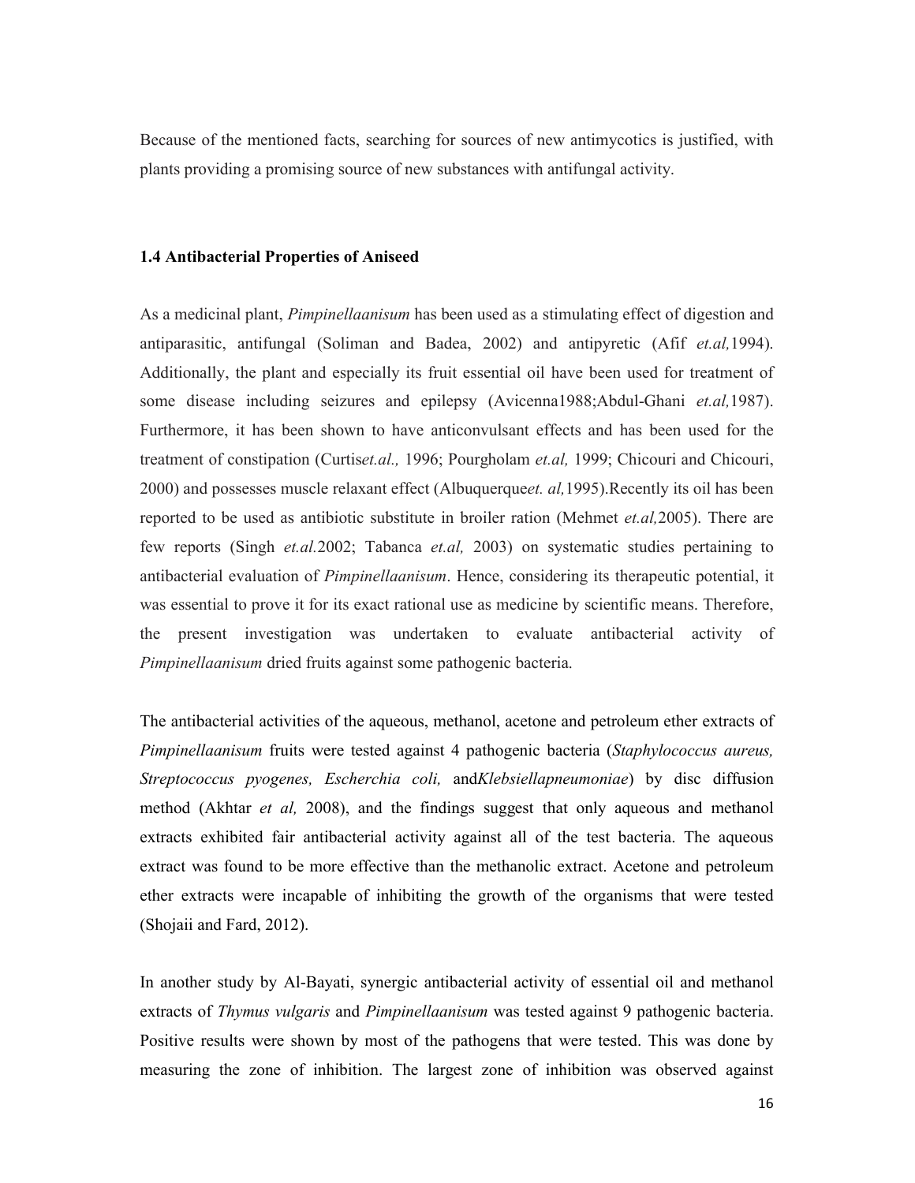Because of the mentioned facts, searching for sources of new antimycotics is justified, with plants providing a promising source of new substances with antifungal activity.

### 1.4 Antibacterial Properties of Aniseed

As a medicinal plant, *Pimpinellaanisum* has been used as a stimulating effect of digestion and antiparasitic, antifungal (Soliman and Badea, 2002) and antipyretic (Afif *et.al,*1994). Additionally, the plant and especially its fruit essential oil have been used for treatment of some disease including seizures and epilepsy (Avicenna1988;Abdul-Ghani *et.al,*1987). Furthermore, it has been shown to have anticonvulsant effects and has been used for the treatment of constipation (Curtis*et.al.,* 1996; Pourgholam *et.al,* 1999; Chicouri and Chicouri, 2000) and possesses muscle relaxant effect (Albuquerque*et. al,*1995).Recently its oil has been reported to be used as antibiotic substitute in broiler ration (Mehmet *et.al,*2005). There are few reports (Singh *et.al.*2002; Tabanca *et.al,* 2003) on systematic studies pertaining to antibacterial evaluation of *Pimpinellaanisum*. Hence, considering its therapeutic potential, it was essential to prove it for its exact rational use as medicine by scientific means. Therefore, the present investigation was undertaken to evaluate antibacterial activity of *Pimpinellaanisum* dried fruits against some pathogenic bacteria.

The antibacterial activities of the aqueous, methanol, acetone and petroleum ether extracts of *Pimpinellaanisum* fruits were tested against 4 pathogenic bacteria (*Staphylococcus aureus, Streptococcus pyogenes, Escherchia coli,* and*Klebsiellapneumoniae*) by disc diffusion method (Akhtar *et al,* 2008), and the findings suggest that only aqueous and methanol extracts exhibited fair antibacterial activity against all of the test bacteria. The aqueous extract was found to be more effective than the methanolic extract. Acetone and petroleum ether extracts were incapable of inhibiting the growth of the organisms that were tested (Shojaii and Fard, 2012).

In another study by Al-Bayati, synergic antibacterial activity of essential oil and methanol extracts of *Thymus vulgaris* and *Pimpinellaanisum* was tested against 9 pathogenic bacteria. Positive results were shown by most of the pathogens that were tested. This was done by measuring the zone of inhibition. The largest zone of inhibition was observed against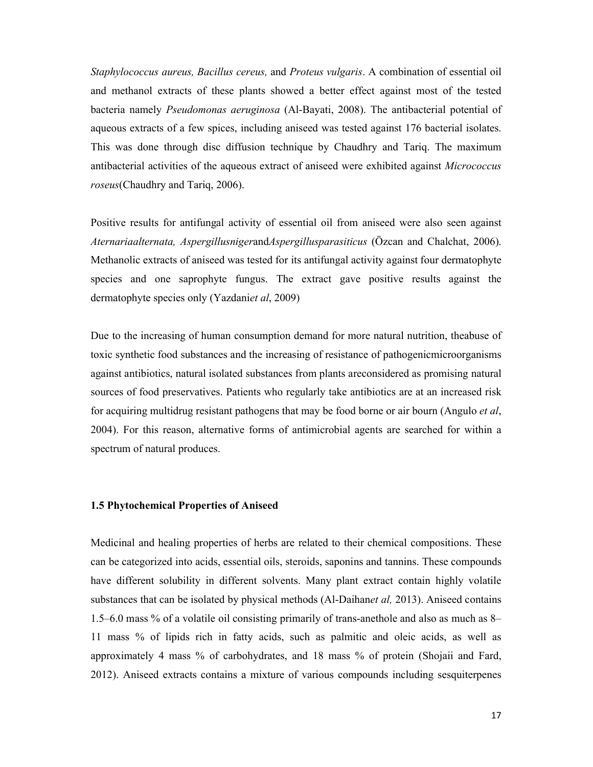*Staphylococcus aureus, Bacillus cereus,* and *Proteus vulgaris*. A combination of essential oil and methanol extracts of these plants showed a better effect against most of the tested bacteria namely *Pseudomonas aeruginosa* (Al-Bayati, 2008). The antibacterial potential of aqueous extracts of a few spices, including aniseed was tested against 176 bacterial isolates. This was done through disc diffusion technique by Chaudhry and Tariq. The maximum antibacterial activities of the aqueous extract of aniseed were exhibited against *Micrococcus roseus*(Chaudhry and Tariq, 2006).

Positive results for antifungal activity of essential oil from aniseed were also seen against *Aternariaalternata, Aspergillusniger*and*Aspergillusparasiticus* (Özcan and Chalchat, 2006). Methanolic extracts of aniseed was tested for its antifungal activity against four dermatophyte species and one saprophyte fungus. The extract gave positive results against the dermatophyte species only (Yazdani*et al*, 2009)

Due to the increasing of human consumption demand for more natural nutrition, theabuse of toxic synthetic food substances and the increasing of resistance of pathogenicmicroorganisms against antibiotics, natural isolated substances from plants areconsidered as promising natural sources of food preservatives. Patients who regularly take antibiotics are at an increased risk for acquiring multidrug resistant pathogens that may be food borne or air bourn (Angulo *et al*, 2004). For this reason, alternative forms of antimicrobial agents are searched for within a spectrum of natural produces.

### 1.5 Phytochemical Properties of Aniseed

Medicinal and healing properties of herbs are related to their chemical compositions. These can be categorized into acids, essential oils, steroids, saponins and tannins. These compounds have different solubility in different solvents. Many plant extract contain highly volatile substances that can be isolated by physical methods (Al-Daihan*et al,* 2013). Aniseed contains 1.5–6.0 mass % of a volatile oil consisting primarily of trans-anethole and also as much as 8–11 mass % of lipids rich in fatty acids, such as palmitic and oleic acids, as well as approximately 4 mass % of carbohydrates, and 18 mass % of protein (Shojaii and Fard, 2012). Aniseed extracts contains a mixture of various compounds including sesquiterpenes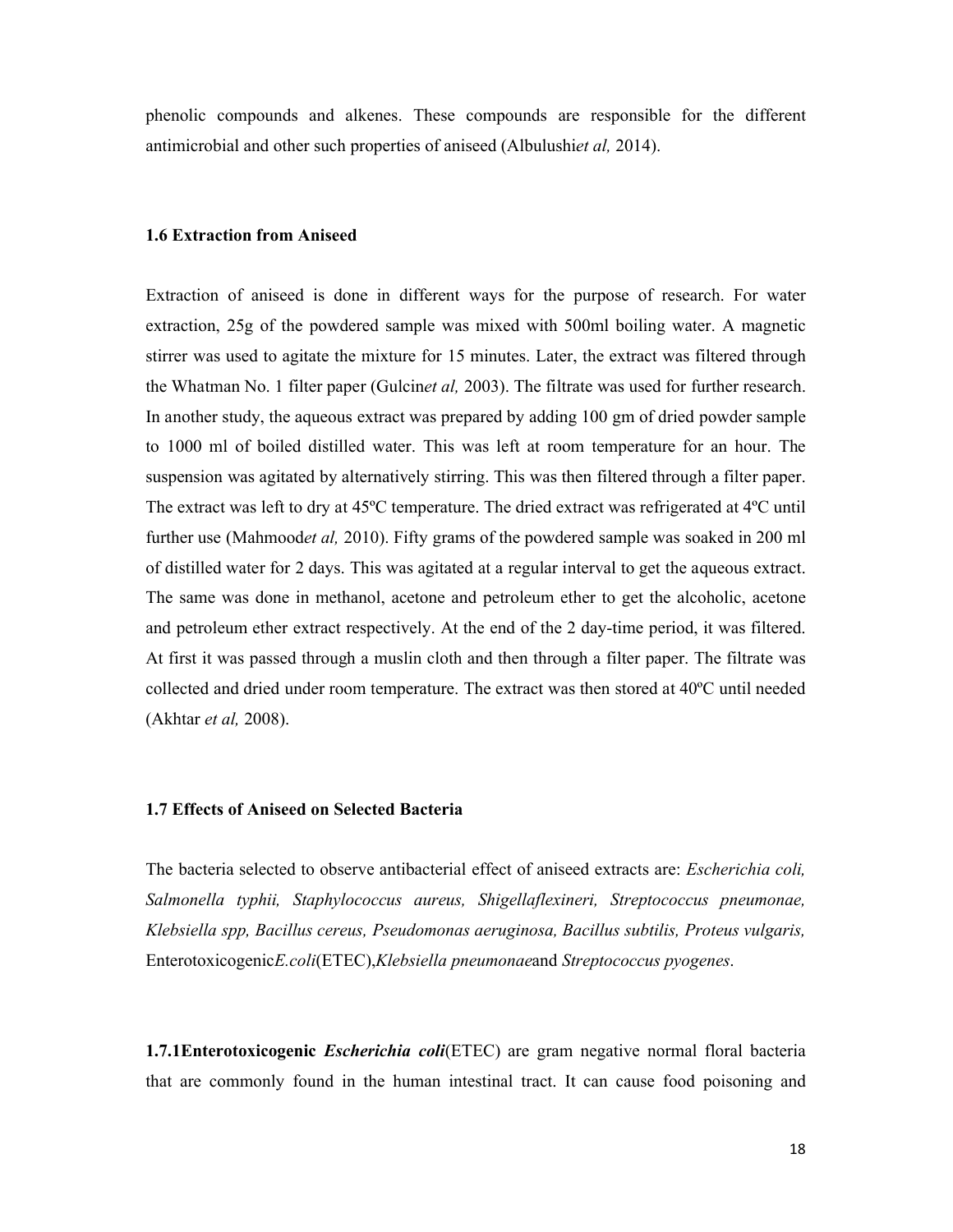phenolic compounds and alkenes. These compounds are responsible for the different antimicrobial and other such properties of aniseed (Albulushi*et al,* 2014).

### 1.6 Extraction from Aniseed

Extraction of aniseed is done in different ways for the purpose of research. For water extraction, 25g of the powdered sample was mixed with 500ml boiling water. A magnetic stirrer was used to agitate the mixture for 15 minutes. Later, the extract was filtered through the Whatman No. 1 filter paper (Gulcin*et al,* 2003). The filtrate was used for further research. In another study, the aqueous extract was prepared by adding 100 gm of dried powder sample to 1000 ml of boiled distilled water. This was left at room temperature for an hour. The suspension was agitated by alternatively stirring. This was then filtered through a filter paper. The extract was left to dry at 45ºC temperature. The dried extract was refrigerated at 4ºC until further use (Mahmood*et al,* 2010). Fifty grams of the powdered sample was soaked in 200 ml of distilled water for 2 days. This was agitated at a regular interval to get the aqueous extract. The same was done in methanol, acetone and petroleum ether to get the alcoholic, acetone and petroleum ether extract respectively. At the end of the 2 day-time period, it was filtered. At first it was passed through a muslin cloth and then through a filter paper. The filtrate was collected and dried under room temperature. The extract was then stored at 40ºC until needed (Akhtar *et al,* 2008).

### 1.7 Effects of Aniseed on Selected Bacteria

The bacteria selected to observe antibacterial effect of aniseed extracts are: *Escherichia coli, Salmonella typhii, Staphylococcus aureus, Shigellaflexineri, Streptococcus pneumonae, Klebsiella spp, Bacillus cereus, Pseudomonas aeruginosa, Bacillus subtilis, Proteus vulgaris,* Enterotoxicogenic*E.coli*(ETEC),*Klebsiella pneumonae*and *Streptococcus pyogenes*.

**1.7.1Enterotoxicogenic *Escherichia coli*(ETEC)** are gram negative normal floral bacteria that are commonly found in the human intestinal tract. It can cause food poisoning and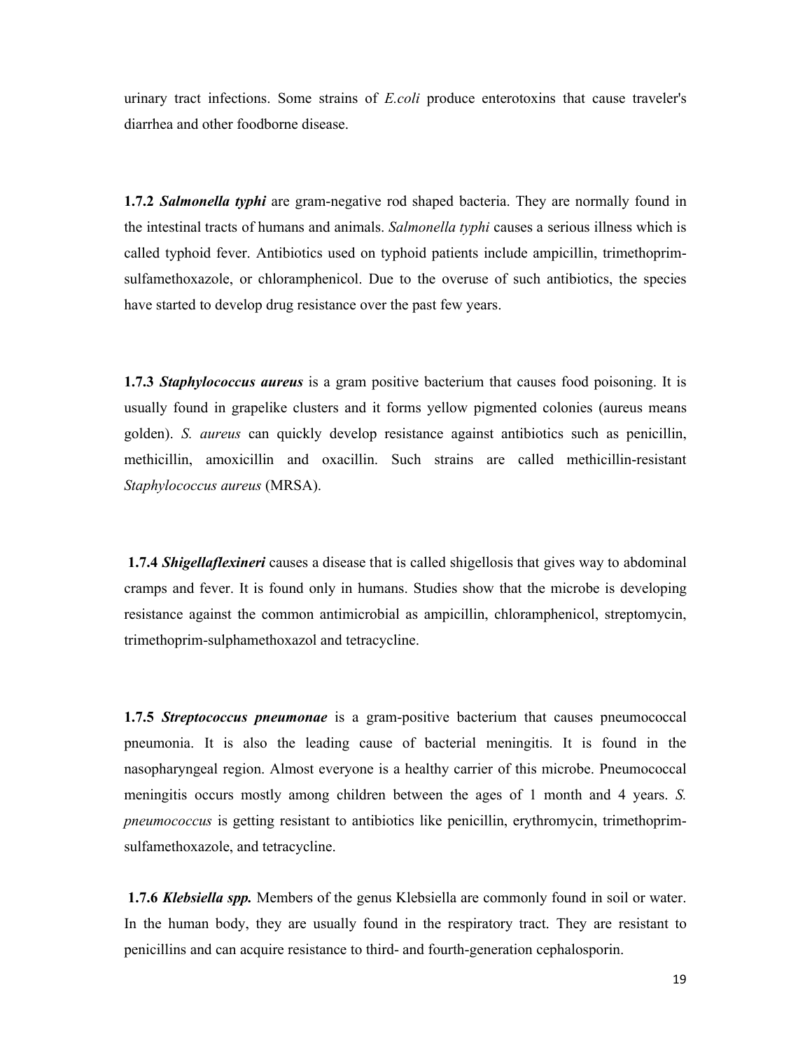urinary tract infections. Some strains of *E.coli* produce enterotoxins that cause traveler's diarrhea and other foodborne disease.

**1.7.2** ***Salmonella typhi*** are gram-negative rod shaped bacteria. They are normally found in the intestinal tracts of humans and animals. *Salmonella typhi* causes a serious illness which is called typhoid fever. Antibiotics used on typhoid patients include ampicillin, trimethoprim-sulfamethoxazole, or chloramphenicol. Due to the overuse of such antibiotics, the species have started to develop drug resistance over the past few years.

**1.7.3** ***Staphylococcus aureus*** is a gram positive bacterium that causes food poisoning. It is usually found in grapelike clusters and it forms yellow pigmented colonies (aureus means golden). *S. aureus* can quickly develop resistance against antibiotics such as penicillin, methicillin, amoxicillin and oxacillin. Such strains are called methicillin-resistant *Staphylococcus aureus* (MRSA).

**1.7.4** ***Shigellaflexineri*** causes a disease that is called shigellosis that gives way to abdominal cramps and fever. It is found only in humans. Studies show that the microbe is developing resistance against the common antimicrobial as ampicillin, chloramphenicol, streptomycin, trimethoprim-sulphamethoxazol and tetracycline.

**1.7.5** ***Streptococcus pneumonae*** is a gram-positive bacterium that causes pneumococcal pneumonia. It is also the leading cause of bacterial meningitis. It is found in the nasopharyngeal region. Almost everyone is a healthy carrier of this microbe. Pneumococcal meningitis occurs mostly among children between the ages of 1 month and 4 years. *S. pneumococcus* is getting resistant to antibiotics like penicillin, erythromycin, trimethoprim-sulfamethoxazole, and tetracycline.

**1.7.6** ***Klebsiella spp.*** Members of the genus Klebsiella are commonly found in soil or water. In the human body, they are usually found in the respiratory tract. They are resistant to penicillins and can acquire resistance to third- and fourth-generation cephalosporin.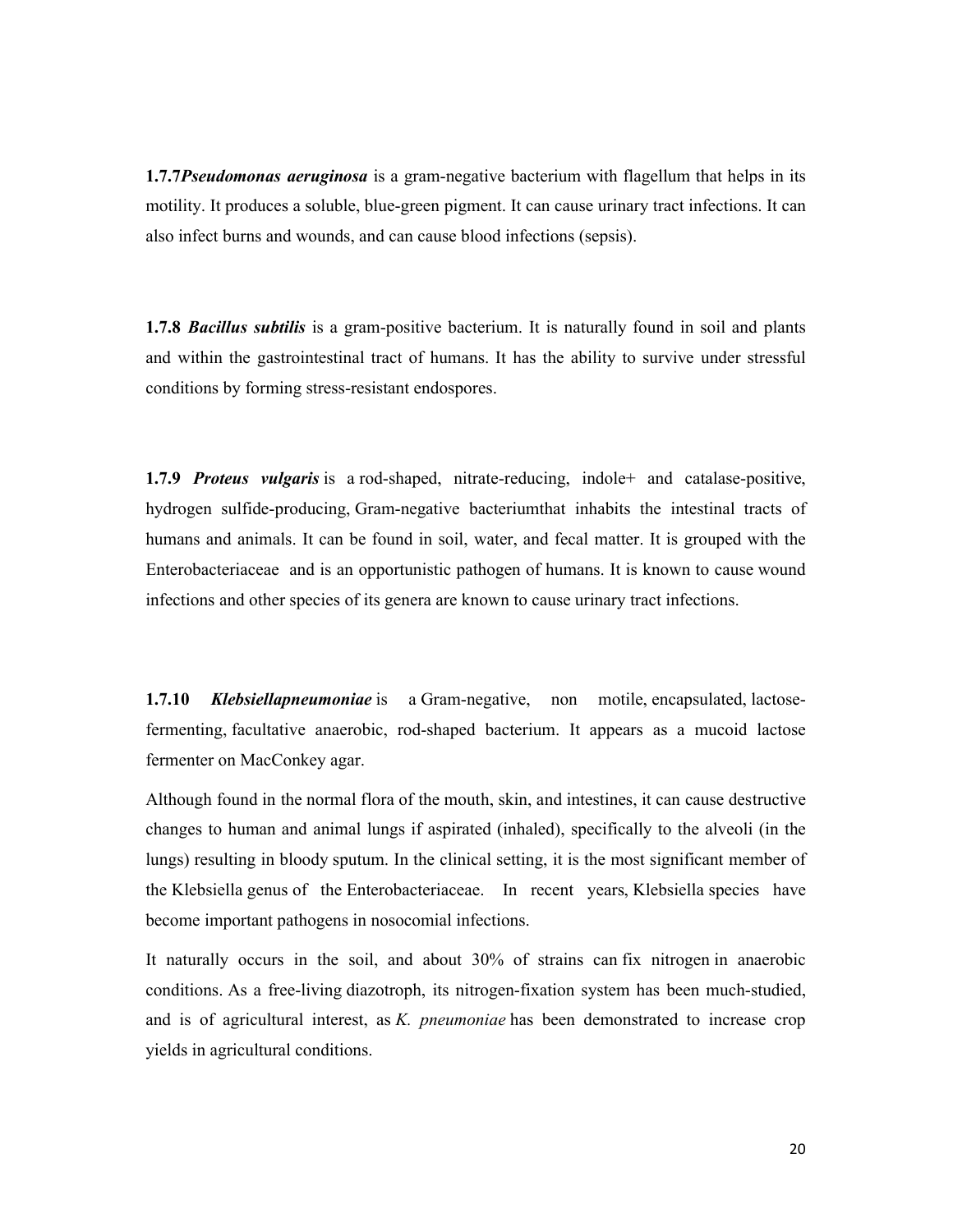**1.7.7*Pseudomonas aeruginosa*** is a gram-negative bacterium with flagellum that helps in its motility. It produces a soluble, blue-green pigment. It can cause urinary tract infections. It can also infect burns and wounds, and can cause blood infections (sepsis).

**1.7.8 *Bacillus subtilis*** is a gram-positive bacterium. It is naturally found in soil and plants and within the gastrointestinal tract of humans. It has the ability to survive under stressful conditions by forming stress-resistant endospores.

**1.7.9 *Proteus vulgaris*** is a rod-shaped, nitrate-reducing, indole+ and catalase-positive, hydrogen sulfide-producing, Gram-negative bacteriumthat inhabits the intestinal tracts of humans and animals. It can be found in soil, water, and fecal matter. It is grouped with the Enterobacteriaceae and is an opportunistic pathogen of humans. It is known to cause wound infections and other species of its genera are known to cause urinary tract infections.

**1.7.10 *Klebsiellapneumoniae*** is a Gram-negative, non motile, encapsulated, lactose-fermenting, facultative anaerobic, rod-shaped bacterium. It appears as a mucoid lactose fermenter on MacConkey agar.

Although found in the normal flora of the mouth, skin, and intestines, it can cause destructive changes to human and animal lungs if aspirated (inhaled), specifically to the alveoli (in the lungs) resulting in bloody sputum. In the clinical setting, it is the most significant member of the Klebsiella genus of the Enterobacteriaceae. In recent years, Klebsiella species have become important pathogens in nosocomial infections.

It naturally occurs in the soil, and about 30% of strains can fix nitrogen in anaerobic conditions. As a free-living diazotroph, its nitrogen-fixation system has been much-studied, and is of agricultural interest, as *K. pneumoniae* has been demonstrated to increase crop yields in agricultural conditions.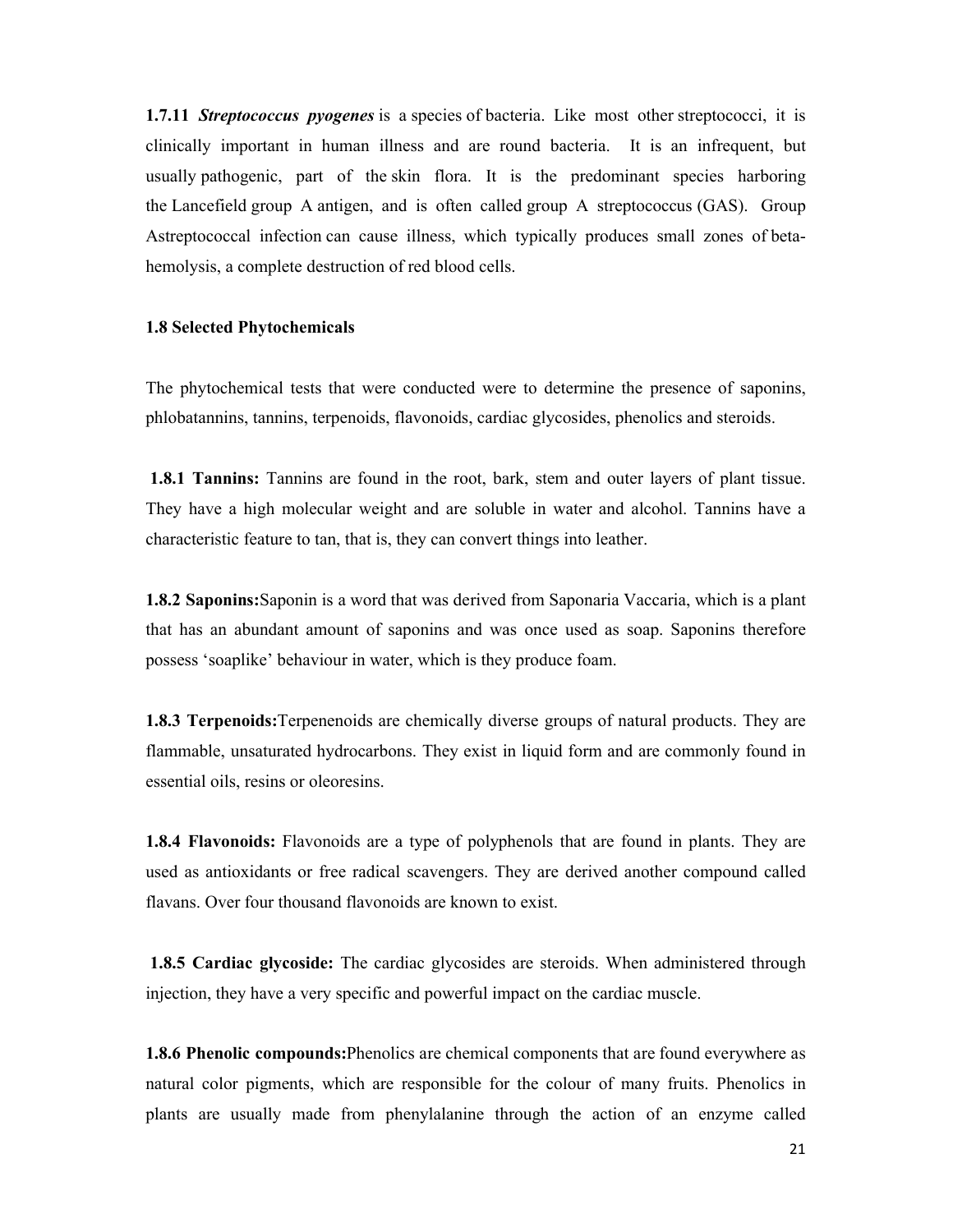**1.7.11** ***Streptococcus pyogenes*** is a species of bacteria. Like most other streptococci, it is clinically important in human illness and are round bacteria. It is an infrequent, but usually pathogenic, part of the skin flora. It is the predominant species harboring the Lancefield group A antigen, and is often called group A streptococcus (GAS). Group Astreptococcal infection can cause illness, which typically produces small zones of beta-hemolysis, a complete destruction of red blood cells.

### 1.8 Selected Phytochemicals

The phytochemical tests that were conducted were to determine the presence of saponins, phlobatannins, tannins, terpenoids, flavonoids, cardiac glycosides, phenolics and steroids.

**1.8.1 Tannins:** Tannins are found in the root, bark, stem and outer layers of plant tissue. They have a high molecular weight and are soluble in water and alcohol. Tannins have a characteristic feature to tan, that is, they can convert things into leather.

**1.8.2 Saponins:**Saponin is a word that was derived from Saponaria Vaccaria, which is a plant that has an abundant amount of saponins and was once used as soap. Saponins therefore possess 'soaplike' behaviour in water, which is they produce foam.

**1.8.3 Terpenoids:**Terpenenoids are chemically diverse groups of natural products. They are flammable, unsaturated hydrocarbons. They exist in liquid form and are commonly found in essential oils, resins or oleoresins.

**1.8.4 Flavonoids:** Flavonoids are a type of polyphenols that are found in plants. They are used as antioxidants or free radical scavengers. They are derived another compound called flavans. Over four thousand flavonoids are known to exist.

**1.8.5 Cardiac glycoside:** The cardiac glycosides are steroids. When administered through injection, they have a very specific and powerful impact on the cardiac muscle.

**1.8.6 Phenolic compounds:**Phenolics are chemical components that are found everywhere as natural color pigments, which are responsible for the colour of many fruits. Phenolics in plants are usually made from phenylalanine through the action of an enzyme called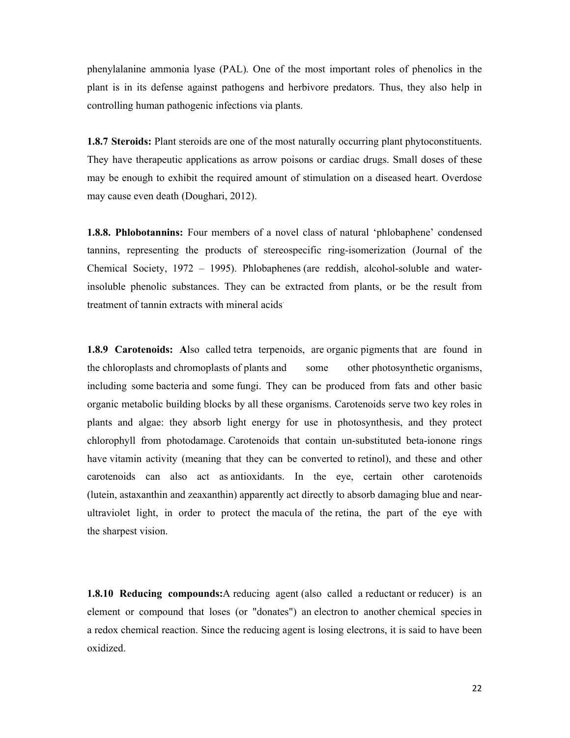phenylalanine ammonia lyase (PAL). One of the most important roles of phenolics in the plant is in its defense against pathogens and herbivore predators. Thus, they also help in controlling human pathogenic infections via plants.

**1.8.7 Steroids:** Plant steroids are one of the most naturally occurring plant phytoconstituents. They have therapeutic applications as arrow poisons or cardiac drugs. Small doses of these may be enough to exhibit the required amount of stimulation on a diseased heart. Overdose may cause even death (Doughari, 2012).

**1.8.8. Phlobotannins:** Four members of a novel class of natural 'phlobaphene' condensed tannins, representing the products of stereospecific ring-isomerization (Journal of the Chemical Society, 1972 – 1995). Phlobaphenes (are reddish, alcohol-soluble and water-insoluble phenolic substances. They can be extracted from plants, or be the result from treatment of tannin extracts with mineral acids.

**1.8.9 Carotenoids:** **A**lso called tetra terpenoids, are organic pigments that are found in the chloroplasts and chromoplasts of plants and some other photosynthetic organisms, including some bacteria and some fungi. They can be produced from fats and other basic organic metabolic building blocks by all these organisms. Carotenoids serve two key roles in plants and algae: they absorb light energy for use in photosynthesis, and they protect chlorophyll from photodamage. Carotenoids that contain un-substituted beta-ionone rings have vitamin activity (meaning that they can be converted to retinol), and these and other carotenoids can also act as antioxidants. In the eye, certain other carotenoids (lutein, astaxanthin and zeaxanthin) apparently act directly to absorb damaging blue and near-ultraviolet light, in order to protect the macula of the retina, the part of the eye with the sharpest vision.

**1.8.10 Reducing compounds:** A reducing agent (also called a reductant or reducer) is an element or compound that loses (or "donates") an electron to another chemical species in a redox chemical reaction. Since the reducing agent is losing electrons, it is said to have been oxidized.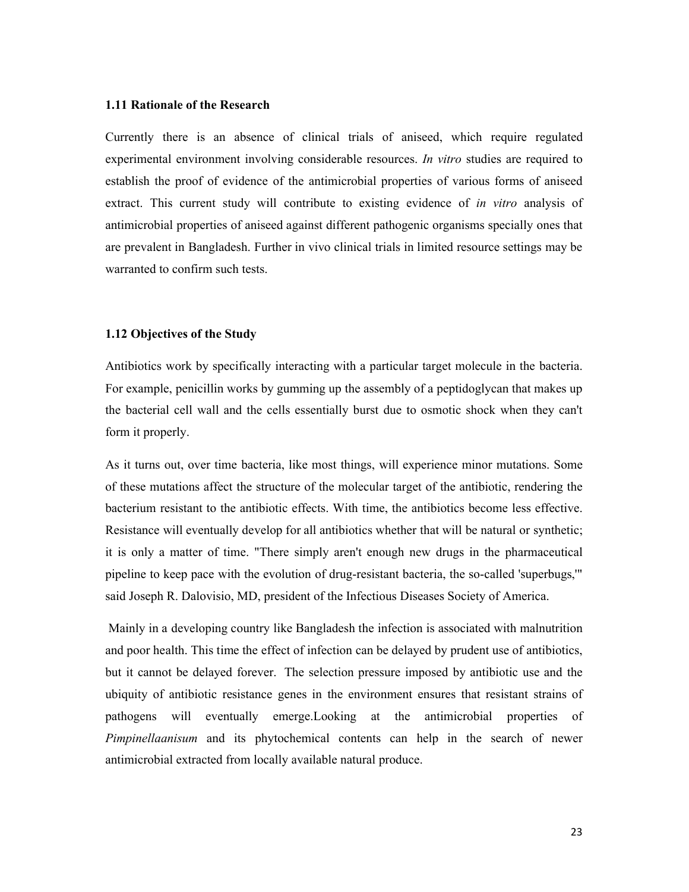### 1.11 Rationale of the Research

Currently there is an absence of clinical trials of aniseed, which require regulated experimental environment involving considerable resources. *In vitro* studies are required to establish the proof of evidence of the antimicrobial properties of various forms of aniseed extract. This current study will contribute to existing evidence of *in vitro* analysis of antimicrobial properties of aniseed against different pathogenic organisms specially ones that are prevalent in Bangladesh. Further in vivo clinical trials in limited resource settings may be warranted to confirm such tests.

### 1.12 Objectives of the Study

Antibiotics work by specifically interacting with a particular target molecule in the bacteria. For example, penicillin works by gumming up the assembly of a peptidoglycan that makes up the bacterial cell wall and the cells essentially burst due to osmotic shock when they can't form it properly.

As it turns out, over time bacteria, like most things, will experience minor mutations. Some of these mutations affect the structure of the molecular target of the antibiotic, rendering the bacterium resistant to the antibiotic effects. With time, the antibiotics become less effective. Resistance will eventually develop for all antibiotics whether that will be natural or synthetic; it is only a matter of time. "There simply aren't enough new drugs in the pharmaceutical pipeline to keep pace with the evolution of drug-resistant bacteria, the so-called 'superbugs,'" said Joseph R. Dalovisio, MD, president of the Infectious Diseases Society of America.

Mainly in a developing country like Bangladesh the infection is associated with malnutrition and poor health. This time the effect of infection can be delayed by prudent use of antibiotics, but it cannot be delayed forever. The selection pressure imposed by antibiotic use and the ubiquity of antibiotic resistance genes in the environment ensures that resistant strains of pathogens will eventually emerge.Looking at the antimicrobial properties of *Pimpinellaanisum* and its phytochemical contents can help in the search of newer antimicrobial extracted from locally available natural produce.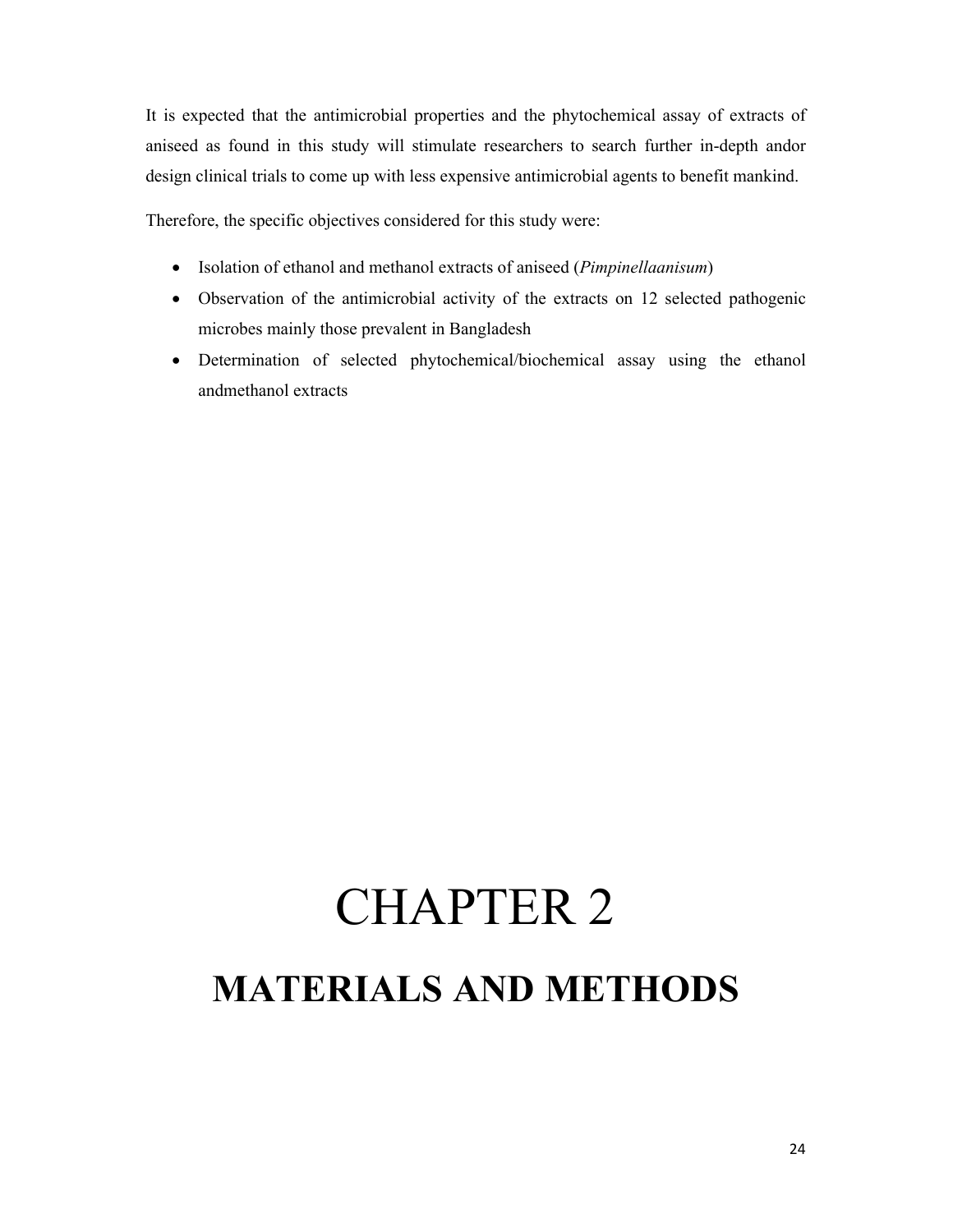It is expected that the antimicrobial properties and the phytochemical assay of extracts of aniseed as found in this study will stimulate researchers to search further in-depth andor design clinical trials to come up with less expensive antimicrobial agents to benefit mankind.

Therefore, the specific objectives considered for this study were:

- Isolation of ethanol and methanol extracts of aniseed (*Pimpinellaanisum*)
- Observation of the antimicrobial activity of the extracts on 12 selected pathogenic microbes mainly those prevalent in Bangladesh
- Determination of selected phytochemical/biochemical assay using the ethanol andmethanol extracts

# CHAPTER 2

# MATERIALS AND METHODS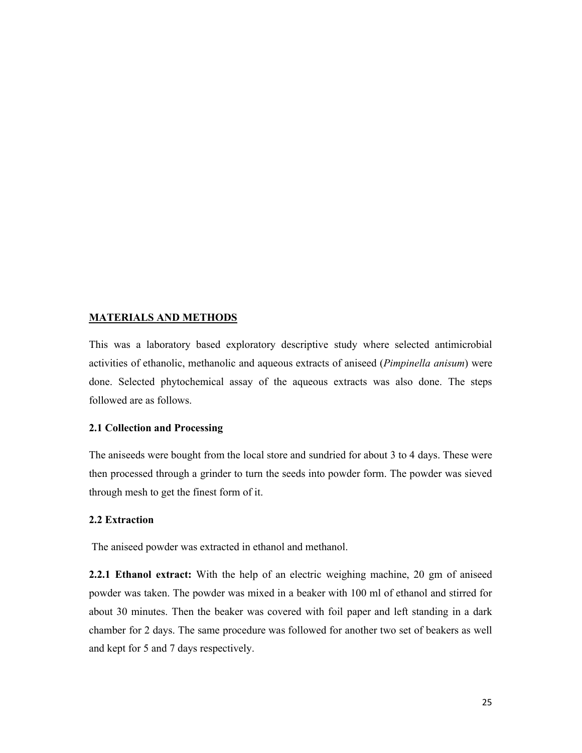## MATERIALS AND METHODS

This was a laboratory based exploratory descriptive study where selected antimicrobial activities of ethanolic, methanolic and aqueous extracts of aniseed (*Pimpinella anisum*) were done. Selected phytochemical assay of the aqueous extracts was also done. The steps followed are as follows.

### 2.1 Collection and Processing

The aniseeds were bought from the local store and sundried for about 3 to 4 days. These were then processed through a grinder to turn the seeds into powder form. The powder was sieved through mesh to get the finest form of it.

### 2.2 Extraction

The aniseed powder was extracted in ethanol and methanol.

**2.2.1 Ethanol extract:** With the help of an electric weighing machine, 20 gm of aniseed powder was taken. The powder was mixed in a beaker with 100 ml of ethanol and stirred for about 30 minutes. Then the beaker was covered with foil paper and left standing in a dark chamber for 2 days. The same procedure was followed for another two set of beakers as well and kept for 5 and 7 days respectively.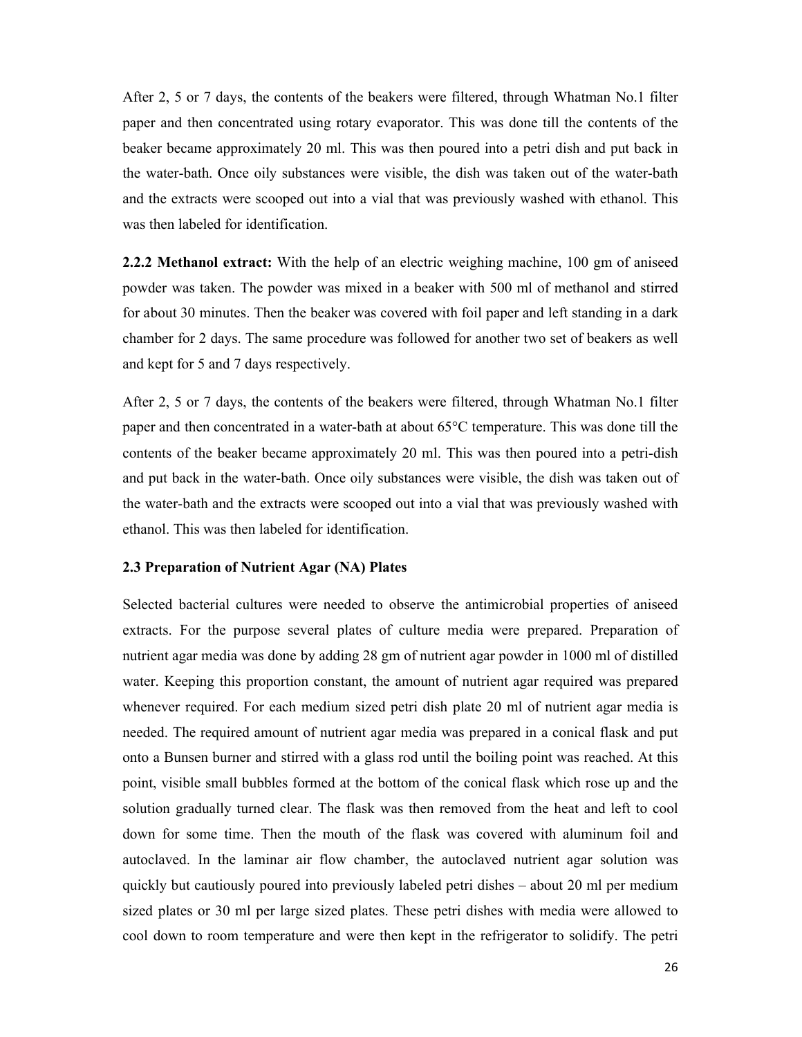After 2, 5 or 7 days, the contents of the beakers were filtered, through Whatman No.1 filter paper and then concentrated using rotary evaporator. This was done till the contents of the beaker became approximately 20 ml. This was then poured into a petri dish and put back in the water-bath. Once oily substances were visible, the dish was taken out of the water-bath and the extracts were scooped out into a vial that was previously washed with ethanol. This was then labeled for identification.

**2.2.2 Methanol extract:** With the help of an electric weighing machine, 100 gm of aniseed powder was taken. The powder was mixed in a beaker with 500 ml of methanol and stirred for about 30 minutes. Then the beaker was covered with foil paper and left standing in a dark chamber for 2 days. The same procedure was followed for another two set of beakers as well and kept for 5 and 7 days respectively.

After 2, 5 or 7 days, the contents of the beakers were filtered, through Whatman No.1 filter paper and then concentrated in a water-bath at about 65°C temperature. This was done till the contents of the beaker became approximately 20 ml. This was then poured into a petri-dish and put back in the water-bath. Once oily substances were visible, the dish was taken out of the water-bath and the extracts were scooped out into a vial that was previously washed with ethanol. This was then labeled for identification.

### 2.3 Preparation of Nutrient Agar (NA) Plates

Selected bacterial cultures were needed to observe the antimicrobial properties of aniseed extracts. For the purpose several plates of culture media were prepared. Preparation of nutrient agar media was done by adding 28 gm of nutrient agar powder in 1000 ml of distilled water. Keeping this proportion constant, the amount of nutrient agar required was prepared whenever required. For each medium sized petri dish plate 20 ml of nutrient agar media is needed. The required amount of nutrient agar media was prepared in a conical flask and put onto a Bunsen burner and stirred with a glass rod until the boiling point was reached. At this point, visible small bubbles formed at the bottom of the conical flask which rose up and the solution gradually turned clear. The flask was then removed from the heat and left to cool down for some time. Then the mouth of the flask was covered with aluminum foil and autoclaved. In the laminar air flow chamber, the autoclaved nutrient agar solution was quickly but cautiously poured into previously labeled petri dishes – about 20 ml per medium sized plates or 30 ml per large sized plates. These petri dishes with media were allowed to cool down to room temperature and were then kept in the refrigerator to solidify. The petri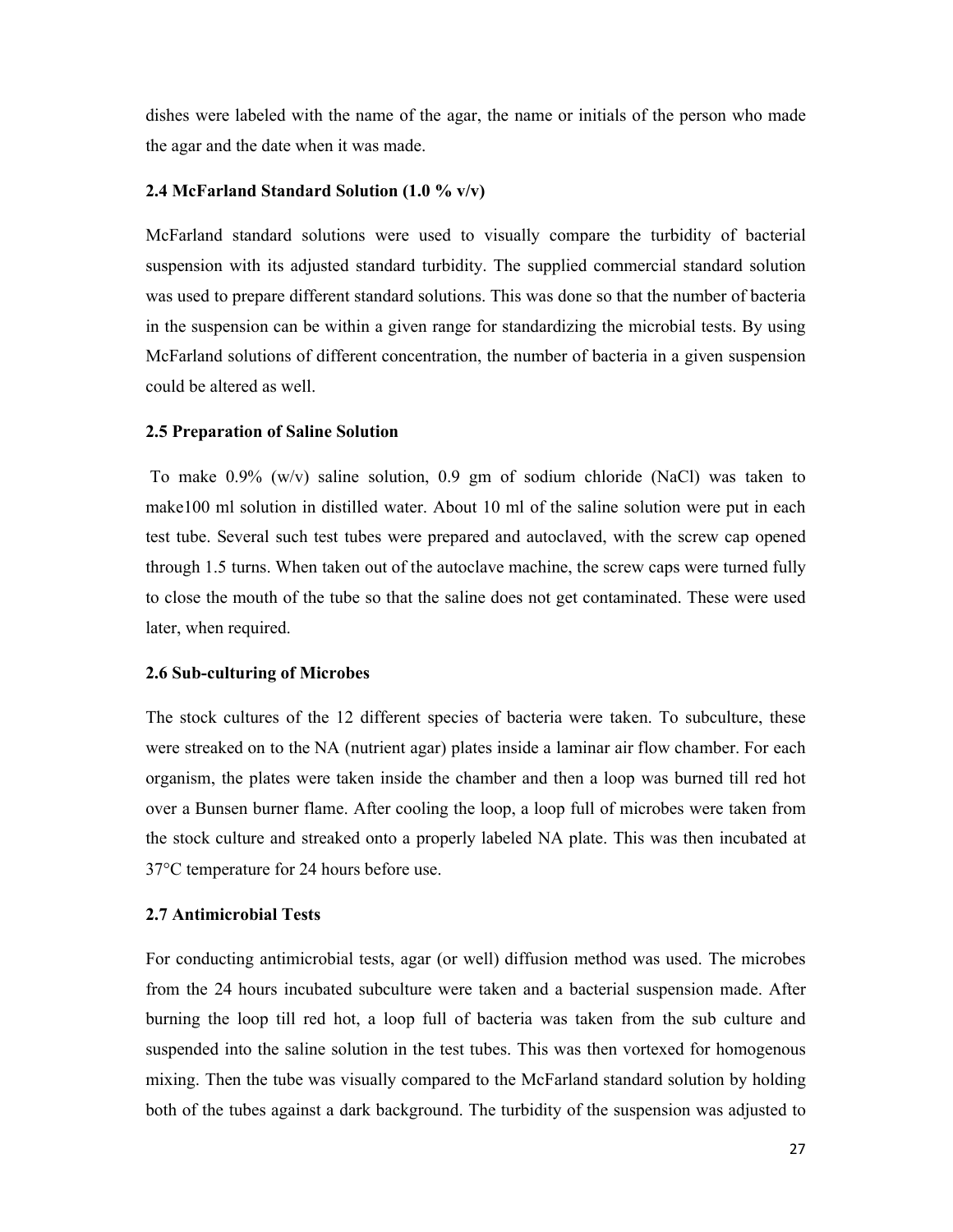dishes were labeled with the name of the agar, the name or initials of the person who made the agar and the date when it was made.

### 2.4 McFarland Standard Solution (1.0 % v/v)

McFarland standard solutions were used to visually compare the turbidity of bacterial suspension with its adjusted standard turbidity. The supplied commercial standard solution was used to prepare different standard solutions. This was done so that the number of bacteria in the suspension can be within a given range for standardizing the microbial tests. By using McFarland solutions of different concentration, the number of bacteria in a given suspension could be altered as well.

### 2.5 Preparation of Saline Solution

To make 0.9% (w/v) saline solution, 0.9 gm of sodium chloride (NaCl) was taken to make100 ml solution in distilled water. About 10 ml of the saline solution were put in each test tube. Several such test tubes were prepared and autoclaved, with the screw cap opened through 1.5 turns. When taken out of the autoclave machine, the screw caps were turned fully to close the mouth of the tube so that the saline does not get contaminated. These were used later, when required.

### 2.6 Sub-culturing of Microbes

The stock cultures of the 12 different species of bacteria were taken. To subculture, these were streaked on to the NA (nutrient agar) plates inside a laminar air flow chamber. For each organism, the plates were taken inside the chamber and then a loop was burned till red hot over a Bunsen burner flame. After cooling the loop, a loop full of microbes were taken from the stock culture and streaked onto a properly labeled NA plate. This was then incubated at 37°C temperature for 24 hours before use.

### 2.7 Antimicrobial Tests

For conducting antimicrobial tests, agar (or well) diffusion method was used. The microbes from the 24 hours incubated subculture were taken and a bacterial suspension made. After burning the loop till red hot, a loop full of bacteria was taken from the sub culture and suspended into the saline solution in the test tubes. This was then vortexed for homogenous mixing. Then the tube was visually compared to the McFarland standard solution by holding both of the tubes against a dark background. The turbidity of the suspension was adjusted to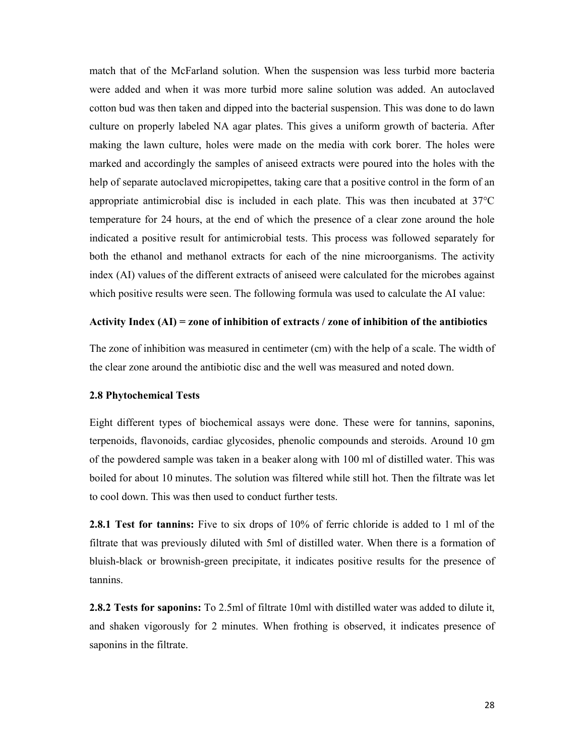match that of the McFarland solution. When the suspension was less turbid more bacteria were added and when it was more turbid more saline solution was added. An autoclaved cotton bud was then taken and dipped into the bacterial suspension. This was done to do lawn culture on properly labeled NA agar plates. This gives a uniform growth of bacteria. After making the lawn culture, holes were made on the media with cork borer. The holes were marked and accordingly the samples of aniseed extracts were poured into the holes with the help of separate autoclaved micropipettes, taking care that a positive control in the form of an appropriate antimicrobial disc is included in each plate. This was then incubated at 37°C temperature for 24 hours, at the end of which the presence of a clear zone around the hole indicated a positive result for antimicrobial tests. This process was followed separately for both the ethanol and methanol extracts for each of the nine microorganisms. The activity index (AI) values of the different extracts of aniseed were calculated for the microbes against which positive results were seen. The following formula was used to calculate the AI value:

**Activity Index (AI) = zone of inhibition of extracts / zone of inhibition of the antibiotics**

The zone of inhibition was measured in centimeter (cm) with the help of a scale. The width of the clear zone around the antibiotic disc and the well was measured and noted down.

### 2.8 Phytochemical Tests

Eight different types of biochemical assays were done. These were for tannins, saponins, terpenoids, flavonoids, cardiac glycosides, phenolic compounds and steroids. Around 10 gm of the powdered sample was taken in a beaker along with 100 ml of distilled water. This was boiled for about 10 minutes. The solution was filtered while still hot. Then the filtrate was let to cool down. This was then used to conduct further tests.

**2.8.1 Test for tannins:** Five to six drops of 10% of ferric chloride is added to 1 ml of the filtrate that was previously diluted with 5ml of distilled water. When there is a formation of bluish-black or brownish-green precipitate, it indicates positive results for the presence of tannins.

**2.8.2 Tests for saponins:** To 2.5ml of filtrate 10ml with distilled water was added to dilute it, and shaken vigorously for 2 minutes. When frothing is observed, it indicates presence of saponins in the filtrate.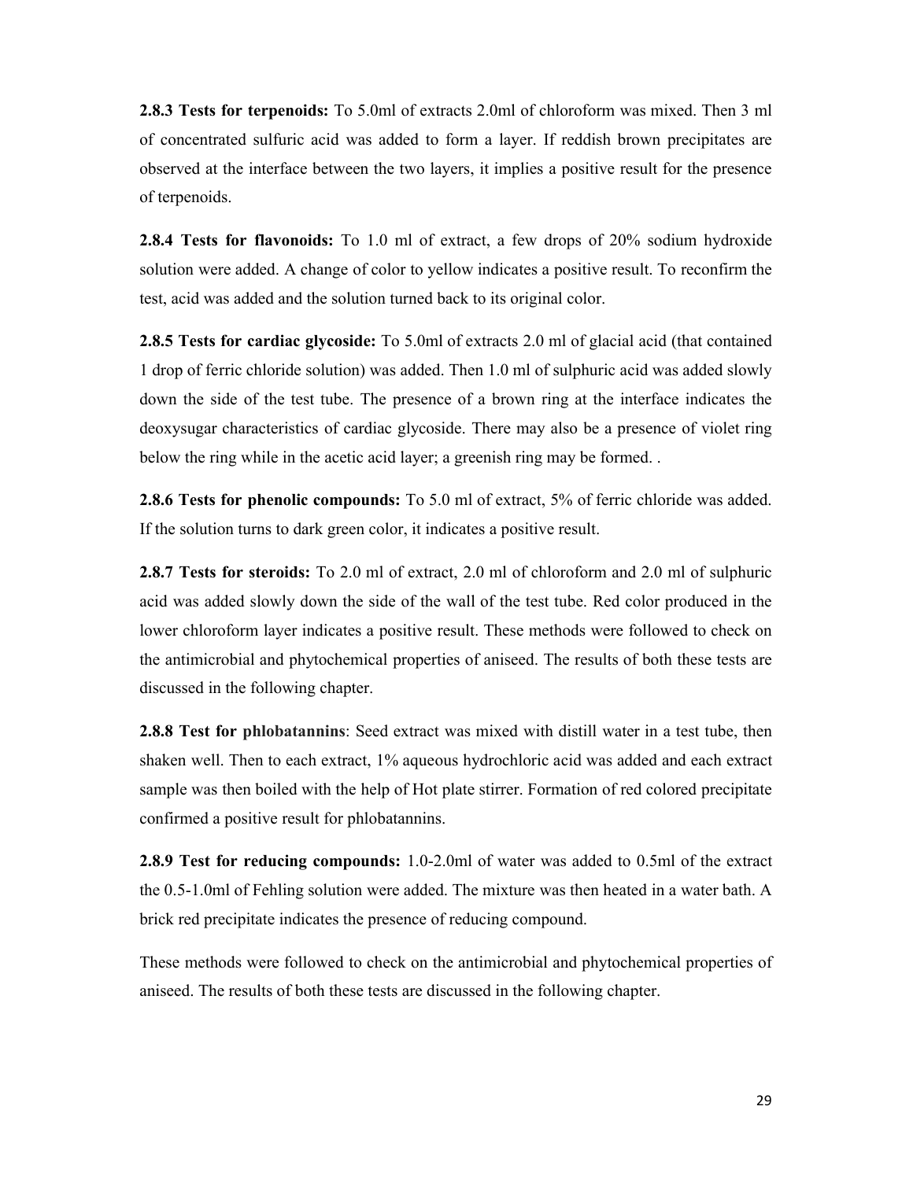**2.8.3 Tests for terpenoids:** To 5.0ml of extracts 2.0ml of chloroform was mixed. Then 3 ml of concentrated sulfuric acid was added to form a layer. If reddish brown precipitates are observed at the interface between the two layers, it implies a positive result for the presence of terpenoids.

**2.8.4 Tests for flavonoids:** To 1.0 ml of extract, a few drops of 20% sodium hydroxide solution were added. A change of color to yellow indicates a positive result. To reconfirm the test, acid was added and the solution turned back to its original color.

**2.8.5 Tests for cardiac glycoside:** To 5.0ml of extracts 2.0 ml of glacial acid (that contained 1 drop of ferric chloride solution) was added. Then 1.0 ml of sulphuric acid was added slowly down the side of the test tube. The presence of a brown ring at the interface indicates the deoxysugar characteristics of cardiac glycoside. There may also be a presence of violet ring below the ring while in the acetic acid layer; a greenish ring may be formed. .

**2.8.6 Tests for phenolic compounds:** To 5.0 ml of extract, 5% of ferric chloride was added. If the solution turns to dark green color, it indicates a positive result.

**2.8.7 Tests for steroids:** To 2.0 ml of extract, 2.0 ml of chloroform and 2.0 ml of sulphuric acid was added slowly down the side of the wall of the test tube. Red color produced in the lower chloroform layer indicates a positive result. These methods were followed to check on the antimicrobial and phytochemical properties of aniseed. The results of both these tests are discussed in the following chapter.

**2.8.8 Test for phlobatannins**: Seed extract was mixed with distill water in a test tube, then shaken well. Then to each extract, 1% aqueous hydrochloric acid was added and each extract sample was then boiled with the help of Hot plate stirrer. Formation of red colored precipitate confirmed a positive result for phlobatannins.

**2.8.9 Test for reducing compounds:** 1.0-2.0ml of water was added to 0.5ml of the extract the 0.5-1.0ml of Fehling solution were added. The mixture was then heated in a water bath. A brick red precipitate indicates the presence of reducing compound.

These methods were followed to check on the antimicrobial and phytochemical properties of aniseed. The results of both these tests are discussed in the following chapter.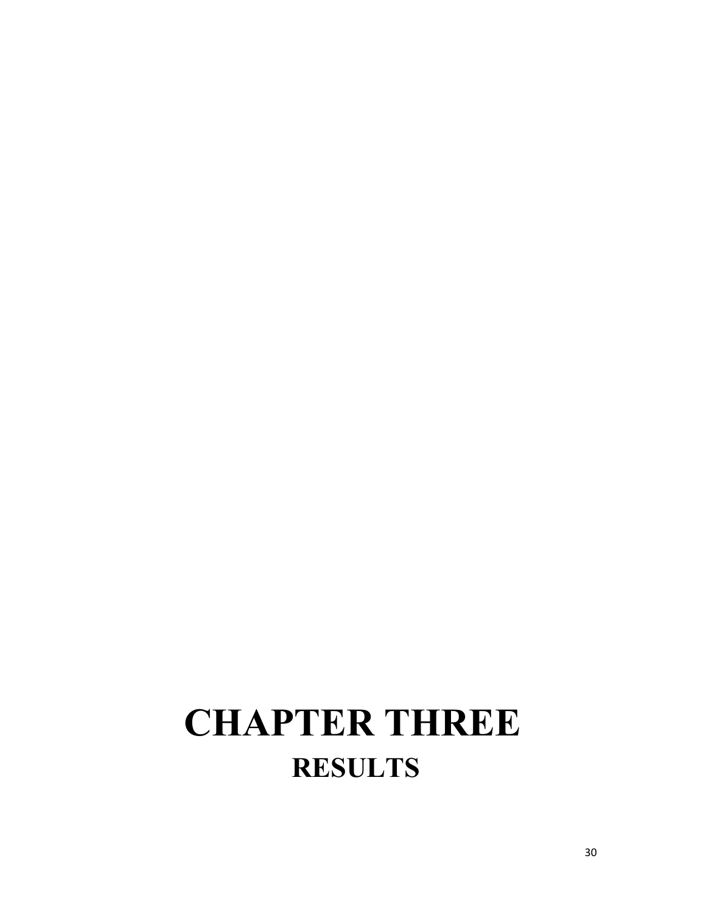# CHAPTER THREE

## RESULTS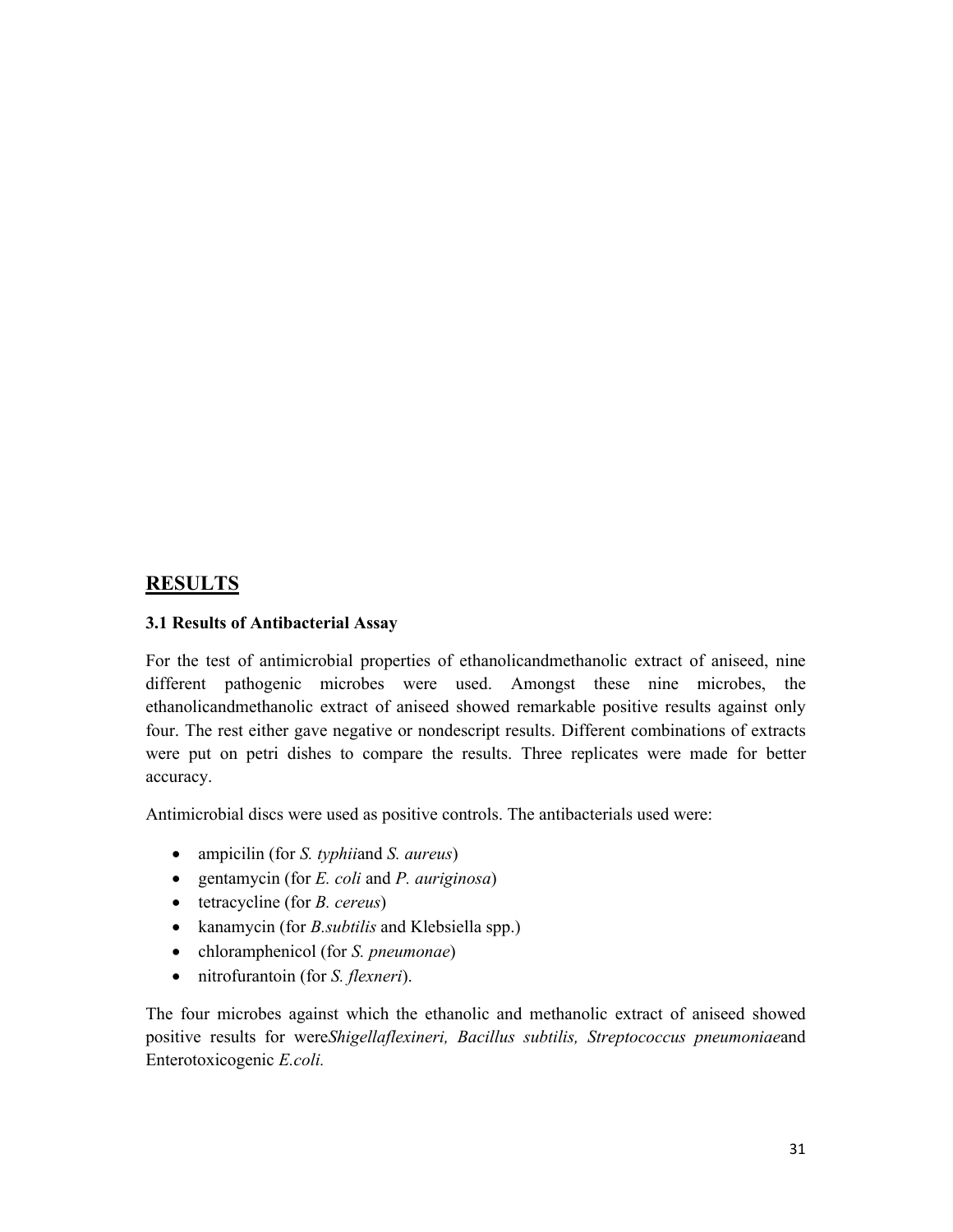## RESULTS

### 3.1 Results of Antibacterial Assay

For the test of antimicrobial properties of ethanolicandmethanolic extract of aniseed, nine different pathogenic microbes were used. Amongst these nine microbes, the ethanolicandmethanolic extract of aniseed showed remarkable positive results against only four. The rest either gave negative or nondescript results. Different combinations of extracts were put on petri dishes to compare the results. Three replicates were made for better accuracy.

Antimicrobial discs were used as positive controls. The antibacterials used were:

- ampicilin (for *S. typhii*and *S. aureus*)
- gentamycin (for *E. coli* and *P. auriginosa*)
- tetracycline (for *B. cereus*)
- kanamycin (for *B.subtilis* and Klebsiella spp.)
- chloramphenicol (for *S. pneumonae*)
- nitrofurantoin (for *S. flexneri*).

The four microbes against which the ethanolic and methanolic extract of aniseed showed positive results for were*Shigellaflexineri, Bacillus subtilis, Streptococcus pneumoniae*and Enterotoxicogenic *E.coli.*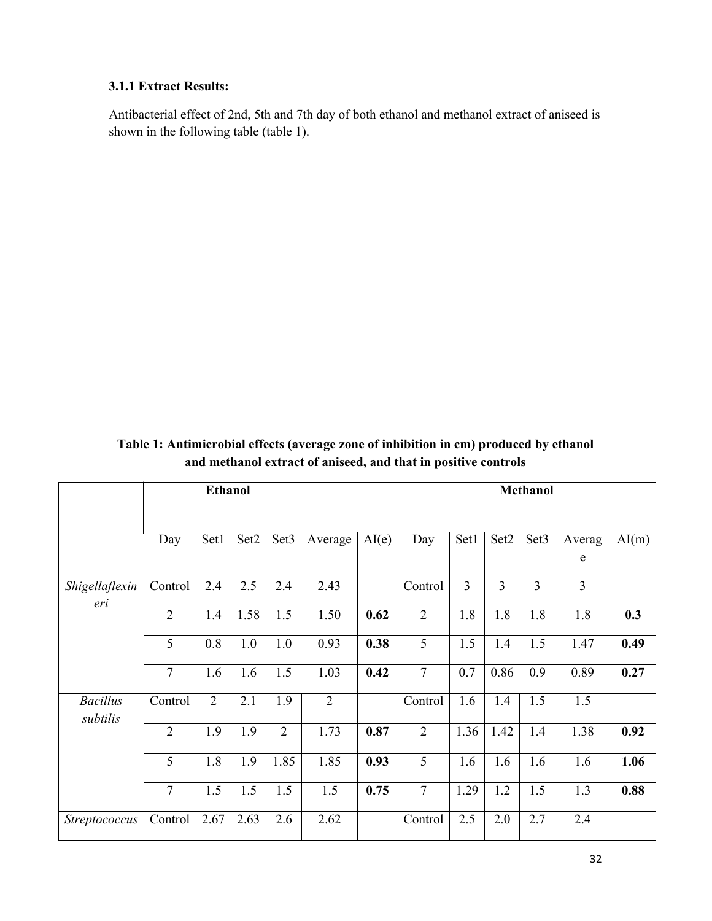### 3.1.1 Extract Results:

Antibacterial effect of 2nd, 5th and 7th day of both ethanol and methanol extract of aniseed is shown in the following table (table 1).

**Table 1: Antimicrobial effects (average zone of inhibition in cm) produced by ethanol and methanol extract of aniseed, and that in positive controls**

| | Ethanol | | | | | | Methanol | | | | | |
|---|---|---|---|---|---|---|---|---|---|---|---|---|
| | Day | Set1 | Set2 | Set3 | Average | AI(e) | Day | Set1 | Set2 | Set3 | Average | AI(m) |
| *Shigellaflexineri* | Control | 2.4 | 2.5 | 2.4 | 2.43 | | Control | 3 | 3 | 3 | 3 | |
| | 2 | 1.4 | 1.58 | 1.5 | 1.50 | **0.62** | 2 | 1.8 | 1.8 | 1.8 | 1.8 | **0.3** |
| | 5 | 0.8 | 1.0 | 1.0 | 0.93 | **0.38** | 5 | 1.5 | 1.4 | 1.5 | 1.47 | **0.49** |
| | 7 | 1.6 | 1.6 | 1.5 | 1.03 | **0.42** | 7 | 0.7 | 0.86 | 0.9 | 0.89 | **0.27** |
| *Bacillus subtilis* | Control | 2 | 2.1 | 1.9 | 2 | | Control | 1.6 | 1.4 | 1.5 | 1.5 | |
| | 2 | 1.9 | 1.9 | 2 | 1.73 | **0.87** | 2 | 1.36 | 1.42 | 1.4 | 1.38 | **0.92** |
| | 5 | 1.8 | 1.9 | 1.85 | 1.85 | **0.93** | 5 | 1.6 | 1.6 | 1.6 | 1.6 | **1.06** |
| | 7 | 1.5 | 1.5 | 1.5 | 1.5 | **0.75** | 7 | 1.29 | 1.2 | 1.5 | 1.3 | **0.88** |
| *Streptococcus* | Control | 2.67 | 2.63 | 2.6 | 2.62 | | Control | 2.5 | 2.0 | 2.7 | 2.4 | |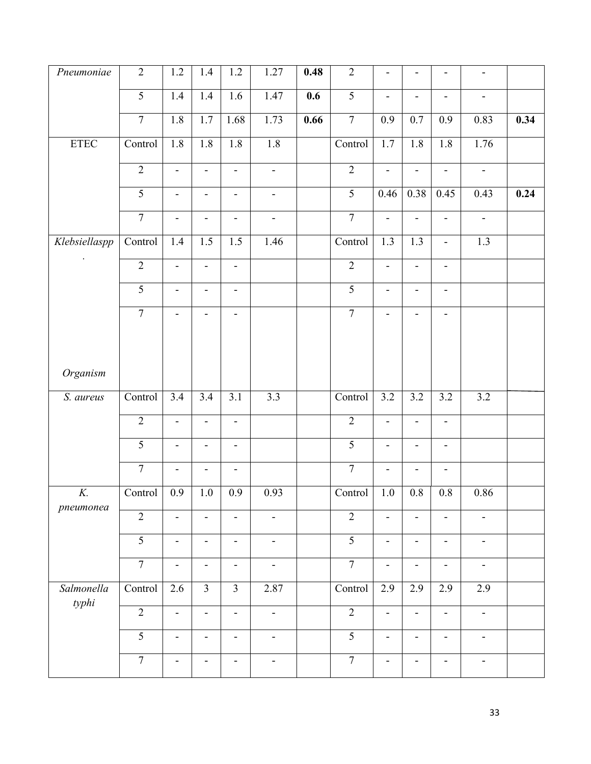| Pneumoniae | 2 | 1.2 | 1.4 | 1.2 | 1.27 | **0.48** | 2 | - | - | - | - | |
|---|---|---|---|---|---|---|---|---|---|---|---|---|
| | 5 | 1.4 | 1.4 | 1.6 | 1.47 | **0.6** | 5 | - | - | - | - | |
| | 7 | 1.8 | 1.7 | 1.68 | 1.73 | **0.66** | 7 | 0.9 | 0.7 | 0.9 | 0.83 | **0.34** |
| ETEC | Control | 1.8 | 1.8 | 1.8 | 1.8 | | Control | 1.7 | 1.8 | 1.8 | 1.76 | |
| | 2 | - | - | - | - | | 2 | - | - | - | - | |
| | 5 | - | - | - | - | | 5 | 0.46 | 0.38 | 0.45 | 0.43 | **0.24** |
| | 7 | - | - | - | - | | 7 | - | - | - | - | |
| *Klebsiellaspp.* | Control | 1.4 | 1.5 | 1.5 | 1.46 | | Control | 1.3 | 1.3 | - | 1.3 | |
| | 2 | - | - | - | | | 2 | - | - | - | | |
| | 5 | - | - | - | | | 5 | - | - | - | | |
| | 7 | - | - | - | | | 7 | - | - | - | | |
| *Organism* | | | | | | | | | | | | |
| *S. aureus* | Control | 3.4 | 3.4 | 3.1 | 3.3 | | Control | 3.2 | 3.2 | 3.2 | 3.2 | |
| | 2 | - | - | - | | | 2 | - | - | - | | |
| | 5 | - | - | - | | | 5 | - | - | - | | |
| | 7 | - | - | - | | | 7 | - | - | - | | |
| *K. pneumonea* | Control | 0.9 | 1.0 | 0.9 | 0.93 | | Control | 1.0 | 0.8 | 0.8 | 0.86 | |
| | 2 | - | - | - | - | | 2 | - | - | - | - | |
| | 5 | - | - | - | - | | 5 | - | - | - | - | |
| | 7 | - | - | - | - | | 7 | - | - | - | - | |
| *Salmonella typhi* | Control | 2.6 | 3 | 3 | 2.87 | | Control | 2.9 | 2.9 | 2.9 | 2.9 | |
| | 2 | - | - | - | - | | 2 | - | - | - | - | |
| | 5 | - | - | - | - | | 5 | - | - | - | - | |
| | 7 | - | - | - | - | | 7 | - | - | - | - | |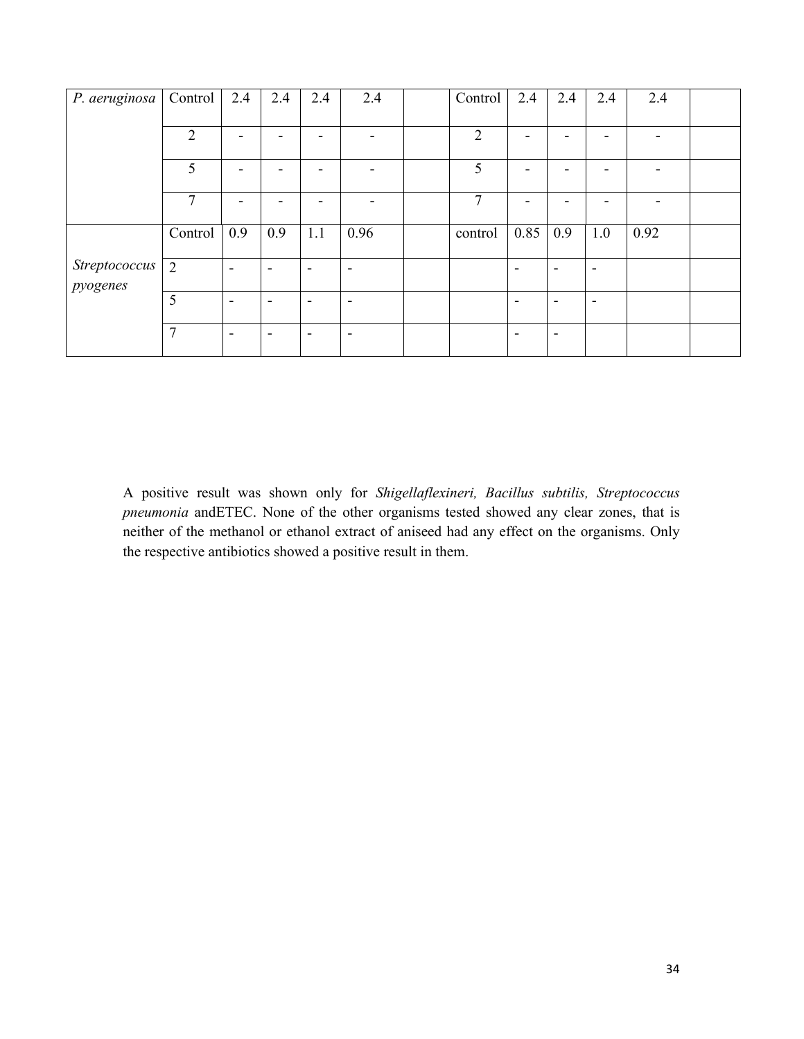| *P. aeruginosa* | Control | 2.4 | 2.4 | 2.4 | 2.4 | | Control | 2.4 | 2.4 | 2.4 | 2.4 | |
|---|---|---|---|---|---|---|---|---|---|---|---|---|
| | 2 | - | - | - | - | | 2 | - | - | - | - | |
| | 5 | - | - | - | - | | 5 | - | - | - | - | |
| | 7 | - | - | - | - | | 7 | - | - | - | - | |
| | Control | 0.9 | 0.9 | 1.1 | 0.96 | | control | 0.85 | 0.9 | 1.0 | 0.92 | |
| *Streptococcus pyogenes* | 2 | - | - | - | - | | | - | - | - | | |
| | 5 | - | - | - | - | | | - | - | - | | |
| | 7 | - | - | - | - | | | - | - | | | |

A positive result was shown only for *Shigellaflexineri, Bacillus subtilis, Streptococcus pneumonia* andETEC. None of the other organisms tested showed any clear zones, that is neither of the methanol or ethanol extract of aniseed had any effect on the organisms. Only the respective antibiotics showed a positive result in them.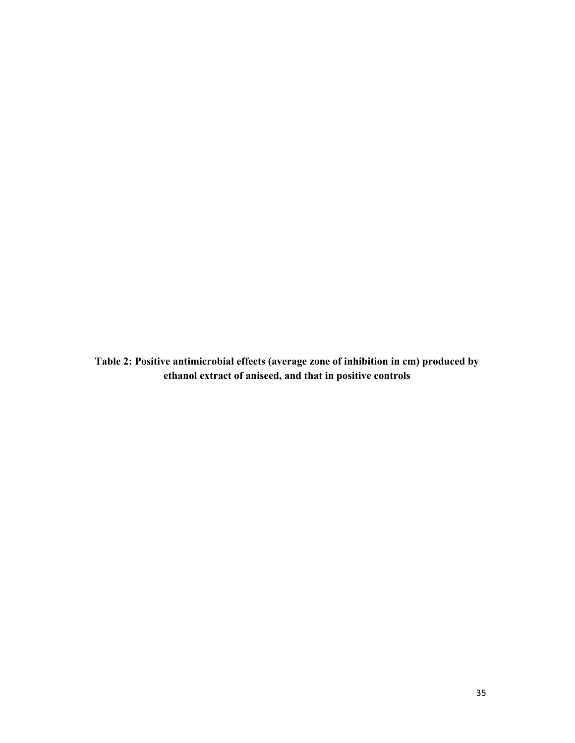**Table 2: Positive antimicrobial effects (average zone of inhibition in cm) produced by ethanol extract of aniseed, and that in positive controls**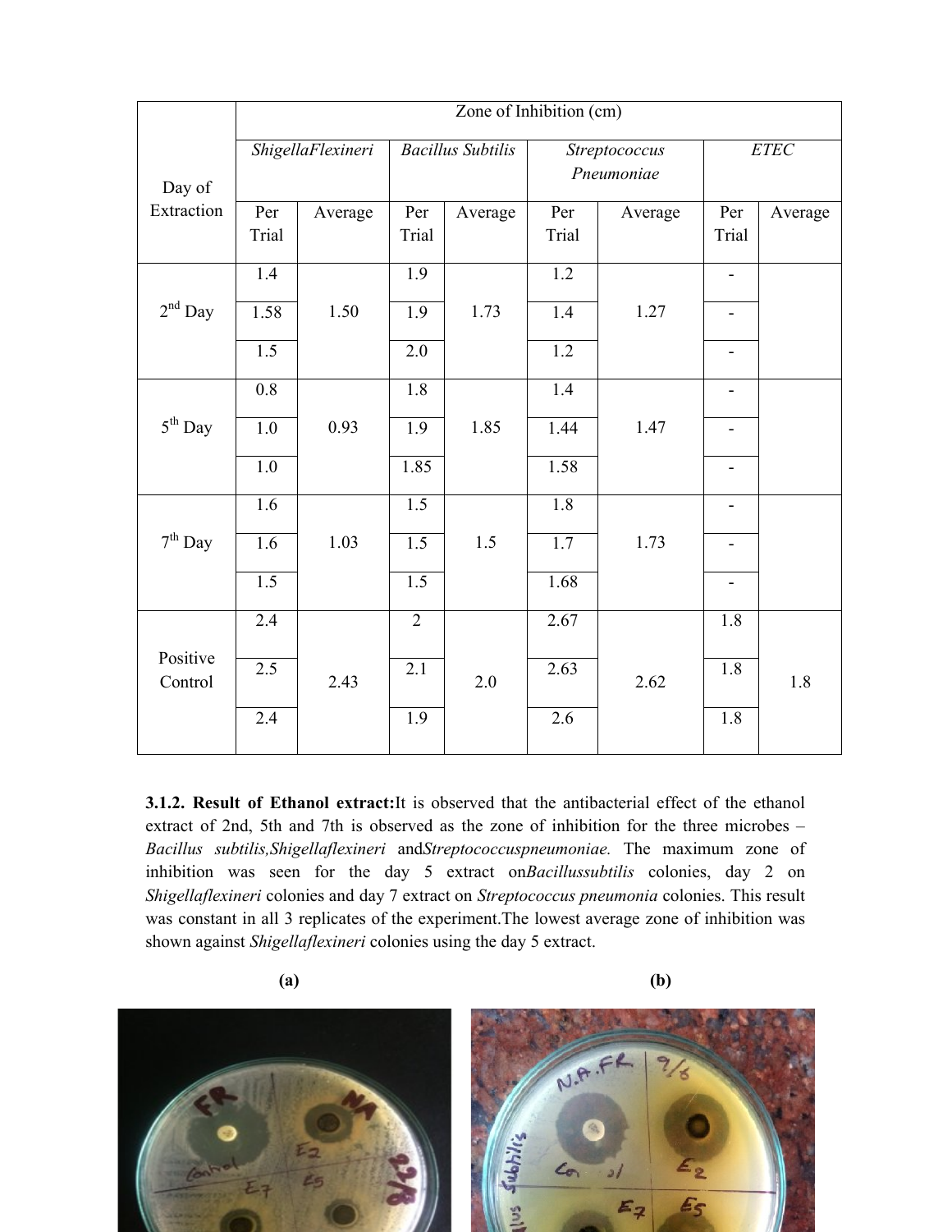| Day of Extraction | Zone of Inhibition (cm) | | | | | | | |
|---|---|---|---|---|---|---|---|---|
| | *ShigellaFlexineri* | | *Bacillus Subtilis* | | *Streptococcus Pneumoniae* | | *ETEC* | |
| | Per Trial | Average | Per Trial | Average | Per Trial | Average | Per Trial | Average |
| 2[nd] Day | 1.4 | 1.50 | 1.9 | 1.73 | 1.2 | 1.27 | - | |
| | 1.58 | | 1.9 | | 1.4 | | - | |
| | 1.5 | | 2.0 | | 1.2 | | - | |
| 5[th] Day | 0.8 | 0.93 | 1.8 | 1.85 | 1.4 | 1.47 | - | |
| | 1.0 | | 1.9 | | 1.44 | | - | |
| | 1.0 | | 1.85 | | 1.58 | | - | |
| 7[th] Day | 1.6 | 1.03 | 1.5 | 1.5 | 1.8 | 1.73 | - | |
| | 1.6 | | 1.5 | | 1.7 | | - | |
| | 1.5 | | 1.5 | | 1.68 | | - | |
| Positive Control | 2.4 | 2.43 | 2 | 2.0 | 2.67 | 2.62 | 1.8 | 1.8 |
| | 2.5 | | 2.1 | | 2.63 | | 1.8 | |
| | 2.4 | | 1.9 | | 2.6 | | 1.8 | |

**3.1.2. Result of Ethanol extract:**It is observed that the antibacterial effect of the ethanol extract of 2nd, 5th and 7th is observed as the zone of inhibition for the three microbes – *Bacillus subtilis,Shigellaflexineri* and*Streptococcuspneumoniae.* The maximum zone of inhibition was seen for the day 5 extract on*Bacillussubtilis* colonies, day 2 on *Shigellaflexineri* colonies and day 7 extract on *Streptococcus pneumonia* colonies. This result was constant in all 3 replicates of the experiment.The lowest average zone of inhibition was shown against *Shigellaflexineri* colonies using the day 5 extract.

**(a)** **(b)**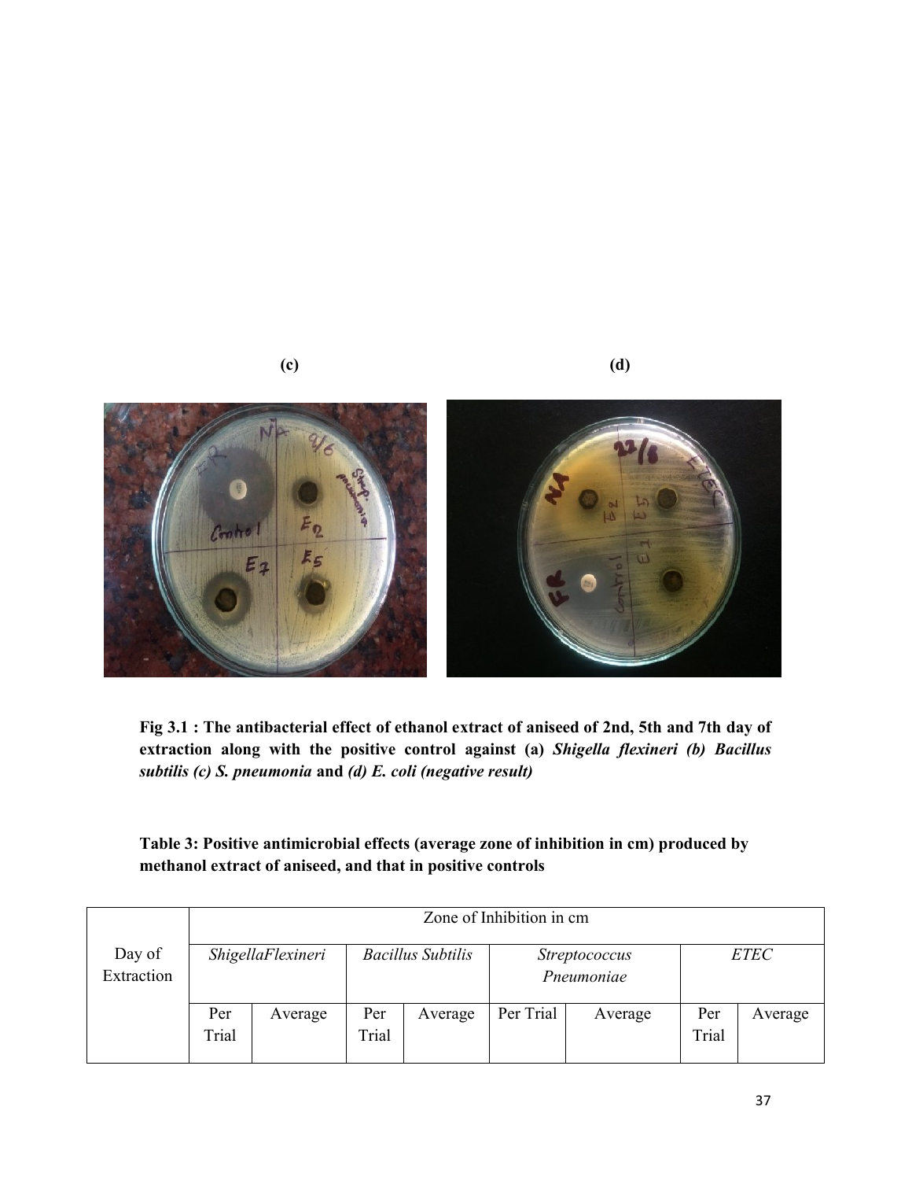(c) (d)

**Fig 3.1 : The antibacterial effect of ethanol extract of aniseed of 2nd, 5th and 7th day of extraction along with the positive control against (a)** ***Shigella flexineri (b) Bacillus subtilis (c) S. pneumonia*** **and** ***(d) E. coli (negative result)***

**Table 3: Positive antimicrobial effects (average zone of inhibition in cm) produced by methanol extract of aniseed, and that in positive controls**

| Day of Extraction | Zone of Inhibition in cm | | | | | | | |
|---|---|---|---|---|---|---|---|---|
| | *ShigellaFlexineri* | | *Bacillus Subtilis* | | *Streptococcus Pneumoniae* | | *ETEC* | |
| | Per Trial | Average | Per Trial | Average | Per Trial | Average | Per Trial | Average |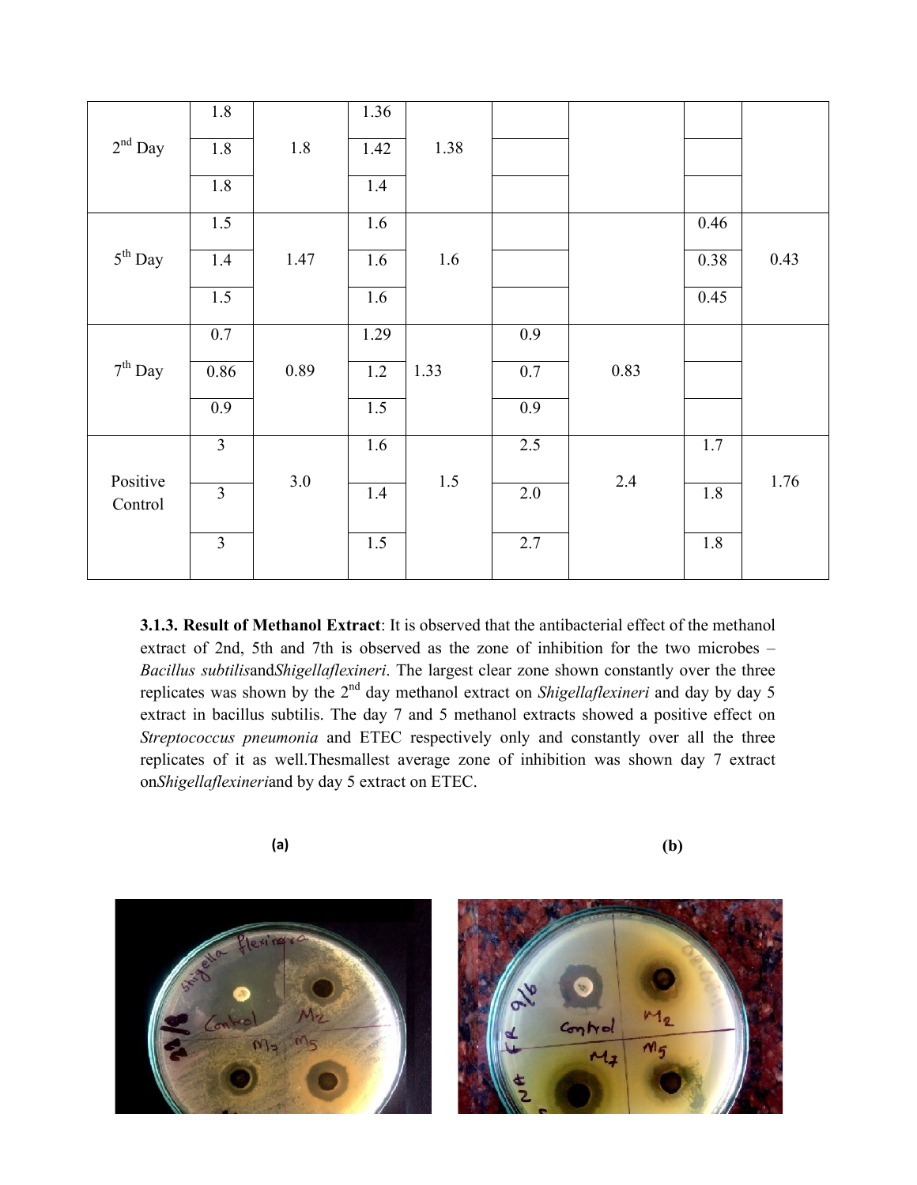| | | | | | | | | |
|---|---|---|---|---|---|---|---|---|
| 2nd Day | 1.8 | 1.8 | 1.36 | 1.38 | | | | |
| | 1.8 | | 1.42 | | | | | |
| | 1.8 | | 1.4 | | | | | |
| 5th Day | 1.5 | 1.47 | 1.6 | 1.6 | | | 0.46 | 0.43 |
| | 1.4 | | 1.6 | | | | 0.38 | |
| | 1.5 | | 1.6 | | | | 0.45 | |
| 7th Day | 0.7 | 0.89 | 1.29 | 1.33 | 0.9 | 0.83 | | |
| | 0.86 | | 1.2 | | 0.7 | | | |
| | 0.9 | | 1.5 | | 0.9 | | | |
| Positive Control | 3 | 3.0 | 1.6 | 1.5 | 2.5 | 2.4 | 1.7 | 1.76 |
| | 3 | | 1.4 | | 2.0 | | 1.8 | |
| | 3 | | 1.5 | | 2.7 | | 1.8 | |

**3.1.3. Result of Methanol Extract**: It is observed that the antibacterial effect of the methanol extract of 2nd, 5th and 7th is observed as the zone of inhibition for the two microbes – *Bacillus subtilis*and*Shigellaflexineri*. The largest clear zone shown constantly over the three replicates was shown by the 2nd day methanol extract on *Shigellaflexineri* and day by day 5 extract in bacillus subtilis. The day 7 and 5 methanol extracts showed a positive effect on *Streptococcus pneumonia* and ETEC respectively only and constantly over all the three replicates of it as well.Thesmallest average zone of inhibition was shown day 7 extract on*Shigellaflexineri*and by day 5 extract on ETEC.

**(a)** **(b)**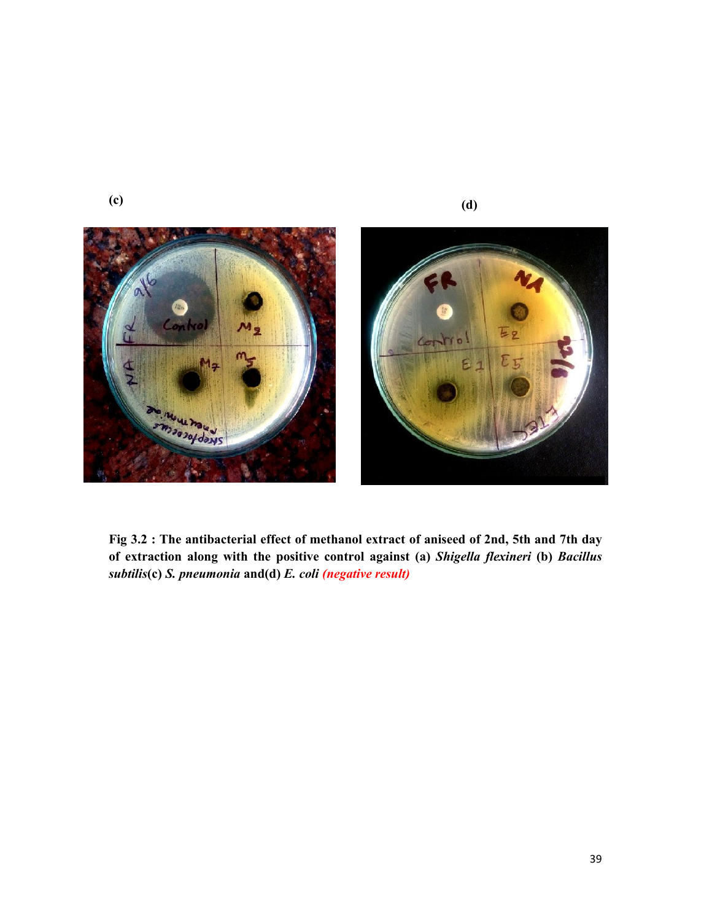(c)

(d)

**Fig 3.2 : The antibacterial effect of methanol extract of aniseed of 2nd, 5th and 7th day of extraction along with the positive control against (a) *Shigella flexineri* (b) *Bacillus subtilis*(c) *S. pneumonia* and(d) *E. coli* *(negative result)***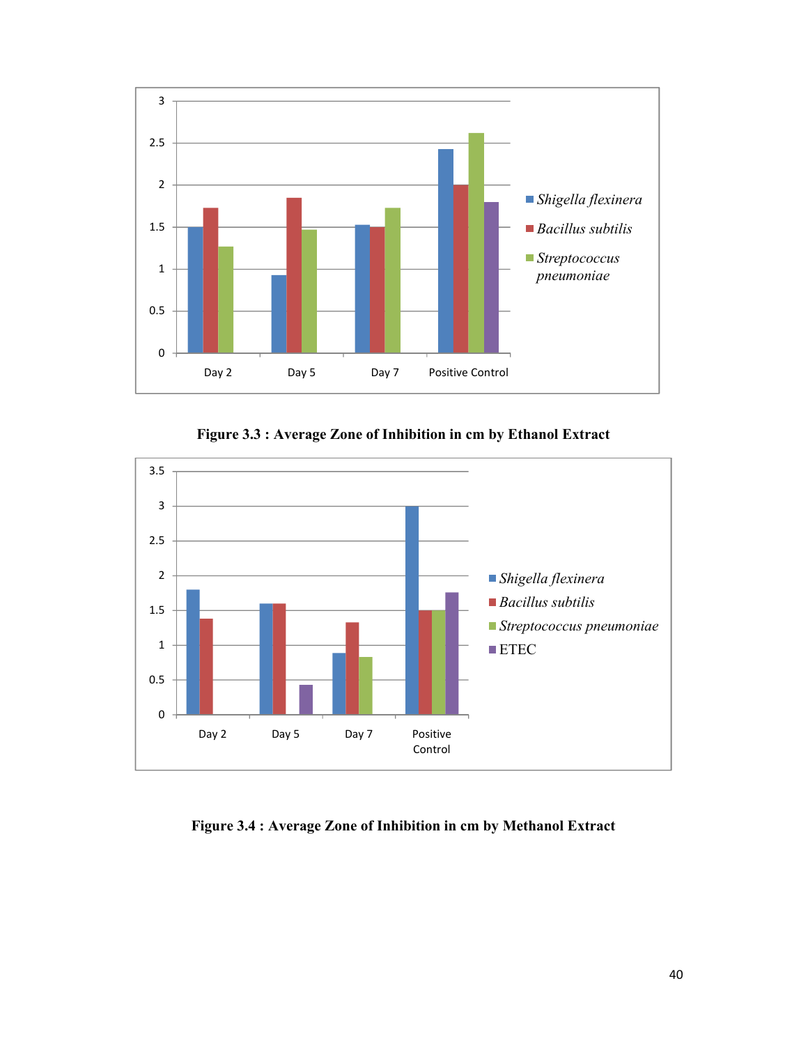Figure 3.3 : Average Zone of Inhibition in cm by Ethanol Extract

Figure 3.4 : Average Zone of Inhibition in cm by Methanol Extract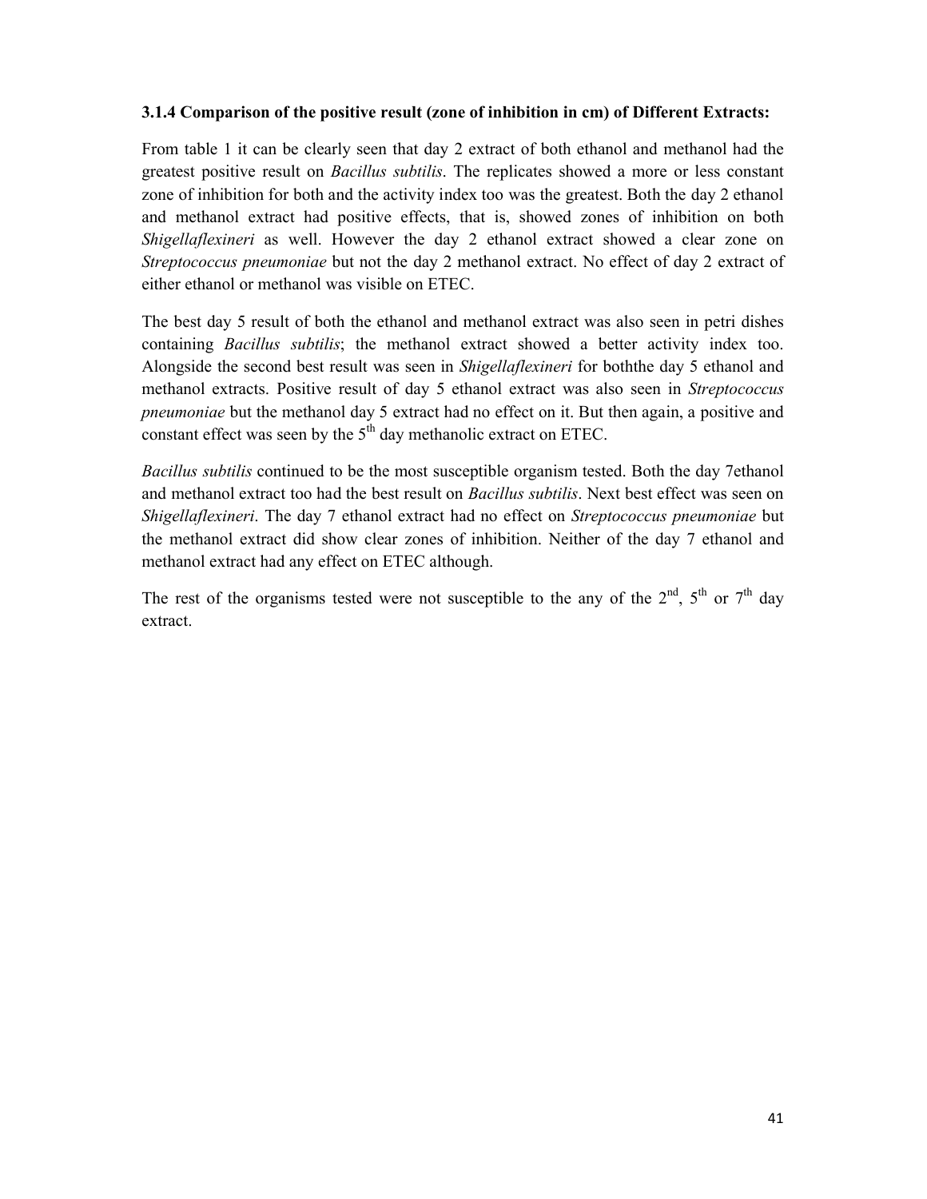### 3.1.4 Comparison of the positive result (zone of inhibition in cm) of Different Extracts:

From table 1 it can be clearly seen that day 2 extract of both ethanol and methanol had the greatest positive result on *Bacillus subtilis*. The replicates showed a more or less constant zone of inhibition for both and the activity index too was the greatest. Both the day 2 ethanol and methanol extract had positive effects, that is, showed zones of inhibition on both *Shigellaflexineri* as well. However the day 2 ethanol extract showed a clear zone on *Streptococcus pneumoniae* but not the day 2 methanol extract. No effect of day 2 extract of either ethanol or methanol was visible on ETEC.

The best day 5 result of both the ethanol and methanol extract was also seen in petri dishes containing *Bacillus subtilis*; the methanol extract showed a better activity index too. Alongside the second best result was seen in *Shigellaflexineri* for boththe day 5 ethanol and methanol extracts. Positive result of day 5 ethanol extract was also seen in *Streptococcus pneumoniae* but the methanol day 5 extract had no effect on it. But then again, a positive and constant effect was seen by the 5th day methanolic extract on ETEC.

*Bacillus subtilis* continued to be the most susceptible organism tested. Both the day 7ethanol and methanol extract too had the best result on *Bacillus subtilis*. Next best effect was seen on *Shigellaflexineri*. The day 7 ethanol extract had no effect on *Streptococcus pneumoniae* but the methanol extract did show clear zones of inhibition. Neither of the day 7 ethanol and methanol extract had any effect on ETEC although.

The rest of the organisms tested were not susceptible to the any of the 2nd, 5th or 7th day extract.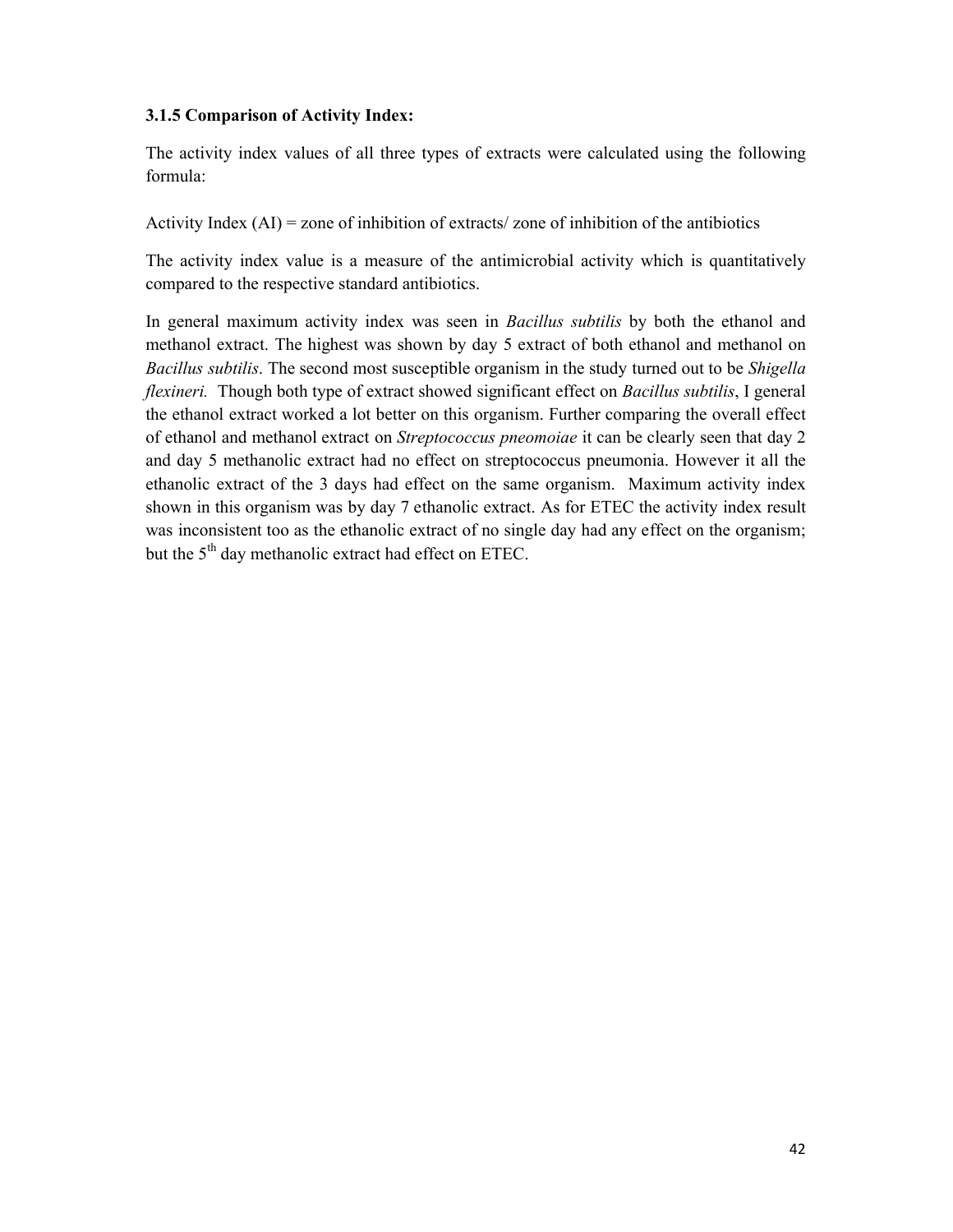### 3.1.5 Comparison of Activity Index:

The activity index values of all three types of extracts were calculated using the following formula:

Activity Index (AI) = zone of inhibition of extracts/ zone of inhibition of the antibiotics

The activity index value is a measure of the antimicrobial activity which is quantitatively compared to the respective standard antibiotics.

In general maximum activity index was seen in *Bacillus subtilis* by both the ethanol and methanol extract. The highest was shown by day 5 extract of both ethanol and methanol on *Bacillus subtilis*. The second most susceptible organism in the study turned out to be *Shigella flexineri.* Though both type of extract showed significant effect on *Bacillus subtilis*, I general the ethanol extract worked a lot better on this organism. Further comparing the overall effect of ethanol and methanol extract on *Streptococcus pneomoiae* it can be clearly seen that day 2 and day 5 methanolic extract had no effect on streptococcus pneumonia. However it all the ethanolic extract of the 3 days had effect on the same organism. Maximum activity index shown in this organism was by day 7 ethanolic extract. As for ETEC the activity index result was inconsistent too as the ethanolic extract of no single day had any effect on the organism; but the 5th day methanolic extract had effect on ETEC.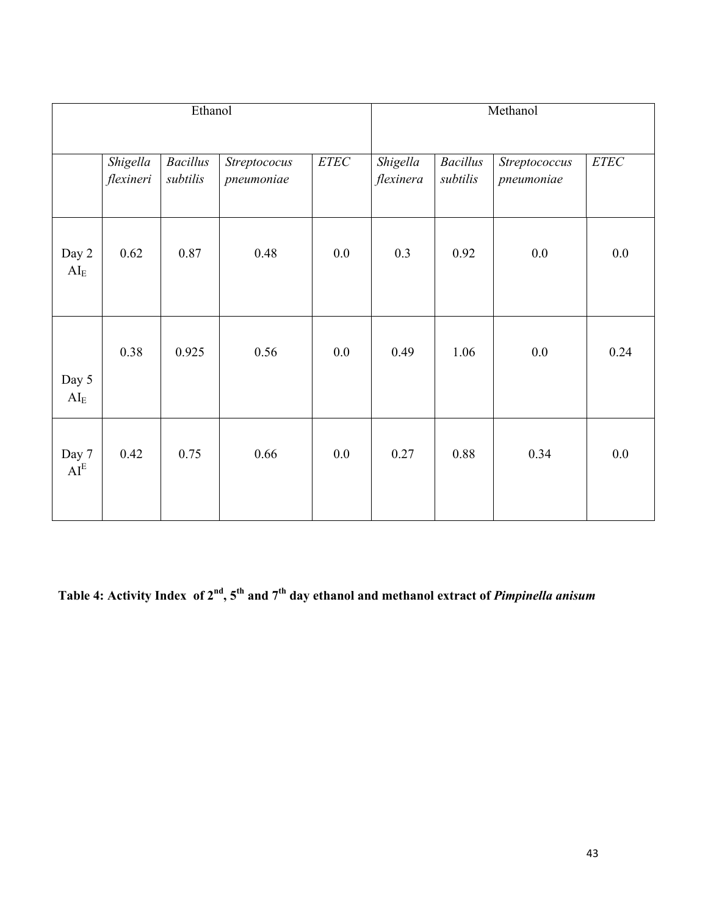| | Ethanol | | | | Methanol | | | |
|---|---|---|---|---|---|---|---|---|
| | *Shigella flexineri* | *Bacillus subtilis* | *Streptococus pneumoniae* | *ETEC* | *Shigella flexinera* | *Bacillus subtilis* | *Streptococcus pneumoniae* | *ETEC* |
| Day 2 $AI_E$ | 0.62 | 0.87 | 0.48 | 0.0 | 0.3 | 0.92 | 0.0 | 0.0 |
| Day 5 $AI_E$ | 0.38 | 0.925 | 0.56 | 0.0 | 0.49 | 1.06 | 0.0 | 0.24 |
| Day 7 $AI^E$ | 0.42 | 0.75 | 0.66 | 0.0 | 0.27 | 0.88 | 0.34 | 0.0 |

**Table 4: Activity Index of 2nd, 5th and 7th day ethanol and methanol extract of *Pimpinella anisum***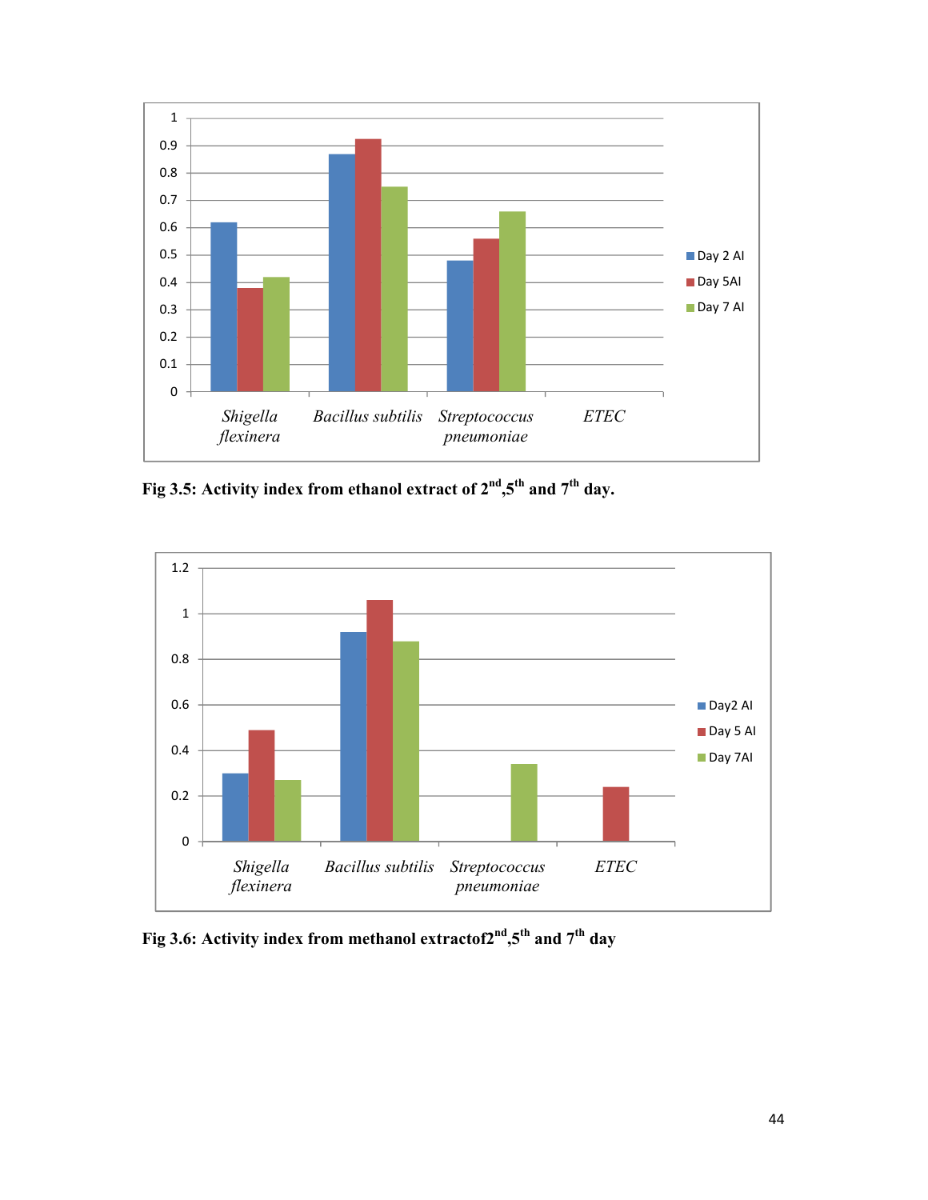**Fig 3.5: Activity index from ethanol extract of 2nd,5th and 7th day.**

**Fig 3.6: Activity index from methanol extractof2nd,5th and 7th day**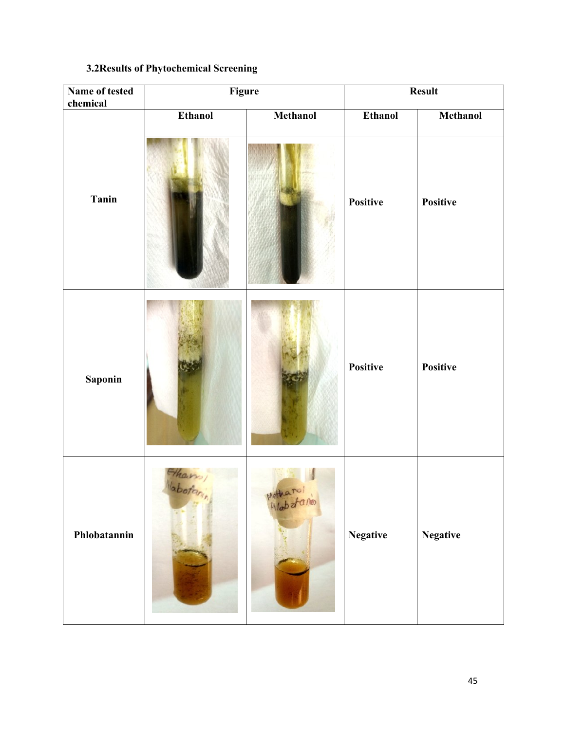### 3.2Results of Phytochemical Screening

| Name of tested chemical | Figure | | Result | |
|---|---|---|---|---|
| | Ethanol | Methanol | Ethanol | Methanol |
| Tanin | | | Positive | Positive |
| Saponin | | | Positive | Positive |
| Phlobatannin | | | Negative | Negative |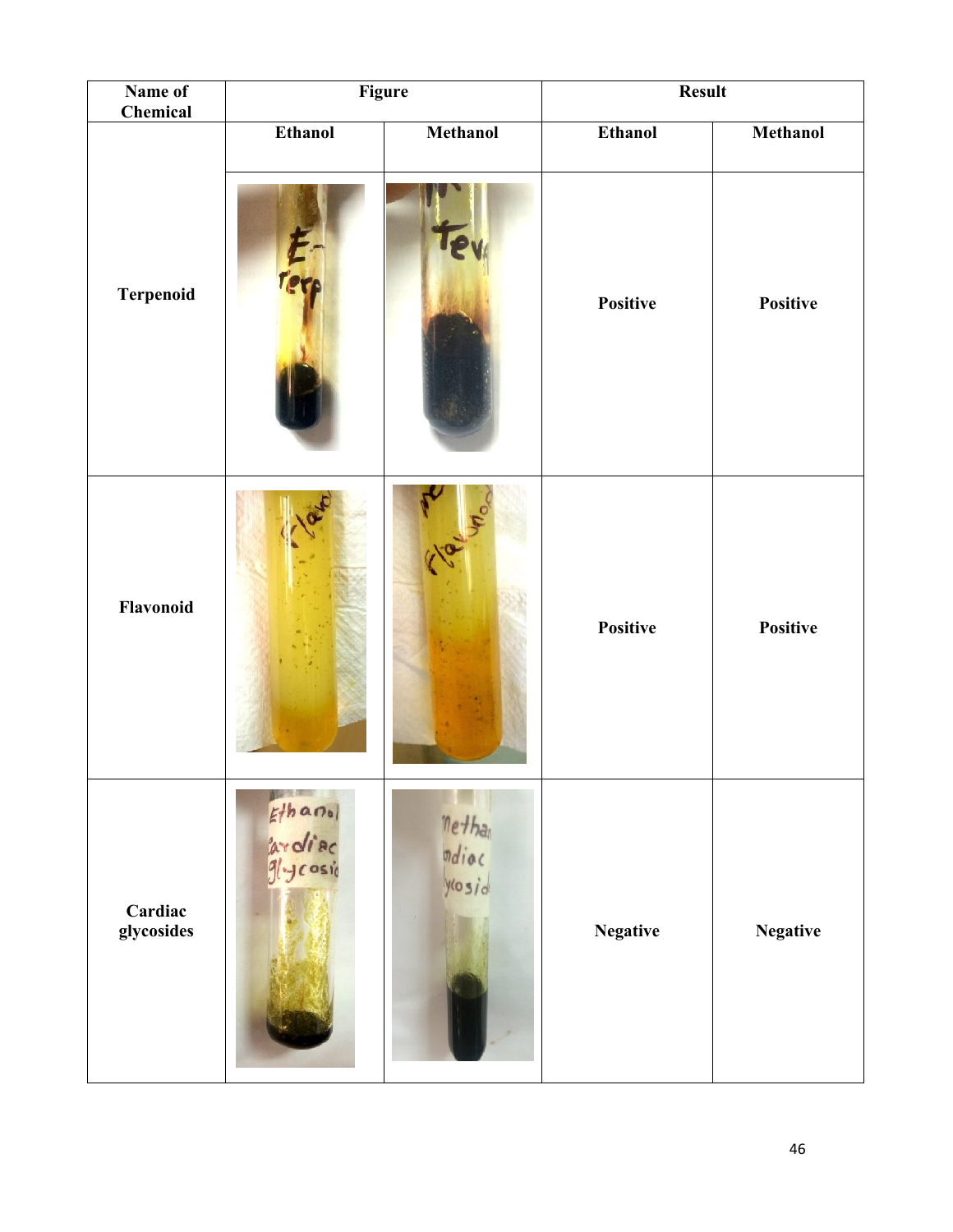| Name of Chemical | Figure | | Result | |
|---|---|---|---|---|
| | Ethanol | Methanol | Ethanol | Methanol |
| Terpenoid | | | Positive | Positive |
| Flavonoid | | | Positive | Positive |
| Cardiac glycosides | | | Negative | Negative |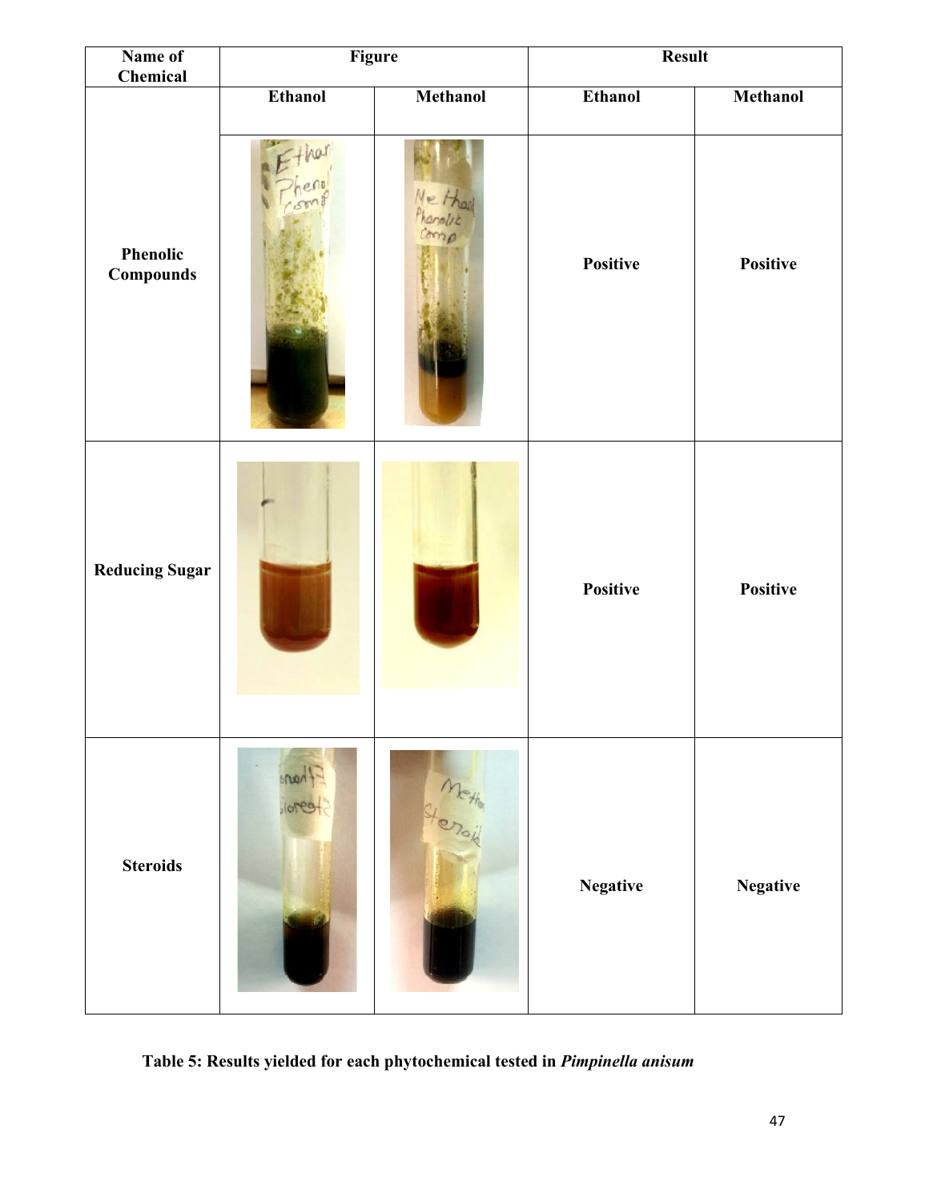| Name of Chemical | Figure | | Result | |
| --- | --- | --- | --- | --- |
| | Ethanol | Methanol | Ethanol | Methanol |
| Phenolic Compounds | | | Positive | Positive |
| Reducing Sugar | | | Positive | Positive |
| Steroids | | | Negative | Negative |

**Table 5: Results yielded for each phytochemical tested in *Pimpinella anisum***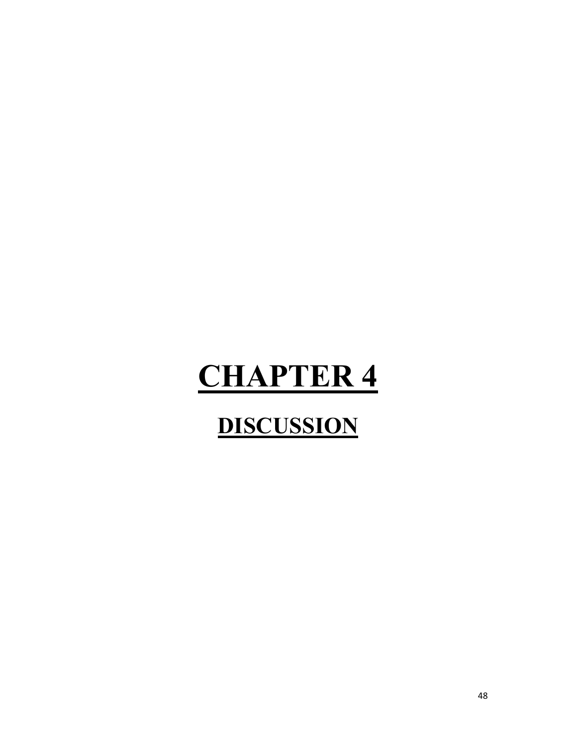# CHAPTER 4

## DISCUSSION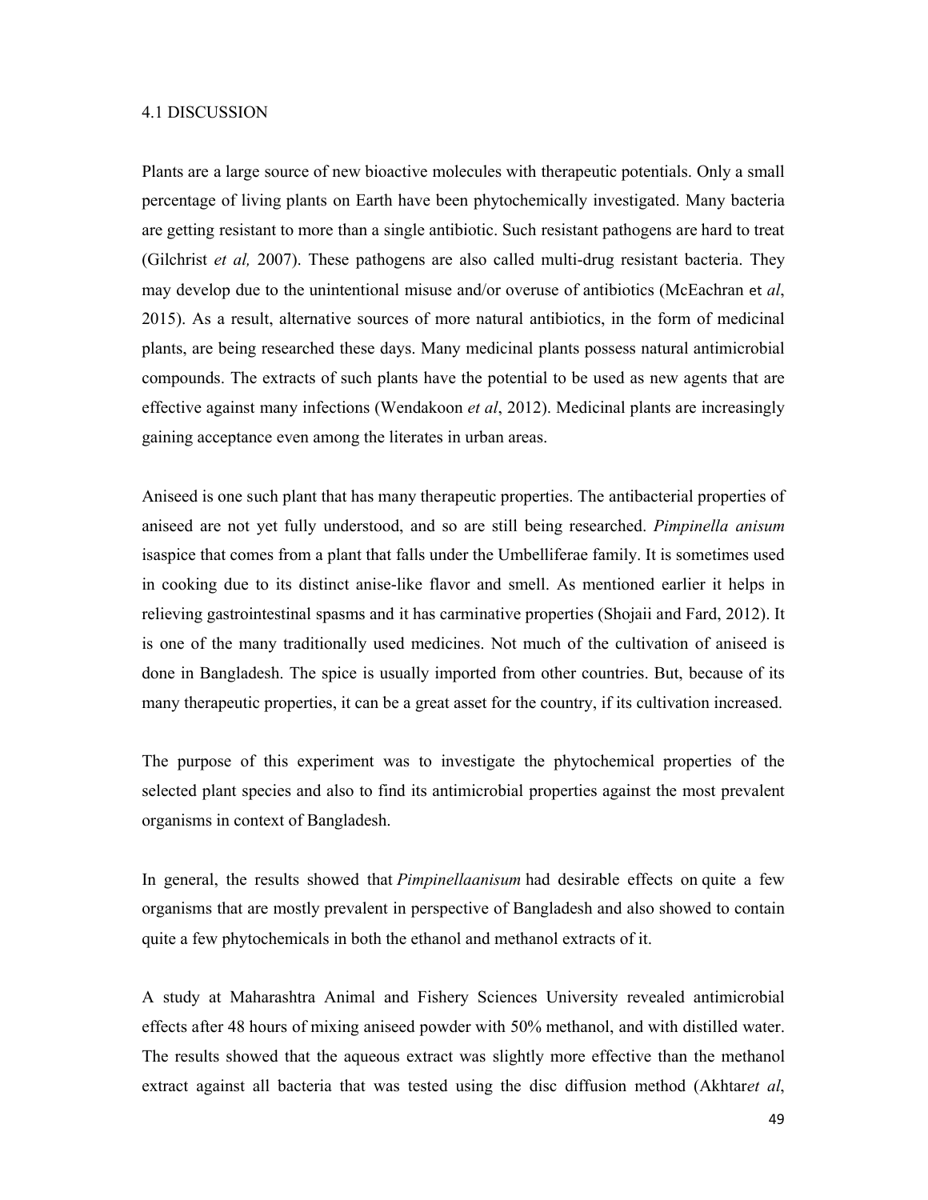## 4.1 DISCUSSION

Plants are a large source of new bioactive molecules with therapeutic potentials. Only a small percentage of living plants on Earth have been phytochemically investigated. Many bacteria are getting resistant to more than a single antibiotic. Such resistant pathogens are hard to treat (Gilchrist *et al,* 2007). These pathogens are also called multi-drug resistant bacteria. They may develop due to the unintentional misuse and/or overuse of antibiotics (McEachran et *al*, 2015). As a result, alternative sources of more natural antibiotics, in the form of medicinal plants, are being researched these days. Many medicinal plants possess natural antimicrobial compounds. The extracts of such plants have the potential to be used as new agents that are effective against many infections (Wendakoon *et al*, 2012). Medicinal plants are increasingly gaining acceptance even among the literates in urban areas.

Aniseed is one such plant that has many therapeutic properties. The antibacterial properties of aniseed are not yet fully understood, and so are still being researched. *Pimpinella anisum* isaspice that comes from a plant that falls under the Umbelliferae family. It is sometimes used in cooking due to its distinct anise-like flavor and smell. As mentioned earlier it helps in relieving gastrointestinal spasms and it has carminative properties (Shojaii and Fard, 2012). It is one of the many traditionally used medicines. Not much of the cultivation of aniseed is done in Bangladesh. The spice is usually imported from other countries. But, because of its many therapeutic properties, it can be a great asset for the country, if its cultivation increased.

The purpose of this experiment was to investigate the phytochemical properties of the selected plant species and also to find its antimicrobial properties against the most prevalent organisms in context of Bangladesh.

In general, the results showed that *Pimpinellaanisum* had desirable effects on quite a few organisms that are mostly prevalent in perspective of Bangladesh and also showed to contain quite a few phytochemicals in both the ethanol and methanol extracts of it.

A study at Maharashtra Animal and Fishery Sciences University revealed antimicrobial effects after 48 hours of mixing aniseed powder with 50% methanol, and with distilled water. The results showed that the aqueous extract was slightly more effective than the methanol extract against all bacteria that was tested using the disc diffusion method (Akhtar*et al*,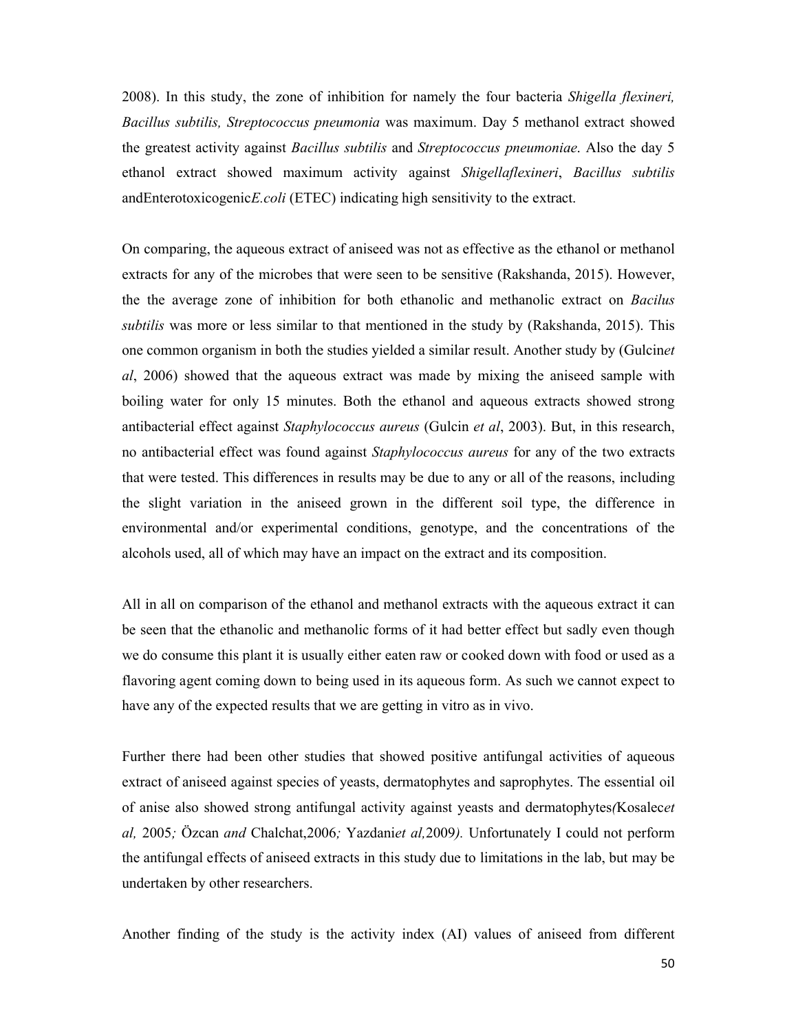2008). In this study, the zone of inhibition for namely the four bacteria *Shigella flexineri, Bacillus subtilis, Streptococcus pneumonia* was maximum. Day 5 methanol extract showed the greatest activity against *Bacillus subtilis* and *Streptococcus pneumoniae*. Also the day 5 ethanol extract showed maximum activity against *Shigellaflexineri*, *Bacillus subtilis* andEnterotoxicogenic*E.coli* (ETEC) indicating high sensitivity to the extract.

On comparing, the aqueous extract of aniseed was not as effective as the ethanol or methanol extracts for any of the microbes that were seen to be sensitive (Rakshanda, 2015). However, the the average zone of inhibition for both ethanolic and methanolic extract on *Bacilus subtilis* was more or less similar to that mentioned in the study by (Rakshanda, 2015). This one common organism in both the studies yielded a similar result. Another study by (Gulcin*et al*, 2006) showed that the aqueous extract was made by mixing the aniseed sample with boiling water for only 15 minutes. Both the ethanol and aqueous extracts showed strong antibacterial effect against *Staphylococcus aureus* (Gulcin *et al*, 2003). But, in this research, no antibacterial effect was found against *Staphylococcus aureus* for any of the two extracts that were tested. This differences in results may be due to any or all of the reasons, including the slight variation in the aniseed grown in the different soil type, the difference in environmental and/or experimental conditions, genotype, and the concentrations of the alcohols used, all of which may have an impact on the extract and its composition.

All in all on comparison of the ethanol and methanol extracts with the aqueous extract it can be seen that the ethanolic and methanolic forms of it had better effect but sadly even though we do consume this plant it is usually either eaten raw or cooked down with food or used as a flavoring agent coming down to being used in its aqueous form. As such we cannot expect to have any of the expected results that we are getting in vitro as in vivo.

Further there had been other studies that showed positive antifungal activities of aqueous extract of aniseed against species of yeasts, dermatophytes and saprophytes. The essential oil of anise also showed strong antifungal activity against yeasts and dermatophytes*(*Kosalec*et al,* 2005*;* Özcan *and* Chalchat,2006*;* Yazdani*et al,*2009*).* Unfortunately I could not perform the antifungal effects of aniseed extracts in this study due to limitations in the lab, but may be undertaken by other researchers.

Another finding of the study is the activity index (AI) values of aniseed from different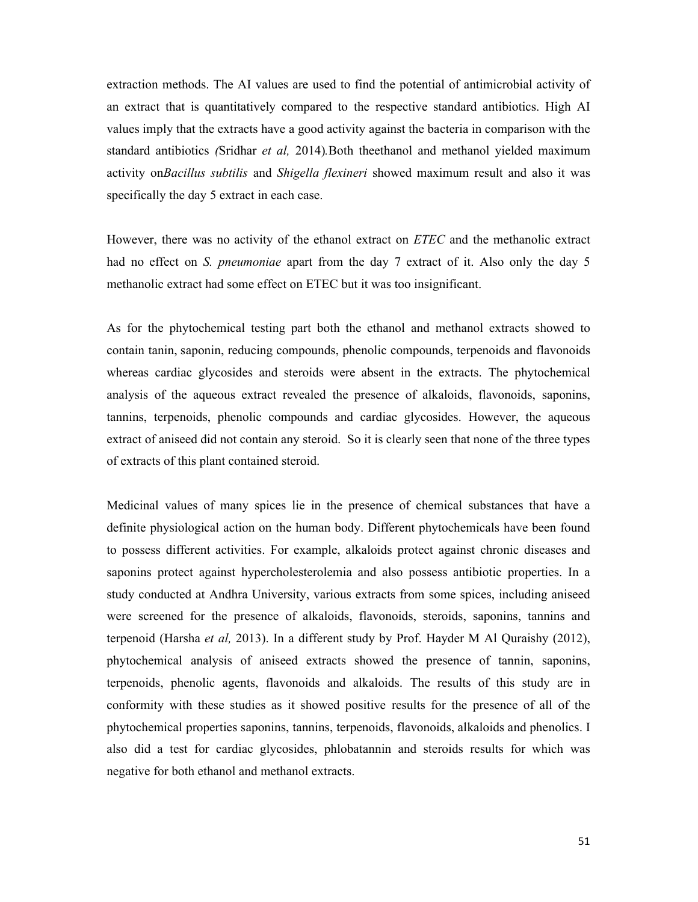extraction methods. The AI values are used to find the potential of antimicrobial activity of an extract that is quantitatively compared to the respective standard antibiotics. High AI values imply that the extracts have a good activity against the bacteria in comparison with the standard antibiotics *(*Sridhar *et al,* 2014)*.*Both theethanol and methanol yielded maximum activity on*Bacillus subtilis* and *Shigella flexineri* showed maximum result and also it was specifically the day 5 extract in each case.

However, there was no activity of the ethanol extract on *ETEC* and the methanolic extract had no effect on *S. pneumoniae* apart from the day 7 extract of it. Also only the day 5 methanolic extract had some effect on ETEC but it was too insignificant.

As for the phytochemical testing part both the ethanol and methanol extracts showed to contain tanin, saponin, reducing compounds, phenolic compounds, terpenoids and flavonoids whereas cardiac glycosides and steroids were absent in the extracts. The phytochemical analysis of the aqueous extract revealed the presence of alkaloids, flavonoids, saponins, tannins, terpenoids, phenolic compounds and cardiac glycosides. However, the aqueous extract of aniseed did not contain any steroid. So it is clearly seen that none of the three types of extracts of this plant contained steroid.

Medicinal values of many spices lie in the presence of chemical substances that have a definite physiological action on the human body. Different phytochemicals have been found to possess different activities. For example, alkaloids protect against chronic diseases and saponins protect against hypercholesterolemia and also possess antibiotic properties. In a study conducted at Andhra University, various extracts from some spices, including aniseed were screened for the presence of alkaloids, flavonoids, steroids, saponins, tannins and terpenoid (Harsha *et al,* 2013). In a different study by Prof. Hayder M Al Quraishy (2012), phytochemical analysis of aniseed extracts showed the presence of tannin, saponins, terpenoids, phenolic agents, flavonoids and alkaloids. The results of this study are in conformity with these studies as it showed positive results for the presence of all of the phytochemical properties saponins, tannins, terpenoids, flavonoids, alkaloids and phenolics. I also did a test for cardiac glycosides, phlobatannin and steroids results for which was negative for both ethanol and methanol extracts.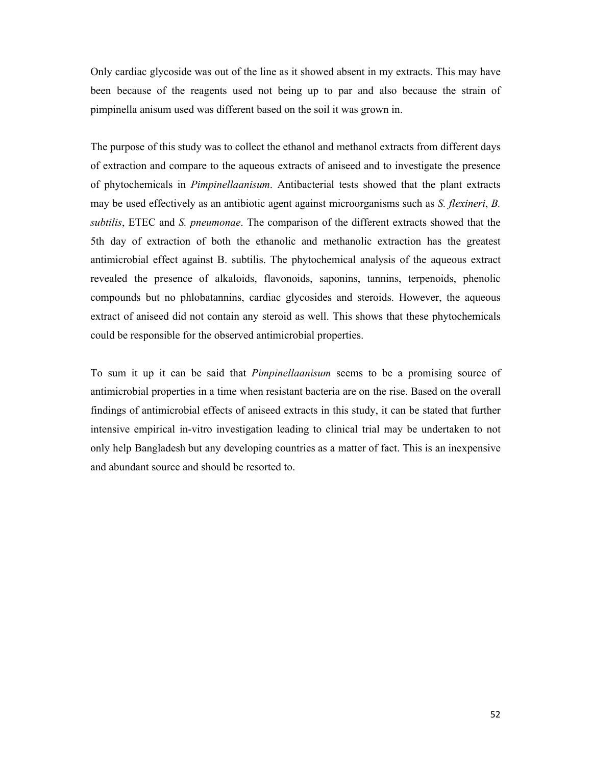Only cardiac glycoside was out of the line as it showed absent in my extracts. This may have been because of the reagents used not being up to par and also because the strain of pimpinella anisum used was different based on the soil it was grown in.

The purpose of this study was to collect the ethanol and methanol extracts from different days of extraction and compare to the aqueous extracts of aniseed and to investigate the presence of phytochemicals in *Pimpinellaanisum*. Antibacterial tests showed that the plant extracts may be used effectively as an antibiotic agent against microorganisms such as *S. flexineri*, *B. subtilis*, ETEC and *S. pneumonae*. The comparison of the different extracts showed that the 5th day of extraction of both the ethanolic and methanolic extraction has the greatest antimicrobial effect against B. subtilis. The phytochemical analysis of the aqueous extract revealed the presence of alkaloids, flavonoids, saponins, tannins, terpenoids, phenolic compounds but no phlobatannins, cardiac glycosides and steroids. However, the aqueous extract of aniseed did not contain any steroid as well. This shows that these phytochemicals could be responsible for the observed antimicrobial properties.

To sum it up it can be said that *Pimpinellaanisum* seems to be a promising source of antimicrobial properties in a time when resistant bacteria are on the rise. Based on the overall findings of antimicrobial effects of aniseed extracts in this study, it can be stated that further intensive empirical in-vitro investigation leading to clinical trial may be undertaken to not only help Bangladesh but any developing countries as a matter of fact. This is an inexpensive and abundant source and should be resorted to.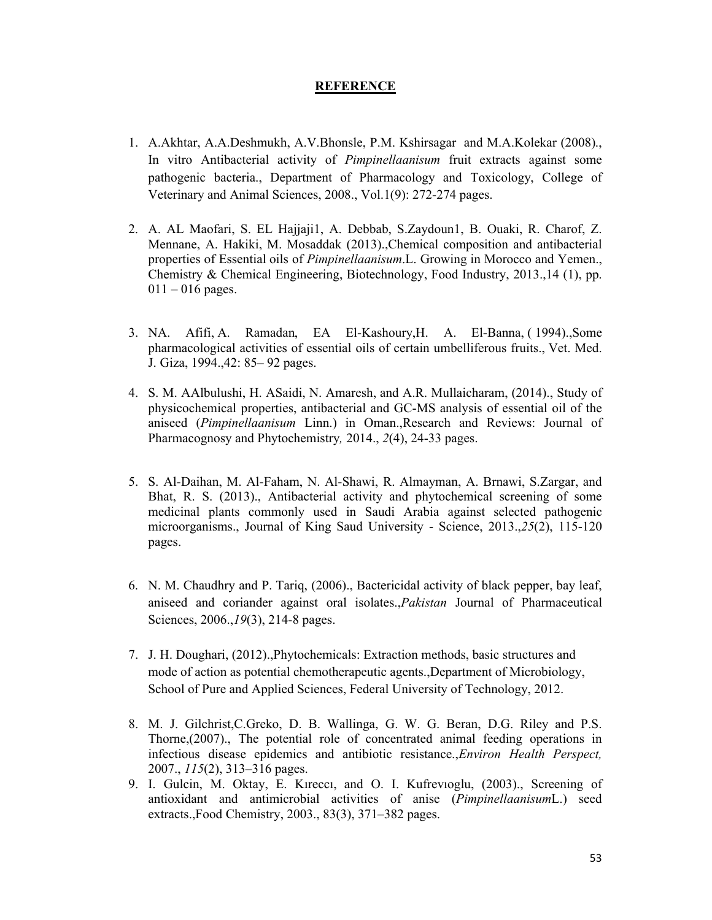# **REFERENCE**

1. A.Akhtar, A.A.Deshmukh, A.V.Bhonsle, P.M. Kshirsagar and M.A.Kolekar (2008)., In vitro Antibacterial activity of *Pimpinellaanisum* fruit extracts against some pathogenic bacteria., Department of Pharmacology and Toxicology, College of Veterinary and Animal Sciences, 2008., Vol.1(9): 272-274 pages.

2. A. AL Maofari, S. EL Hajjaji1, A. Debbab, S.Zaydoun1, B. Ouaki, R. Charof, Z. Mennane, A. Hakiki, M. Mosaddak (2013).,Chemical composition and antibacterial properties of Essential oils of *Pimpinellaanisum*.L. Growing in Morocco and Yemen., Chemistry & Chemical Engineering, Biotechnology, Food Industry, 2013.,14 (1), pp. 011 – 016 pages.

3. NA. Afifi, A. Ramadan, EA El-Kashoury,H. A. El-Banna, ( 1994).,Some pharmacological activities of essential oils of certain umbelliferous fruits., Vet. Med. J. Giza, 1994.,42: 85– 92 pages.

4. S. M. AAlbulushi, H. ASaidi, N. Amaresh, and A.R. Mullaicharam, (2014)., Study of physicochemical properties, antibacterial and GC-MS analysis of essential oil of the aniseed (*Pimpinellaanisum* Linn.) in Oman.,Research and Reviews: Journal of Pharmacognosy and Phytochemistry*,* 2014., *2*(4), 24-33 pages.

5. S. Al-Daihan, M. Al-Faham, N. Al-Shawi, R. Almayman, A. Brnawi, S.Zargar, and Bhat, R. S. (2013)., Antibacterial activity and phytochemical screening of some medicinal plants commonly used in Saudi Arabia against selected pathogenic microorganisms., Journal of King Saud University - Science, 2013.,*25*(2), 115-120 pages.

6. N. M. Chaudhry and P. Tariq, (2006)., Bactericidal activity of black pepper, bay leaf, aniseed and coriander against oral isolates.,*Pakistan* Journal of Pharmaceutical Sciences, 2006.,*19*(3), 214-8 pages.

7. J. H. Doughari, (2012).,Phytochemicals: Extraction methods, basic structures and mode of action as potential chemotherapeutic agents.,Department of Microbiology, School of Pure and Applied Sciences, Federal University of Technology, 2012.

8. M. J. Gilchrist,C.Greko, D. B. Wallinga, G. W. G. Beran, D.G. Riley and P.S. Thorne,(2007)., The potential role of concentrated animal feeding operations in infectious disease epidemics and antibiotic resistance.,*Environ Health Perspect,* 2007., *115*(2), 313–316 pages.

9. I. Gulcin, M. Oktay, E. Kıreccı, and O. I. Kufrevıoglu, (2003)., Screening of antioxidant and antimicrobial activities of anise (*Pimpinellaanisum*L.) seed extracts.,Food Chemistry, 2003., 83(3), 371–382 pages.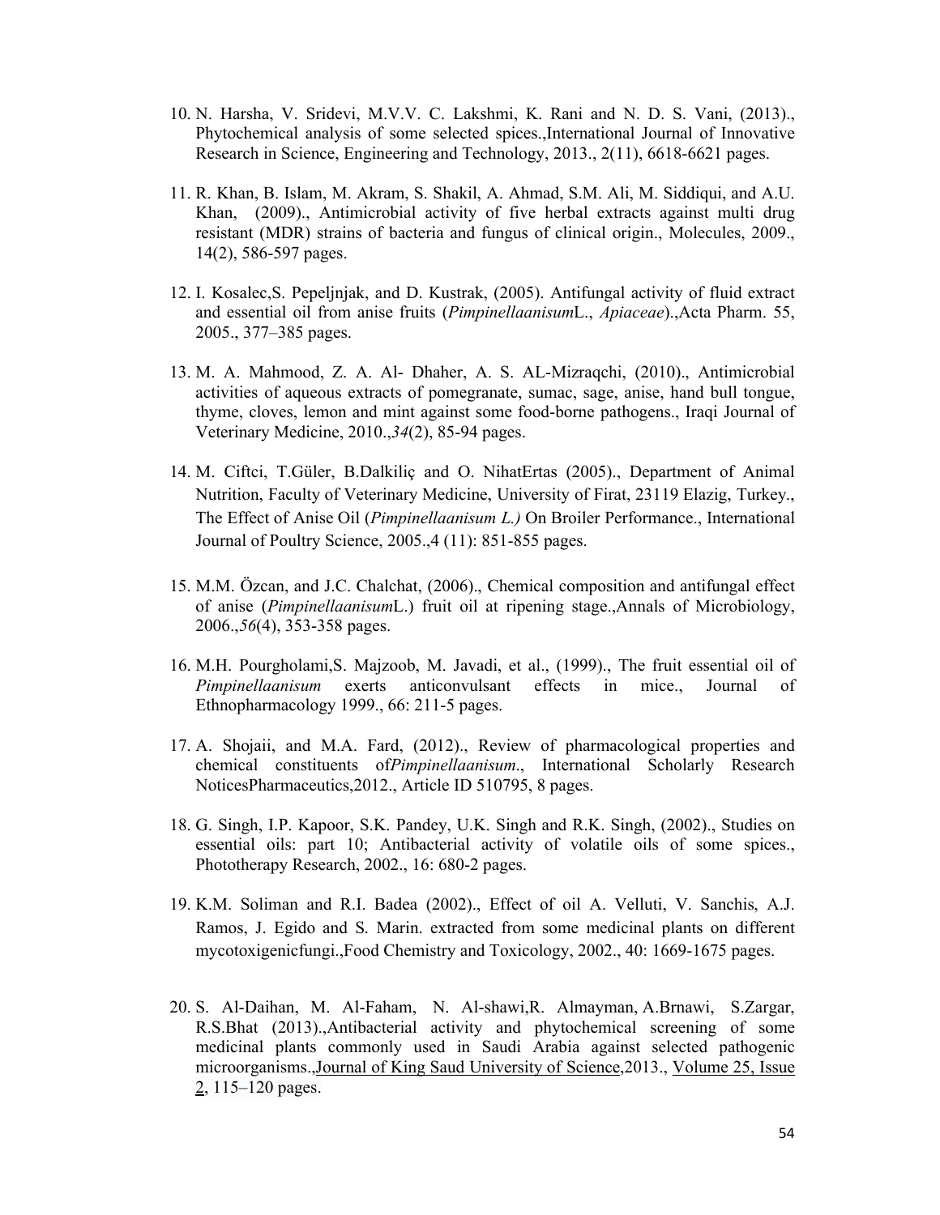10. N. Harsha, V. Sridevi, M.V.V. C. Lakshmi, K. Rani and N. D. S. Vani, (2013)., Phytochemical analysis of some selected spices.,International Journal of Innovative Research in Science, Engineering and Technology, 2013., 2(11), 6618-6621 pages.

11. R. Khan, B. Islam, M. Akram, S. Shakil, A. Ahmad, S.M. Ali, M. Siddiqui, and A.U. Khan, (2009)., Antimicrobial activity of five herbal extracts against multi drug resistant (MDR) strains of bacteria and fungus of clinical origin., Molecules, 2009., 14(2), 586-597 pages.

12. I. Kosalec,S. Pepeljnjak, and D. Kustrak, (2005). Antifungal activity of fluid extract and essential oil from anise fruits (*Pimpinellaanisum*L., *Apiaceae*).,Acta Pharm. 55, 2005., 377–385 pages.

13. M. A. Mahmood, Z. A. Al- Dhaher, A. S. AL-Mizraqchi, (2010)., Antimicrobial activities of aqueous extracts of pomegranate, sumac, sage, anise, hand bull tongue, thyme, cloves, lemon and mint against some food-borne pathogens., Iraqi Journal of Veterinary Medicine, 2010.,*34*(2), 85-94 pages.

14. M. Ciftci, T.Güler, B.Dalkiliç and O. NihatErtas (2005)., Department of Animal Nutrition, Faculty of Veterinary Medicine, University of Firat, 23119 Elazig, Turkey., The Effect of Anise Oil (*Pimpinellaanisum L.)* On Broiler Performance., International Journal of Poultry Science, 2005.,4 (11): 851-855 pages.

15. M.M. Özcan, and J.C. Chalchat, (2006)., Chemical composition and antifungal effect of anise (*Pimpinellaanisum*L.) fruit oil at ripening stage.,Annals of Microbiology, 2006.,*56*(4), 353-358 pages.

16. M.H. Pourgholami,S. Majzoob, M. Javadi, et al., (1999)., The fruit essential oil of *Pimpinellaanisum* exerts anticonvulsant effects in mice., Journal of Ethnopharmacology 1999., 66: 211-5 pages.

17. A. Shojaii, and M.A. Fard, (2012)., Review of pharmacological properties and chemical constituents of*Pimpinellaanisum*., International Scholarly Research NoticesPharmaceutics,2012., Article ID 510795, 8 pages.

18. G. Singh, I.P. Kapoor, S.K. Pandey, U.K. Singh and R.K. Singh, (2002)., Studies on essential oils: part 10; Antibacterial activity of volatile oils of some spices., Phototherapy Research, 2002., 16: 680-2 pages.

19. K.M. Soliman and R.I. Badea (2002)., Effect of oil A. Velluti, V. Sanchis, A.J. Ramos, J. Egido and S. Marin. extracted from some medicinal plants on different mycotoxigenicfungi.,Food Chemistry and Toxicology, 2002., 40: 1669-1675 pages.

20. S. Al-Daihan, M. Al-Faham, N. Al-shawi,R. Almayman, A.Brnawi, S.Zargar, R.S.Bhat (2013).,Antibacterial activity and phytochemical screening of some medicinal plants commonly used in Saudi Arabia against selected pathogenic microorganisms.,Journal of King Saud University of Science,2013., Volume 25, Issue 2, 115–120 pages.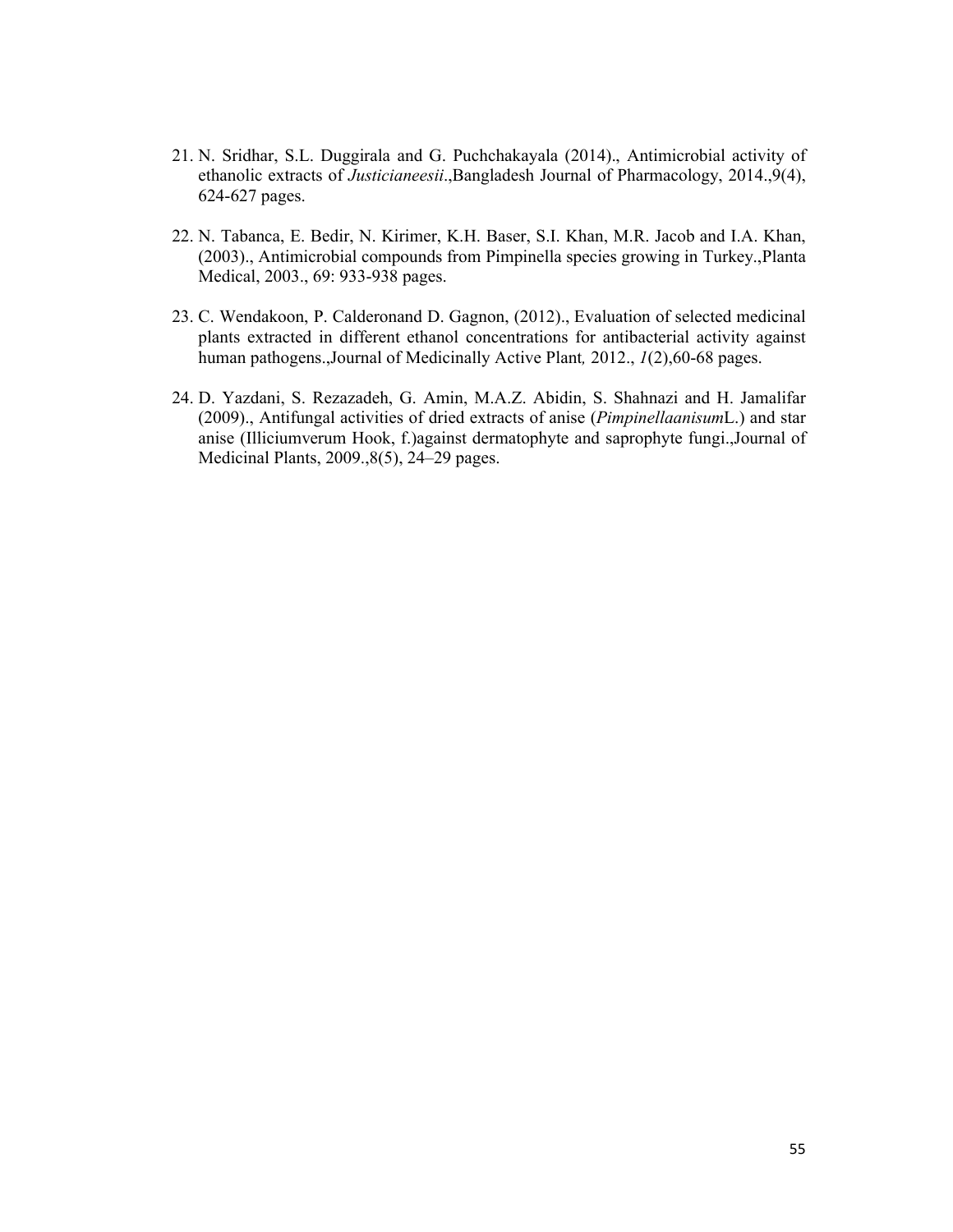21. N. Sridhar, S.L. Duggirala and G. Puchchakayala (2014)., Antimicrobial activity of ethanolic extracts of *Justicianeesii*.,Bangladesh Journal of Pharmacology, 2014.,9(4), 624-627 pages.

22. N. Tabanca, E. Bedir, N. Kirimer, K.H. Baser, S.I. Khan, M.R. Jacob and I.A. Khan, (2003)., Antimicrobial compounds from Pimpinella species growing in Turkey.,Planta Medical, 2003., 69: 933-938 pages.

23. C. Wendakoon, P. Calderonand D. Gagnon, (2012)., Evaluation of selected medicinal plants extracted in different ethanol concentrations for antibacterial activity against human pathogens.,Journal of Medicinally Active Plant*,* 2012., *1*(2),60-68 pages.

24. D. Yazdani, S. Rezazadeh, G. Amin, M.A.Z. Abidin, S. Shahnazi and H. Jamalifar (2009)., Antifungal activities of dried extracts of anise (*Pimpinellaanisum*L.) and star anise (Illiciumverum Hook, f.)against dermatophyte and saprophyte fungi.,Journal of Medicinal Plants, 2009.,8(5), 24–29 pages.